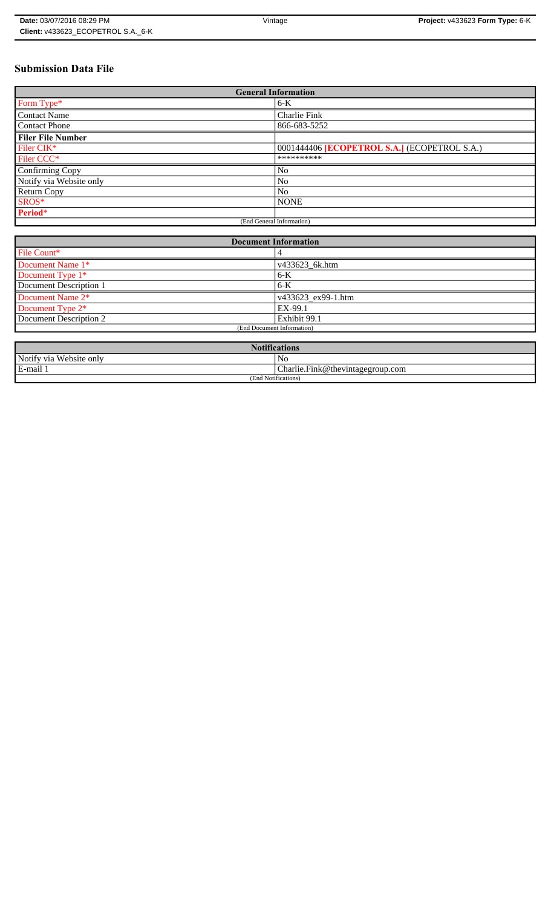# Submission Data File

| General Information | |
|---|---|
| Form Type* | 6-K |
| Contact Name | Charlie Fink |
| Contact Phone | 866-683-5252 |
| **Filer File Number** | |
| Filer CIK* | 0001444406 **[ECOPETROL S.A.]** (ECOPETROL S.A.) |
| Filer CCC* | ********** |
| Confirming Copy | No |
| Notify via Website only | No |
| Return Copy | No |
| SROS* | NONE |
| **Period*** | |
| (End General Information) | |

| Document Information | |
|---|---|
| File Count* | 4 |
| Document Name 1* | v433623_6k.htm |
| Document Type 1* | 6-K |
| Document Description 1 | 6-K |
| Document Name 2* | v433623_ex99-1.htm |
| Document Type 2* | EX-99.1 |
| Document Description 2 | Exhibit 99.1 |
| (End Document Information) | |

| Notifications | |
|---|---|
| Notify via Website only | No |
| E-mail 1 | Charlie.Fink@thevintagegroup.com |
| (End Notifications) | |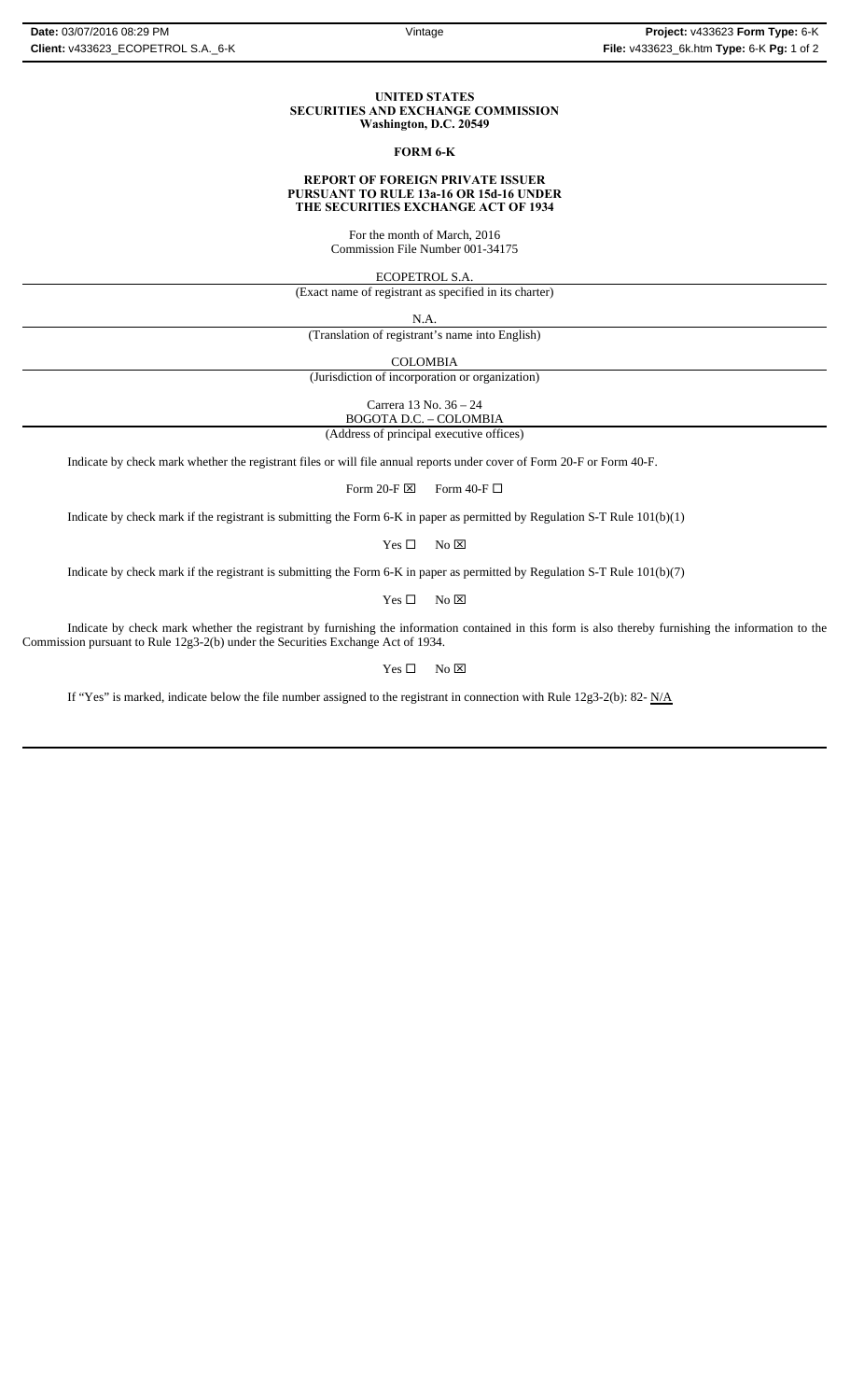**UNITED STATES**
**SECURITIES AND EXCHANGE COMMISSION**
**Washington, D.C. 20549**

**FORM 6-K**

**REPORT OF FOREIGN PRIVATE ISSUER**
**PURSUANT TO RULE 13a-16 OR 15d-16 UNDER**
**THE SECURITIES EXCHANGE ACT OF 1934**

For the month of March, 2016
Commission File Number 001-34175

ECOPETROL S.A.
(Exact name of registrant as specified in its charter)

N.A.
(Translation of registrant's name into English)

COLOMBIA
(Jurisdiction of incorporation or organization)

Carrera 13 No. 36 – 24
BOGOTA D.C. – COLOMBIA
(Address of principal executive offices)

Indicate by check mark whether the registrant files or will file annual reports under cover of Form 20-F or Form 40-F.

Form 20-F ☒ Form 40-F ☐

Indicate by check mark if the registrant is submitting the Form 6-K in paper as permitted by Regulation S-T Rule 101(b)(1)

Yes ☐ No ☒

Indicate by check mark if the registrant is submitting the Form 6-K in paper as permitted by Regulation S-T Rule 101(b)(7)

Yes ☐ No ☒

Indicate by check mark whether the registrant by furnishing the information contained in this form is also thereby furnishing the information to the Commission pursuant to Rule 12g3-2(b) under the Securities Exchange Act of 1934.

Yes ☐ No ☒

If "Yes" is marked, indicate below the file number assigned to the registrant in connection with Rule 12g3-2(b): 82- N/A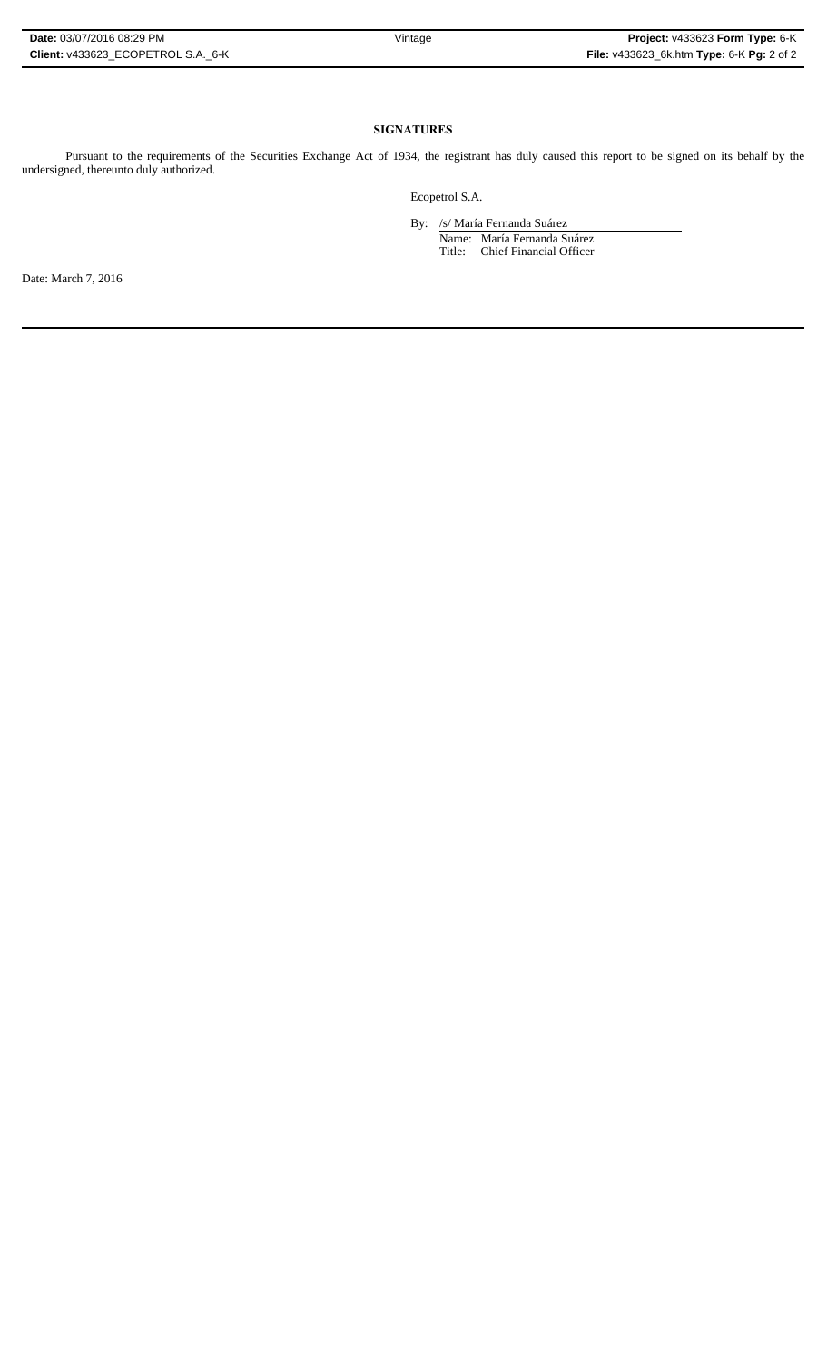## SIGNATURES

Pursuant to the requirements of the Securities Exchange Act of 1934, the registrant has duly caused this report to be signed on its behalf by the undersigned, thereunto duly authorized.

Ecopetrol S.A.

By: /s/ María Fernanda Suárez
Name: María Fernanda Suárez
Title: Chief Financial Officer

Date: March 7, 2016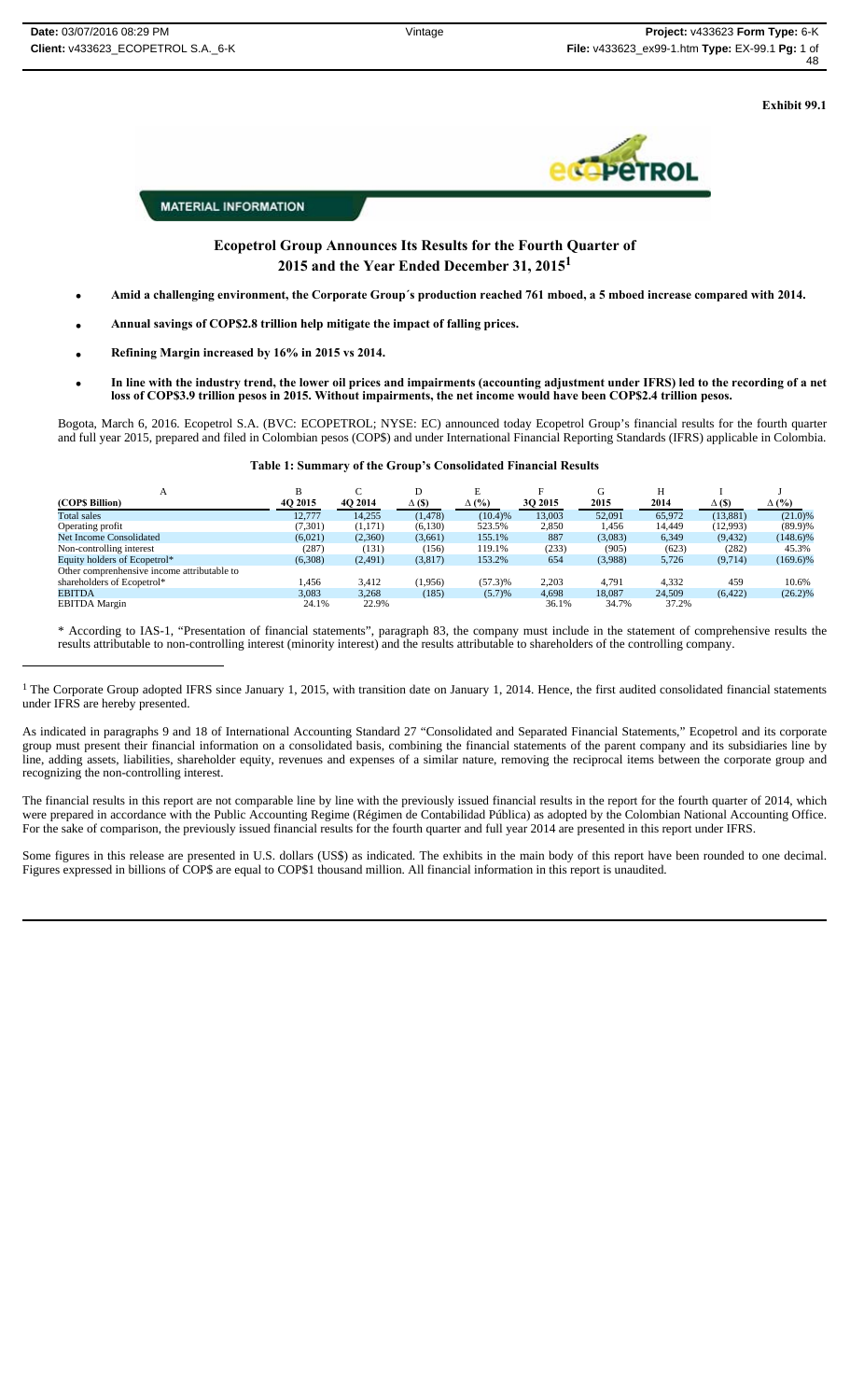Exhibit 99.1

MATERIAL INFORMATION

# Ecopetrol Group Announces Its Results for the Fourth Quarter of 2015 and the Year Ended December 31, 2015[1]

- **Amid a challenging environment, the Corporate Group´s production reached 761 mboed, a 5 mboed increase compared with 2014.**
- **Annual savings of COP$2.8 trillion help mitigate the impact of falling prices.**
- **Refining Margin increased by 16% in 2015 vs 2014.**
- **In line with the industry trend, the lower oil prices and impairments (accounting adjustment under IFRS) led to the recording of a net loss of COP$3.9 trillion pesos in 2015. Without impairments, the net income would have been COP$2.4 trillion pesos.**

Bogota, March 6, 2016. Ecopetrol S.A. (BVC: ECOPETROL; NYSE: EC) announced today Ecopetrol Group's financial results for the fourth quarter and full year 2015, prepared and filed in Colombian pesos (COP$) and under International Financial Reporting Standards (IFRS) applicable in Colombia.

**Table 1: Summary of the Group's Consolidated Financial Results**

| A | B | C | D | E | F | G | H | I | J |
|---|---|---|---|---|---|---|---|---|---|
| (COP$ Billion) | 4Q 2015 | 4Q 2014 | Δ ($) | Δ (%) | 3Q 2015 | 2015 | 2014 | Δ ($) | Δ (%) |
| Total sales | 12,777 | 14,255 | (1,478) | (10.4)% | 13,003 | 52,091 | 65,972 | (13,881) | (21.0)% |
| Operating profit | (7,301) | (1,171) | (6,130) | 523.5% | 2,850 | 1,456 | 14,449 | (12,993) | (89.9)% |
| Net Income Consolidated | (6,021) | (2,360) | (3,661) | 155.1% | 887 | (3,083) | 6,349 | (9,432) | (148.6)% |
| Non-controlling interest | (287) | (131) | (156) | 119.1% | (233) | (905) | (623) | (282) | 45.3% |
| Equity holders of Ecopetrol* | (6,308) | (2,491) | (3,817) | 153.2% | 654 | (3,988) | 5,726 | (9,714) | (169.6)% |
| Other comprenhensive income attributable to shareholders of Ecopetrol* | 1,456 | 3,412 | (1,956) | (57.3)% | 2,203 | 4,791 | 4,332 | 459 | 10.6% |
| EBITDA | 3,083 | 3,268 | (185) | (5.7)% | 4,698 | 18,087 | 24,509 | (6,422) | (26.2)% |
| EBITDA Margin | 24.1% | 22.9% | | | 36.1% | 34.7% | 37.2% | | |

* According to IAS-1, "Presentation of financial statements", paragraph 83, the company must include in the statement of comprehensive results the results attributable to non-controlling interest (minority interest) and the results attributable to shareholders of the controlling company.

[1] The Corporate Group adopted IFRS since January 1, 2015, with transition date on January 1, 2014. Hence, the first audited consolidated financial statements under IFRS are hereby presented.

As indicated in paragraphs 9 and 18 of International Accounting Standard 27 "Consolidated and Separated Financial Statements," Ecopetrol and its corporate group must present their financial information on a consolidated basis, combining the financial statements of the parent company and its subsidiaries line by line, adding assets, liabilities, shareholder equity, revenues and expenses of a similar nature, removing the reciprocal items between the corporate group and recognizing the non-controlling interest.

The financial results in this report are not comparable line by line with the previously issued financial results in the report for the fourth quarter of 2014, which were prepared in accordance with the Public Accounting Regime (Régimen de Contabilidad Pública) as adopted by the Colombian National Accounting Office. For the sake of comparison, the previously issued financial results for the fourth quarter and full year 2014 are presented in this report under IFRS.

Some figures in this release are presented in U.S. dollars (US$) as indicated. The exhibits in the main body of this report have been rounded to one decimal. Figures expressed in billions of COP$ are equal to COP$1 thousand million. All financial information in this report is unaudited.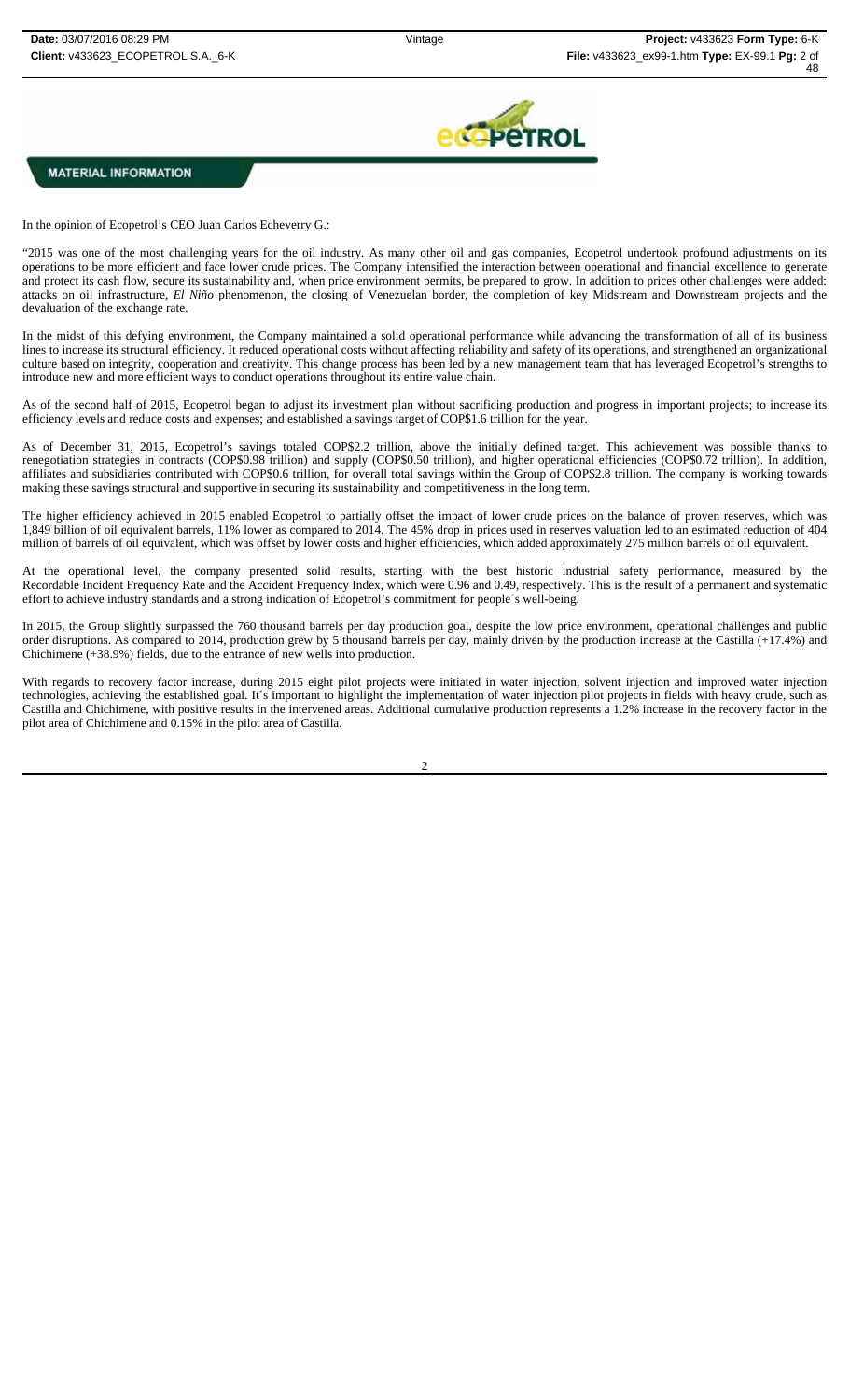**MATERIAL INFORMATION**

In the opinion of Ecopetrol's CEO Juan Carlos Echeverry G.:

"2015 was one of the most challenging years for the oil industry. As many other oil and gas companies, Ecopetrol undertook profound adjustments on its operations to be more efficient and face lower crude prices. The Company intensified the interaction between operational and financial excellence to generate and protect its cash flow, secure its sustainability and, when price environment permits, be prepared to grow. In addition to prices other challenges were added: attacks on oil infrastructure, *El Niño* phenomenon, the closing of Venezuelan border, the completion of key Midstream and Downstream projects and the devaluation of the exchange rate.

In the midst of this defying environment, the Company maintained a solid operational performance while advancing the transformation of all of its business lines to increase its structural efficiency. It reduced operational costs without affecting reliability and safety of its operations, and strengthened an organizational culture based on integrity, cooperation and creativity. This change process has been led by a new management team that has leveraged Ecopetrol's strengths to introduce new and more efficient ways to conduct operations throughout its entire value chain.

As of the second half of 2015, Ecopetrol began to adjust its investment plan without sacrificing production and progress in important projects; to increase its efficiency levels and reduce costs and expenses; and established a savings target of COP$1.6 trillion for the year.

As of December 31, 2015, Ecopetrol's savings totaled COP$2.2 trillion, above the initially defined target. This achievement was possible thanks to renegotiation strategies in contracts (COP$0.98 trillion) and supply (COP$0.50 trillion), and higher operational efficiencies (COP$0.72 trillion). In addition, affiliates and subsidiaries contributed with COP$0.6 trillion, for overall total savings within the Group of COP$2.8 trillion. The company is working towards making these savings structural and supportive in securing its sustainability and competitiveness in the long term.

The higher efficiency achieved in 2015 enabled Ecopetrol to partially offset the impact of lower crude prices on the balance of proven reserves, which was 1,849 billion of oil equivalent barrels, 11% lower as compared to 2014. The 45% drop in prices used in reserves valuation led to an estimated reduction of 404 million of barrels of oil equivalent, which was offset by lower costs and higher efficiencies, which added approximately 275 million barrels of oil equivalent.

At the operational level, the company presented solid results, starting with the best historic industrial safety performance, measured by the Recordable Incident Frequency Rate and the Accident Frequency Index, which were 0.96 and 0.49, respectively. This is the result of a permanent and systematic effort to achieve industry standards and a strong indication of Ecopetrol's commitment for people´s well-being.

In 2015, the Group slightly surpassed the 760 thousand barrels per day production goal, despite the low price environment, operational challenges and public order disruptions. As compared to 2014, production grew by 5 thousand barrels per day, mainly driven by the production increase at the Castilla (+17.4%) and Chichimene (+38.9%) fields, due to the entrance of new wells into production.

With regards to recovery factor increase, during 2015 eight pilot projects were initiated in water injection, solvent injection and improved water injection technologies, achieving the established goal. It´s important to highlight the implementation of water injection pilot projects in fields with heavy crude, such as Castilla and Chichimene, with positive results in the intervened areas. Additional cumulative production represents a 1.2% increase in the recovery factor in the pilot area of Chichimene and 0.15% in the pilot area of Castilla.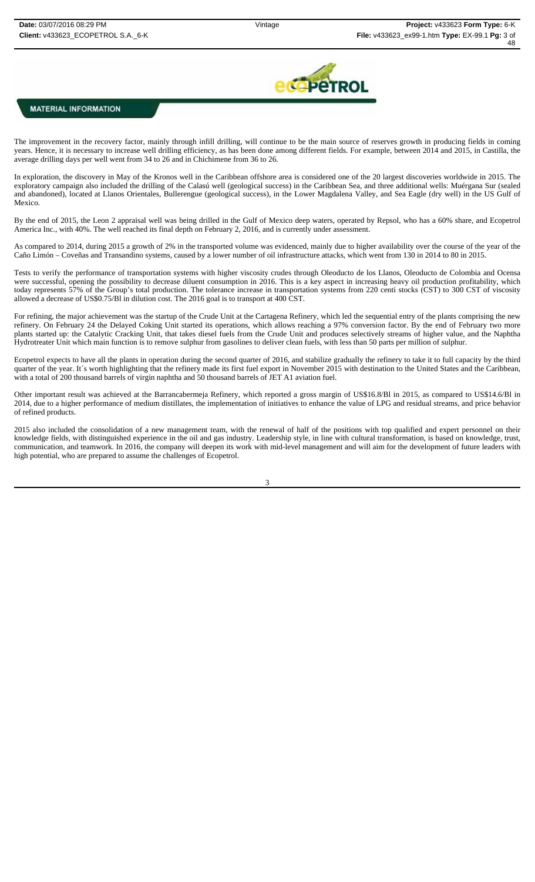**MATERIAL INFORMATION**

The improvement in the recovery factor, mainly through infill drilling, will continue to be the main source of reserves growth in producing fields in coming years. Hence, it is necessary to increase well drilling efficiency, as has been done among different fields. For example, between 2014 and 2015, in Castilla, the average drilling days per well went from 34 to 26 and in Chichimene from 36 to 26.

In exploration, the discovery in May of the Kronos well in the Caribbean offshore area is considered one of the 20 largest discoveries worldwide in 2015. The exploratory campaign also included the drilling of the Calasú well (geological success) in the Caribbean Sea, and three additional wells: Muérgana Sur (sealed and abandoned), located at Llanos Orientales, Bullerengue (geological success), in the Lower Magdalena Valley, and Sea Eagle (dry well) in the US Gulf of Mexico.

By the end of 2015, the Leon 2 appraisal well was being drilled in the Gulf of Mexico deep waters, operated by Repsol, who has a 60% share, and Ecopetrol America Inc., with 40%. The well reached its final depth on February 2, 2016, and is currently under assessment.

As compared to 2014, during 2015 a growth of 2% in the transported volume was evidenced, mainly due to higher availability over the course of the year of the Caño Limón – Coveñas and Transandino systems, caused by a lower number of oil infrastructure attacks, which went from 130 in 2014 to 80 in 2015.

Tests to verify the performance of transportation systems with higher viscosity crudes through Oleoducto de los Llanos, Oleoducto de Colombia and Ocensa were successful, opening the possibility to decrease diluent consumption in 2016. This is a key aspect in increasing heavy oil production profitability, which today represents 57% of the Group's total production. The tolerance increase in transportation systems from 220 centi stocks (CST) to 300 CST of viscosity allowed a decrease of US$0.75/Bl in dilution cost. The 2016 goal is to transport at 400 CST.

For refining, the major achievement was the startup of the Crude Unit at the Cartagena Refinery, which led the sequential entry of the plants comprising the new refinery. On February 24 the Delayed Coking Unit started its operations, which allows reaching a 97% conversion factor. By the end of February two more plants started up: the Catalytic Cracking Unit, that takes diesel fuels from the Crude Unit and produces selectively streams of higher value, and the Naphtha Hydrotreater Unit which main function is to remove sulphur from gasolines to deliver clean fuels, with less than 50 parts per million of sulphur.

Ecopetrol expects to have all the plants in operation during the second quarter of 2016, and stabilize gradually the refinery to take it to full capacity by the third quarter of the year. It´s worth highlighting that the refinery made its first fuel export in November 2015 with destination to the United States and the Caribbean, with a total of 200 thousand barrels of virgin naphtha and 50 thousand barrels of JET A1 aviation fuel.

Other important result was achieved at the Barrancabermeja Refinery, which reported a gross margin of US$16.8/Bl in 2015, as compared to US$14.6/Bl in 2014, due to a higher performance of medium distillates, the implementation of initiatives to enhance the value of LPG and residual streams, and price behavior of refined products.

2015 also included the consolidation of a new management team, with the renewal of half of the positions with top qualified and expert personnel on their knowledge fields, with distinguished experience in the oil and gas industry. Leadership style, in line with cultural transformation, is based on knowledge, trust, communication, and teamwork. In 2016, the company will deepen its work with mid-level management and will aim for the development of future leaders with high potential, who are prepared to assume the challenges of Ecopetrol.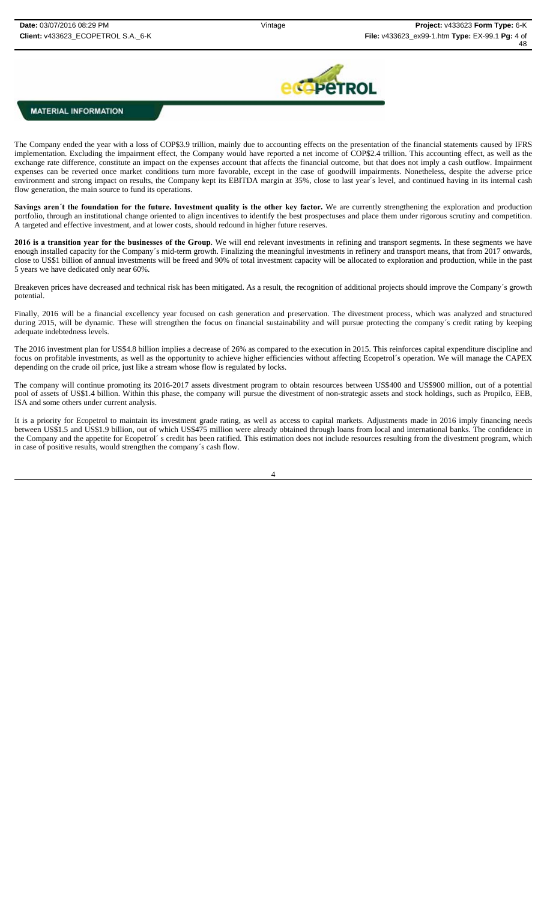**MATERIAL INFORMATION**

The Company ended the year with a loss of COP$3.9 trillion, mainly due to accounting effects on the presentation of the financial statements caused by IFRS implementation. Excluding the impairment effect, the Company would have reported a net income of COP$2.4 trillion. This accounting effect, as well as the exchange rate difference, constitute an impact on the expenses account that affects the financial outcome, but that does not imply a cash outflow. Impairment expenses can be reverted once market conditions turn more favorable, except in the case of goodwill impairments. Nonetheless, despite the adverse price environment and strong impact on results, the Company kept its EBITDA margin at 35%, close to last year´s level, and continued having in its internal cash flow generation, the main source to fund its operations.

**Savings aren´t the foundation for the future. Investment quality is the other key factor.** We are currently strengthening the exploration and production portfolio, through an institutional change oriented to align incentives to identify the best prospectuses and place them under rigorous scrutiny and competition. A targeted and effective investment, and at lower costs, should redound in higher future reserves.

**2016 is a transition year for the businesses of the Group**. We will end relevant investments in refining and transport segments. In these segments we have enough installed capacity for the Company´s mid-term growth. Finalizing the meaningful investments in refinery and transport means, that from 2017 onwards, close to US$1 billion of annual investments will be freed and 90% of total investment capacity will be allocated to exploration and production, while in the past 5 years we have dedicated only near 60%.

Breakeven prices have decreased and technical risk has been mitigated. As a result, the recognition of additional projects should improve the Company´s growth potential.

Finally, 2016 will be a financial excellency year focused on cash generation and preservation. The divestment process, which was analyzed and structured during 2015, will be dynamic. These will strengthen the focus on financial sustainability and will pursue protecting the company´s credit rating by keeping adequate indebtedness levels.

The 2016 investment plan for US$4.8 billion implies a decrease of 26% as compared to the execution in 2015. This reinforces capital expenditure discipline and focus on profitable investments, as well as the opportunity to achieve higher efficiencies without affecting Ecopetrol´s operation. We will manage the CAPEX depending on the crude oil price, just like a stream whose flow is regulated by locks.

The company will continue promoting its 2016-2017 assets divestment program to obtain resources between US$400 and US$900 million, out of a potential pool of assets of US$1.4 billion. Within this phase, the company will pursue the divestment of non-strategic assets and stock holdings, such as Propilco, EEB, ISA and some others under current analysis.

It is a priority for Ecopetrol to maintain its investment grade rating, as well as access to capital markets. Adjustments made in 2016 imply financing needs between US$1.5 and US$1.9 billion, out of which US$475 million were already obtained through loans from local and international banks. The confidence in the Company and the appetite for Ecopetrol´ s credit has been ratified. This estimation does not include resources resulting from the divestment program, which in case of positive results, would strengthen the company´s cash flow.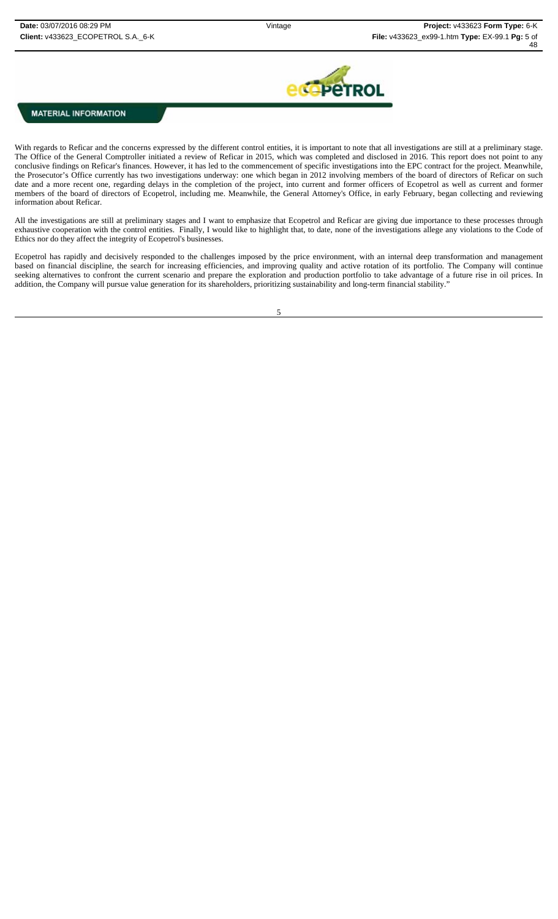**MATERIAL INFORMATION**

With regards to Reficar and the concerns expressed by the different control entities, it is important to note that all investigations are still at a preliminary stage. The Office of the General Comptroller initiated a review of Reficar in 2015, which was completed and disclosed in 2016. This report does not point to any conclusive findings on Reficar's finances. However, it has led to the commencement of specific investigations into the EPC contract for the project. Meanwhile, the Prosecutor's Office currently has two investigations underway: one which began in 2012 involving members of the board of directors of Reficar on such date and a more recent one, regarding delays in the completion of the project, into current and former officers of Ecopetrol as well as current and former members of the board of directors of Ecopetrol, including me. Meanwhile, the General Attorney's Office, in early February, began collecting and reviewing information about Reficar.

All the investigations are still at preliminary stages and I want to emphasize that Ecopetrol and Reficar are giving due importance to these processes through exhaustive cooperation with the control entities. Finally, I would like to highlight that, to date, none of the investigations allege any violations to the Code of Ethics nor do they affect the integrity of Ecopetrol's businesses.

Ecopetrol has rapidly and decisively responded to the challenges imposed by the price environment, with an internal deep transformation and management based on financial discipline, the search for increasing efficiencies, and improving quality and active rotation of its portfolio. The Company will continue seeking alternatives to confront the current scenario and prepare the exploration and production portfolio to take advantage of a future rise in oil prices. In addition, the Company will pursue value generation for its shareholders, prioritizing sustainability and long-term financial stability."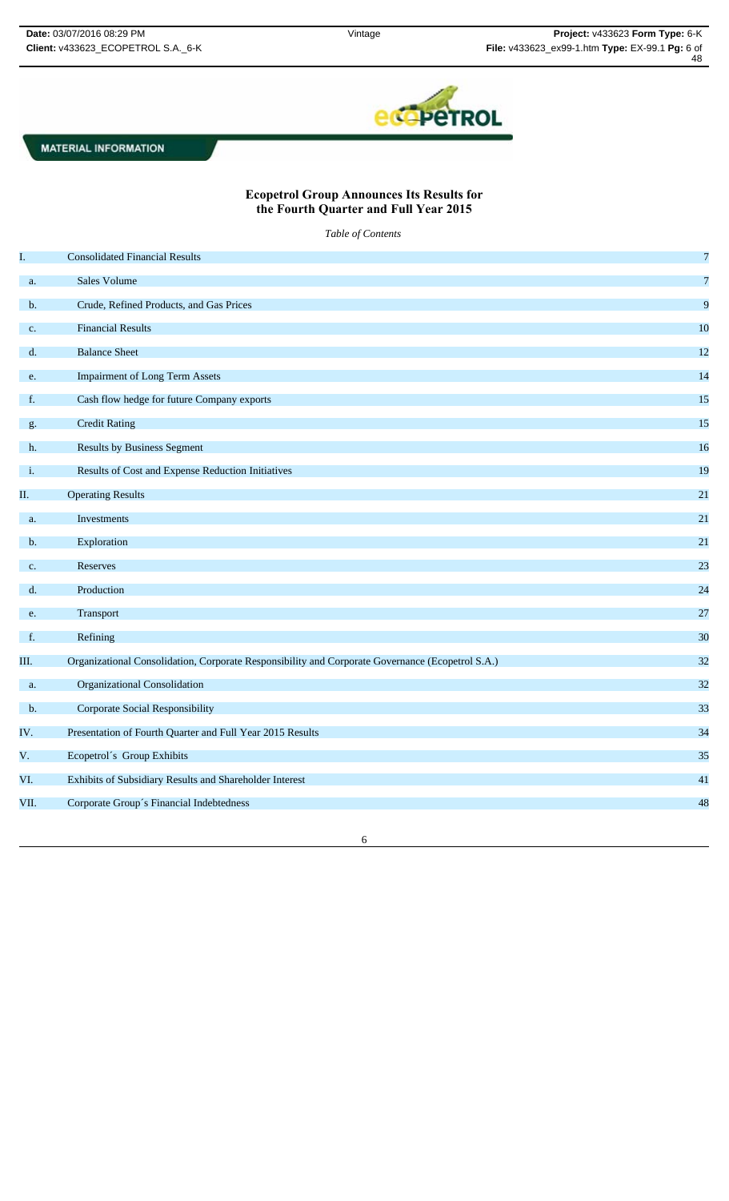**MATERIAL INFORMATION**

**Ecopetrol Group Announces Its Results for the Fourth Quarter and Full Year 2015**

*Table of Contents*

| | | |
|---|---|---|
| I. | Consolidated Financial Results | 7 |
| a. | Sales Volume | 7 |
| b. | Crude, Refined Products, and Gas Prices | 9 |
| c. | Financial Results | 10 |
| d. | Balance Sheet | 12 |
| e. | Impairment of Long Term Assets | 14 |
| f. | Cash flow hedge for future Company exports | 15 |
| g. | Credit Rating | 15 |
| h. | Results by Business Segment | 16 |
| i. | Results of Cost and Expense Reduction Initiatives | 19 |
| II. | Operating Results | 21 |
| a. | Investments | 21 |
| b. | Exploration | 21 |
| c. | Reserves | 23 |
| d. | Production | 24 |
| e. | Transport | 27 |
| f. | Refining | 30 |
| III. | Organizational Consolidation, Corporate Responsibility and Corporate Governance (Ecopetrol S.A.) | 32 |
| a. | Organizational Consolidation | 32 |
| b. | Corporate Social Responsibility | 33 |
| IV. | Presentation of Fourth Quarter and Full Year 2015 Results | 34 |
| V. | Ecopetrol´s Group Exhibits | 35 |
| VI. | Exhibits of Subsidiary Results and Shareholder Interest | 41 |
| VII. | Corporate Group´s Financial Indebtedness | 48 |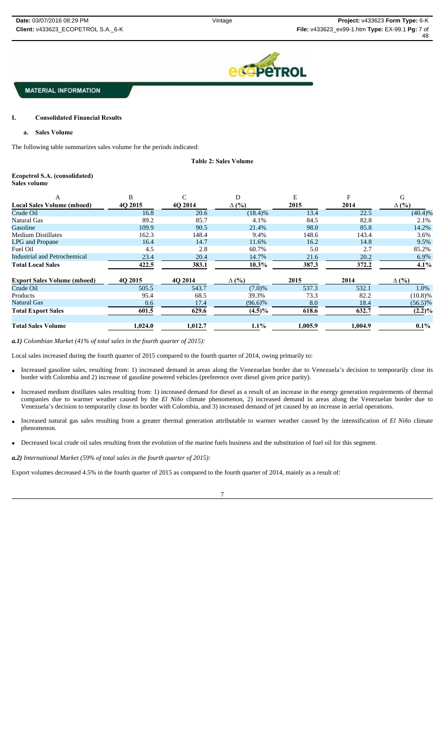**MATERIAL INFORMATION**

## I. Consolidated Financial Results

### a. Sales Volume

The following table summarizes sales volume for the periods indicated:

**Table 2: Sales Volume**

**Ecopetrol S.A. (consolidated)**
**Sales volume**

| A | B | C | D | E | F | G |
|---|---|---|---|---|---|---|
| **Local Sales Volume (mboed)** | **4Q 2015** | **4Q 2014** | **Δ (%)** | **2015** | **2014** | **Δ (%)** |
| Crude Oil | 16.8 | 20.6 | (18.4)% | 13.4 | 22.5 | (40.4)% |
| Natural Gas | 89.2 | 85.7 | 4.1% | 84.5 | 82.8 | 2.1% |
| Gasoline | 109.9 | 90.5 | 21.4% | 98.0 | 85.8 | 14.2% |
| Medium Distillates | 162.3 | 148.4 | 9.4% | 148.6 | 143.4 | 3.6% |
| LPG and Propane | 16.4 | 14.7 | 11.6% | 16.2 | 14.8 | 9.5% |
| Fuel Oil | 4.5 | 2.8 | 60.7% | 5.0 | 2.7 | 85.2% |
| Industrial and Petrochemical | 23.4 | 20.4 | 14.7% | 21.6 | 20.2 | 6.9% |
| **Total Local Sales** | **422.5** | **383.1** | **10.3%** | **387.3** | **372.2** | **4.1%** |
| **Export Sales Volume (mboed)** | **4Q 2015** | **4Q 2014** | **Δ (%)** | **2015** | **2014** | **Δ (%)** |
| Crude Oil | 505.5 | 543.7 | (7.0)% | 537.3 | 532.1 | 1.0% |
| Products | 95.4 | 68.5 | 39.3% | 73.3 | 82.2 | (10.8)% |
| Natural Gas | 0.6 | 17.4 | (96.6)% | 8.0 | 18.4 | (56.5)% |
| **Total Export Sales** | **601.5** | **629.6** | **(4.5)%** | **618.6** | **632.7** | **(2.2)%** |
| **Total Sales Volume** | **1,024.0** | **1,012.7** | **1.1%** | **1,005.9** | **1,004.9** | **0.1%** |

***a.1)*** *Colombian Market (41% of total sales in the fourth quarter of 2015):*

Local sales increased during the fourth quarter of 2015 compared to the fourth quarter of 2014, owing primarily to:

- Increased gasoline sales, resulting from: 1) increased demand in areas along the Venezuelan border due to Venezuela's decision to temporarily close its border with Colombia and 2) increase of gasoline powered vehicles (preference over diesel given price parity).
- Increased medium distillates sales resulting from: 1) increased demand for diesel as a result of an increase in the energy generation requirements of thermal companies due to warmer weather caused by the *El Niño* climate phenomenon, 2) increased demand in areas along the Venezuelan border due to Venezuela's decision to temporarily close its border with Colombia, and 3) increased demand of jet caused by an increase in aerial operations.
- Increased natural gas sales resulting from a greater thermal generation attributable to warmer weather caused by the intensification of *El Niño* climate phenomenon.
- Decreased local crude oil sales resulting from the evolution of the marine fuels business and the substitution of fuel oil for this segment.

***a.2)*** *International Market (59% of total sales in the fourth quarter of 2015):*

Export volumes decreased 4.5% in the fourth quarter of 2015 as compared to the fourth quarter of 2014, mainly as a result of: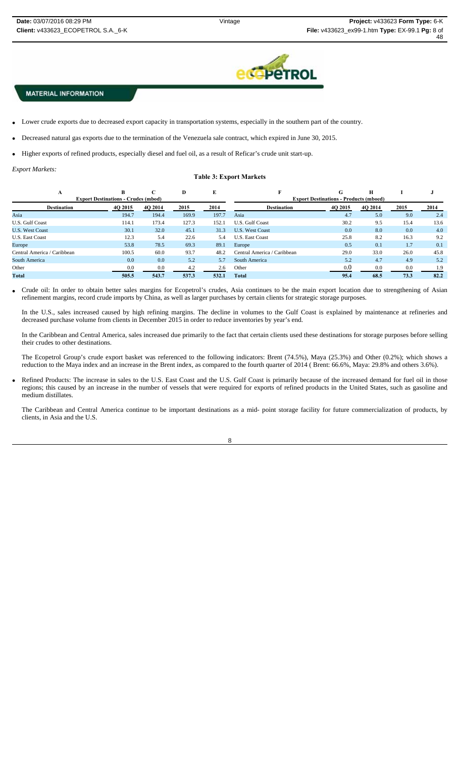**MATERIAL INFORMATION**

- Lower crude exports due to decreased export capacity in transportation systems, especially in the southern part of the country.
- Decreased natural gas exports due to the termination of the Venezuela sale contract, which expired in June 30, 2015.
- Higher exports of refined products, especially diesel and fuel oil, as a result of Reficar's crude unit start-up.

*Export Markets:*

**Table 3: Export Markets**

| A | B | C | D | E | F | G | H | I | J |
|---|---|---|---|---|---|---|---|---|---|
| | Export Destinations - Crudes (mbod) | | | | | Export Destinations - Products (mboed) | | | |
| **Destination** | **4Q 2015** | **4Q 2014** | **2015** | **2014** | **Destination** | **4Q 2015** | **4Q 2014** | **2015** | **2014** |
| Asia | 194.7 | 194.4 | 169.9 | 197.7 | Asia | 4.7 | 5.0 | 9.0 | 2.4 |
| U.S. Gulf Coast | 114.1 | 173.4 | 127.3 | 152.1 | U.S. Gulf Coast | 30.2 | 9.5 | 15.4 | 13.6 |
| U.S. West Coast | 30.1 | 32.0 | 45.1 | 31.3 | U.S. West Coast | 0.0 | 8.0 | 0.0 | 4.0 |
| U.S. East Coast | 12.3 | 5.4 | 22.6 | 5.4 | U.S. East Coast | 25.8 | 8.2 | 16.3 | 9.2 |
| Europe | 53.8 | 78.5 | 69.3 | 89.1 | Europe | 0.5 | 0.1 | 1.7 | 0.1 |
| Central America / Caribbean | 100.5 | 60.0 | 93.7 | 48.2 | Central America / Caribbean | 29.0 | 33.0 | 26.0 | 45.8 |
| South America | 0.0 | 0.0 | 5.2 | 5.7 | South America | 5.2 | 4.7 | 4.9 | 5.2 |
| Other | 0.0 | 0.0 | 4.2 | 2.6 | Other | 0.0 | 0.0 | 0.0 | 1.9 |
| **Total** | **505.5** | **543.7** | **537.3** | **532.1** | **Total** | **95.4** | **68.5** | **73.3** | **82.2** |

- Crude oil: In order to obtain better sales margins for Ecopetrol's crudes, Asia continues to be the main export location due to strengthening of Asian refinement margins, record crude imports by China, as well as larger purchases by certain clients for strategic storage purposes.

  In the U.S., sales increased caused by high refining margins. The decline in volumes to the Gulf Coast is explained by maintenance at refineries and decreased purchase volume from clients in December 2015 in order to reduce inventories by year's end.

  In the Caribbean and Central America, sales increased due primarily to the fact that certain clients used these destinations for storage purposes before selling their crudes to other destinations.

  The Ecopetrol Group's crude export basket was referenced to the following indicators: Brent (74.5%), Maya (25.3%) and Other (0.2%); which shows a reduction to the Maya index and an increase in the Brent index, as compared to the fourth quarter of 2014 ( Brent: 66.6%, Maya: 29.8% and others 3.6%).

- Refined Products: The increase in sales to the U.S. East Coast and the U.S. Gulf Coast is primarily because of the increased demand for fuel oil in those regions; this caused by an increase in the number of vessels that were required for exports of refined products in the United States, such as gasoline and medium distillates.

  The Caribbean and Central America continue to be important destinations as a mid- point storage facility for future commercialization of products, by clients, in Asia and the U.S.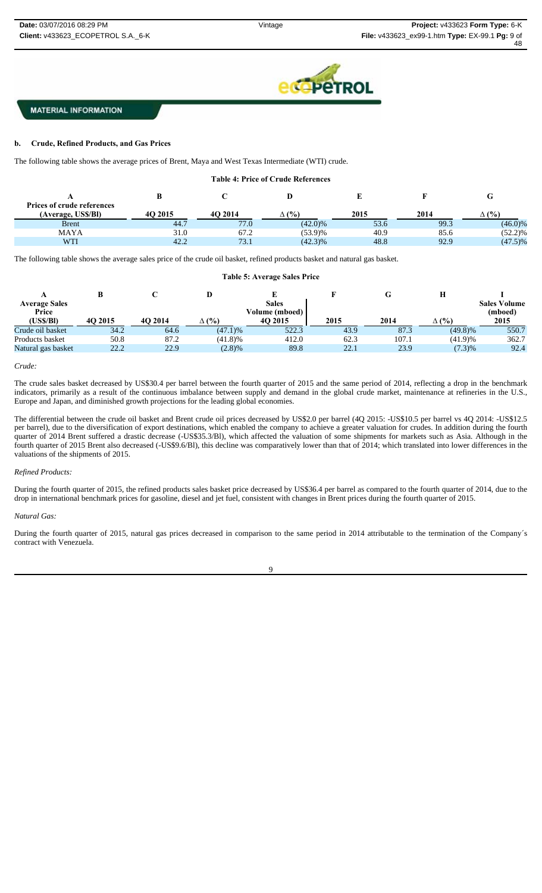**MATERIAL INFORMATION**

#### b. Crude, Refined Products, and Gas Prices

The following table shows the average prices of Brent, Maya and West Texas Intermediate (WTI) crude.

**Table 4: Price of Crude References**

| A | B | C | D | E | F | G |
|---|---|---|---|---|---|---|
| Prices of crude references (Average, US$/Bl) | 4Q 2015 | 4Q 2014 | ∆ (%) | 2015 | 2014 | ∆ (%) |
| Brent | 44.7 | 77.0 | (42.0)% | 53.6 | 99.3 | (46.0)% |
| MAYA | 31.0 | 67.2 | (53.9)% | 40.9 | 85.6 | (52.2)% |
| WTI | 42.2 | 73.1 | (42.3)% | 48.8 | 92.9 | (47.5)% |

The following table shows the average sales price of the crude oil basket, refined products basket and natural gas basket.

**Table 5: Average Sales Price**

| A | B | C | D | E | F | G | H | I |
|---|---|---|---|---|---|---|---|---|
| Average Sales Price (US$/Bl) | 4Q 2015 | 4Q 2014 | ∆ (%) | Sales Volume (mboed) 4Q 2015 | 2015 | 2014 | ∆ (%) | Sales Volume (mboed) 2015 |
| Crude oil basket | 34.2 | 64.6 | (47.1)% | 522.3 | 43.9 | 87.3 | (49.8)% | 550.7 |
| Products basket | 50.8 | 87.2 | (41.8)% | 412.0 | 62.3 | 107.1 | (41.9)% | 362.7 |
| Natural gas basket | 22.2 | 22.9 | (2.8)% | 89.8 | 22.1 | 23.9 | (7.3)% | 92.4 |

*Crude:*

The crude sales basket decreased by US$30.4 per barrel between the fourth quarter of 2015 and the same period of 2014, reflecting a drop in the benchmark indicators, primarily as a result of the continuous imbalance between supply and demand in the global crude market, maintenance at refineries in the U.S., Europe and Japan, and diminished growth projections for the leading global economies.

The differential between the crude oil basket and Brent crude oil prices decreased by US$2.0 per barrel (4Q 2015: -US$10.5 per barrel vs 4Q 2014: -US$12.5 per barrel), due to the diversification of export destinations, which enabled the company to achieve a greater valuation for crudes. In addition during the fourth quarter of 2014 Brent suffered a drastic decrease (-US$35.3/Bl), which affected the valuation of some shipments for markets such as Asia. Although in the fourth quarter of 2015 Brent also decreased (-US$9.6/Bl), this decline was comparatively lower than that of 2014; which translated into lower differences in the valuations of the shipments of 2015.

*Refined Products:*

During the fourth quarter of 2015, the refined products sales basket price decreased by US$36.4 per barrel as compared to the fourth quarter of 2014, due to the drop in international benchmark prices for gasoline, diesel and jet fuel, consistent with changes in Brent prices during the fourth quarter of 2015.

*Natural Gas:*

During the fourth quarter of 2015, natural gas prices decreased in comparison to the same period in 2014 attributable to the termination of the Company´s contract with Venezuela.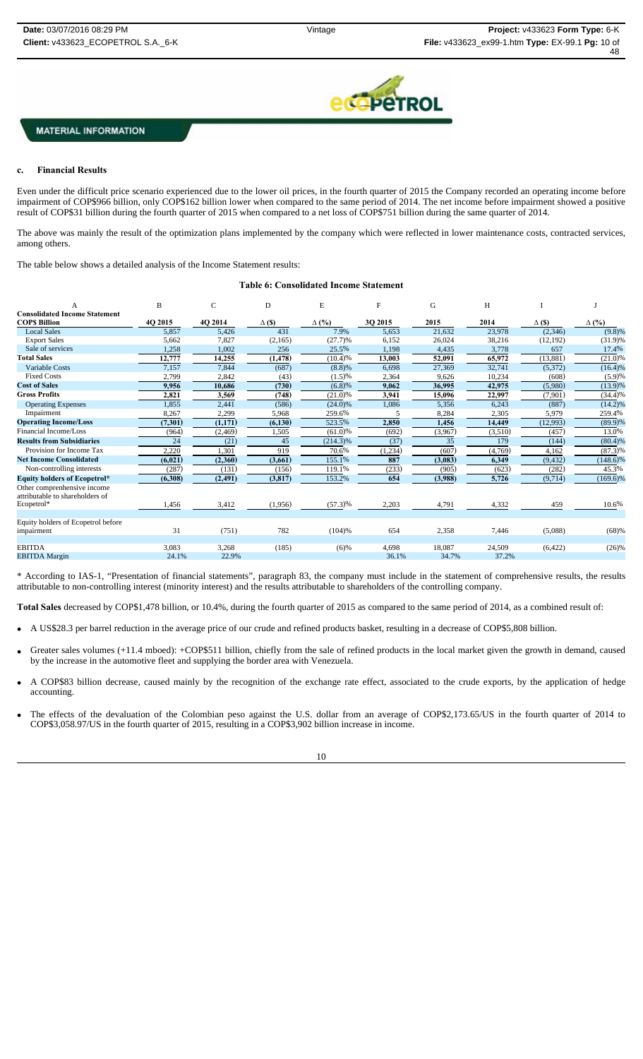MATERIAL INFORMATION

### c. Financial Results

Even under the difficult price scenario experienced due to the lower oil prices, in the fourth quarter of 2015 the Company recorded an operating income before impairment of COP$966 billion, only COP$162 billion lower when compared to the same period of 2014. The net income before impairment showed a positive result of COP$31 billion during the fourth quarter of 2015 when compared to a net loss of COP$751 billion during the same quarter of 2014.

The above was mainly the result of the optimization plans implemented by the company which were reflected in lower maintenance costs, contracted services, among others.

The table below shows a detailed analysis of the Income Statement results:

**Table 6: Consolidated Income Statement**

| A | B | C | D | E | F | G | H | I | J |
|---|---|---|---|---|---|---|---|---|---|
| **Consolidated Income Statement COP$ Billion** | **4Q 2015** | **4Q 2014** | **Δ ($)** | **Δ (%)** | **3Q 2015** | **2015** | **2014** | **Δ ($)** | **Δ (%)** |
| Local Sales | 5,857 | 5,426 | 431 | 7.9% | 5,653 | 21,632 | 23,978 | (2,346) | (9.8)% |
| Export Sales | 5,662 | 7,827 | (2,165) | (27.7)% | 6,152 | 26,024 | 38,216 | (12,192) | (31.9)% |
| Sale of services | 1,258 | 1,002 | 256 | 25.5% | 1,198 | 4,435 | 3,778 | 657 | 17.4% |
| **Total Sales** | **12,777** | **14,255** | **(1,478)** | (10.4)% | **13,003** | **52,091** | **65,972** | (13,881) | (21.0)% |
| Variable Costs | 7,157 | 7,844 | (687) | (8.8)% | 6,698 | 27,369 | 32,741 | (5,372) | (16.4)% |
| Fixed Costs | 2,799 | 2,842 | (43) | (1.5)% | 2,364 | 9,626 | 10,234 | (608) | (5.9)% |
| **Cost of Sales** | **9,956** | **10,686** | **(730)** | (6.8)% | **9,062** | **36,995** | **42,975** | (5,980) | (13.9)% |
| **Gross Profits** | **2,821** | **3,569** | **(748)** | (21.0)% | **3,941** | **15,096** | **22,997** | (7,901) | (34.4)% |
| Operating Expenses | 1,855 | 2,441 | (586) | (24.0)% | 1,086 | 5,356 | 6,243 | (887) | (14.2)% |
| Impairment | 8,267 | 2,299 | 5,968 | 259.6% | 5 | 8,284 | 2,305 | 5,979 | 259.4% |
| **Operating Income/Loss** | **(7,301)** | **(1,171)** | **(6,130)** | 523.5% | **2,850** | **1,456** | **14,449** | (12,993) | (89.9)% |
| Financial Income/Loss | (964) | (2,469) | 1,505 | (61.0)% | (692) | (3,967) | (3,510) | (457) | 13.0% |
| **Results from Subsidiaries** | 24 | (21) | 45 | (214.3)% | (37) | 35 | 179 | (144) | (80.4)% |
| Provision for Income Tax | 2,220 | 1,301 | 919 | 70.6% | (1,234) | (607) | (4,769) | 4,162 | (87.3)% |
| **Net Income Consolidated** | **(6,021)** | **(2,360)** | **(3,661)** | 155.1% | **887** | **(3,083)** | **6,349** | (9,432) | (148.6)% |
| Non-controlling interests | (287) | (131) | (156) | 119.1% | (233) | (905) | (623) | (282) | 45.3% |
| **Equity holders of Ecopetrol*** | **(6,308)** | **(2,491)** | **(3,817)** | 153.2% | **654** | **(3,988)** | **5,726** | (9,714) | (169.6)% |
| Other comprenhensive income attributable to shareholders of Ecopetrol* | 1,456 | 3,412 | (1,956) | (57.3)% | 2,203 | 4,791 | 4,332 | 459 | 10.6% |
| Equity holders of Ecopetrol before impairment | 31 | (751) | 782 | (104)% | 654 | 2,358 | 7,446 | (5,088) | (68)% |
| EBITDA | 3,083 | 3,268 | (185) | (6)% | 4,698 | 18,087 | 24,509 | (6,422) | (26)% |
| EBITDA Margin | 24.1% | 22.9% | | | 36.1% | 34.7% | 37.2% | | |

* According to IAS-1, "Presentation of financial statements", paragraph 83, the company must include in the statement of comprehensive results, the results attributable to non-controlling interest (minority interest) and the results attributable to shareholders of the controlling company.

**Total Sales** decreased by COP$1,478 billion, or 10.4%, during the fourth quarter of 2015 as compared to the same period of 2014, as a combined result of:

- A US$28.3 per barrel reduction in the average price of our crude and refined products basket, resulting in a decrease of COP$5,808 billion.
- Greater sales volumes (+11.4 mboed): +COP$511 billion, chiefly from the sale of refined products in the local market given the growth in demand, caused by the increase in the automotive fleet and supplying the border area with Venezuela.
- A COP$83 billion decrease, caused mainly by the recognition of the exchange rate effect, associated to the crude exports, by the application of hedge accounting.
- The effects of the devaluation of the Colombian peso against the U.S. dollar from an average of COP$2,173.65/US in the fourth quarter of 2014 to COP$3,058.97/US in the fourth quarter of 2015, resulting in a COP$3,902 billion increase in income.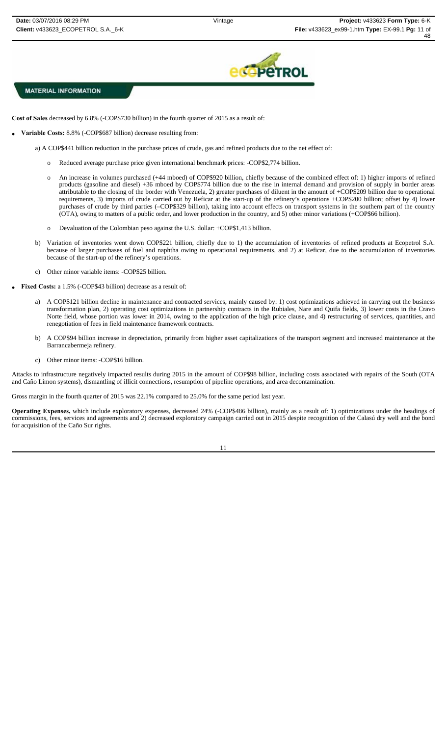**MATERIAL INFORMATION**

**Cost of Sales** decreased by 6.8% (-COP$730 billion) in the fourth quarter of 2015 as a result of:

- **Variable Costs:** 8.8% (-COP$687 billion) decrease resulting from:

  a) A COP$441 billion reduction in the purchase prices of crude, gas and refined products due to the net effect of:

  - Reduced average purchase price given international benchmark prices: -COP$2,774 billion.
  - An increase in volumes purchased (+44 mboed) of COP$920 billion, chiefly because of the combined effect of: 1) higher imports of refined products (gasoline and diesel) +36 mboed by COP$774 billion due to the rise in internal demand and provision of supply in border areas attributable to the closing of the border with Venezuela, 2) greater purchases of diluent in the amount of +COP$209 billion due to operational requirements, 3) imports of crude carried out by Reficar at the start-up of the refinery's operations +COP$200 billion; offset by 4) lower purchases of crude by third parties (–COP$329 billion), taking into account effects on transport systems in the southern part of the country (OTA), owing to matters of a public order, and lower production in the country, and 5) other minor variations (+COP$66 billion).
  - Devaluation of the Colombian peso against the U.S. dollar: +COP$1,413 billion.

  b) Variation of inventories went down COP$221 billion, chiefly due to 1) the accumulation of inventories of refined products at Ecopetrol S.A. because of larger purchases of fuel and naphtha owing to operational requirements, and 2) at Reficar, due to the accumulation of inventories because of the start-up of the refinery's operations.

  c) Other minor variable items: -COP$25 billion.

- **Fixed Costs:** a 1.5% (-COP$43 billion) decrease as a result of:

  a) A COP$121 billion decline in maintenance and contracted services, mainly caused by: 1) cost optimizations achieved in carrying out the business transformation plan, 2) operating cost optimizations in partnership contracts in the Rubiales, Nare and Quifa fields, 3) lower costs in the Cravo Norte field, whose portion was lower in 2014, owing to the application of the high price clause, and 4) restructuring of services, quantities, and renegotiation of fees in field maintenance framework contracts.

  b) A COP$94 billion increase in depreciation, primarily from higher asset capitalizations of the transport segment and increased maintenance at the Barrancabermeja refinery.

  c) Other minor items: -COP$16 billion.

Attacks to infrastructure negatively impacted results during 2015 in the amount of COP$98 billion, including costs associated with repairs of the South (OTA and Caño Limon systems), dismantling of illicit connections, resumption of pipeline operations, and area decontamination.

Gross margin in the fourth quarter of 2015 was 22.1% compared to 25.0% for the same period last year.

**Operating Expenses,** which include exploratory expenses, decreased 24% (-COP$486 billion), mainly as a result of: 1) optimizations under the headings of commissions, fees, services and agreements and 2) decreased exploratory campaign carried out in 2015 despite recognition of the Calasú dry well and the bond for acquisition of the Caño Sur rights.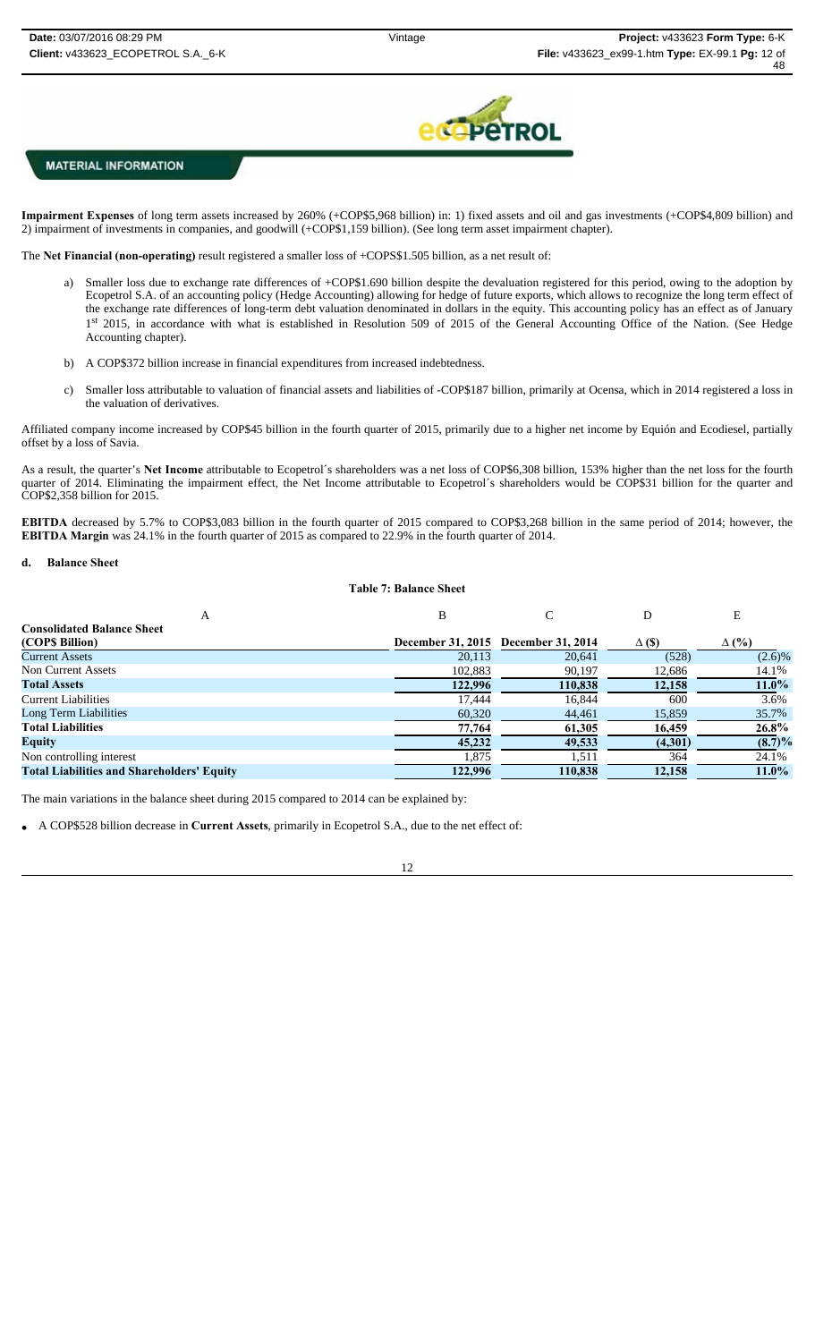**MATERIAL INFORMATION**

**Impairment Expenses** of long term assets increased by 260% (+COP$5,968 billion) in: 1) fixed assets and oil and gas investments (+COP$4,809 billion) and 2) impairment of investments in companies, and goodwill (+COP$1,159 billion). (See long term asset impairment chapter).

The **Net Financial (non-operating)** result registered a smaller loss of +COPS$1.505 billion, as a net result of:

a) Smaller loss due to exchange rate differences of +COP$1.690 billion despite the devaluation registered for this period, owing to the adoption by Ecopetrol S.A. of an accounting policy (Hedge Accounting) allowing for hedge of future exports, which allows to recognize the long term effect of the exchange rate differences of long-term debt valuation denominated in dollars in the equity. This accounting policy has an effect as of January 1st 2015, in accordance with what is established in Resolution 509 of 2015 of the General Accounting Office of the Nation. (See Hedge Accounting chapter).

b) A COP$372 billion increase in financial expenditures from increased indebtedness.

c) Smaller loss attributable to valuation of financial assets and liabilities of -COP$187 billion, primarily at Ocensa, which in 2014 registered a loss in the valuation of derivatives.

Affiliated company income increased by COP$45 billion in the fourth quarter of 2015, primarily due to a higher net income by Equión and Ecodiesel, partially offset by a loss of Savia.

As a result, the quarter's **Net Income** attributable to Ecopetrol´s shareholders was a net loss of COP$6,308 billion, 153% higher than the net loss for the fourth quarter of 2014. Eliminating the impairment effect, the Net Income attributable to Ecopetrol´s shareholders would be COP$31 billion for the quarter and COP$2,358 billion for 2015.

**EBITDA** decreased by 5.7% to COP$3,083 billion in the fourth quarter of 2015 compared to COP$3,268 billion in the same period of 2014; however, the **EBITDA Margin** was 24.1% in the fourth quarter of 2015 as compared to 22.9% in the fourth quarter of 2014.

#### d. Balance Sheet

**Table 7: Balance Sheet**

| A | B | C | D | E |
|---|---|---|---|---|
| **Consolidated Balance Sheet (COP$ Billion)** | **December 31, 2015** | **December 31, 2014** | **Δ ($)** | **Δ (%)** |
| Current Assets | 20,113 | 20,641 | (528) | (2.6)% |
| Non Current Assets | 102,883 | 90,197 | 12,686 | 14.1% |
| **Total Assets** | **122,996** | **110,838** | **12,158** | **11.0%** |
| Current Liabilities | 17,444 | 16,844 | 600 | 3.6% |
| Long Term Liabilities | 60,320 | 44,461 | 15,859 | 35.7% |
| **Total Liabilities** | **77,764** | **61,305** | **16,459** | **26.8%** |
| **Equity** | **45,232** | **49,533** | **(4,301)** | **(8.7)%** |
| Non controlling interest | 1,875 | 1,511 | 364 | 24.1% |
| **Total Liabilities and Shareholders' Equity** | **122,996** | **110,838** | **12,158** | **11.0%** |

The main variations in the balance sheet during 2015 compared to 2014 can be explained by:

- A COP$528 billion decrease in **Current Assets**, primarily in Ecopetrol S.A., due to the net effect of: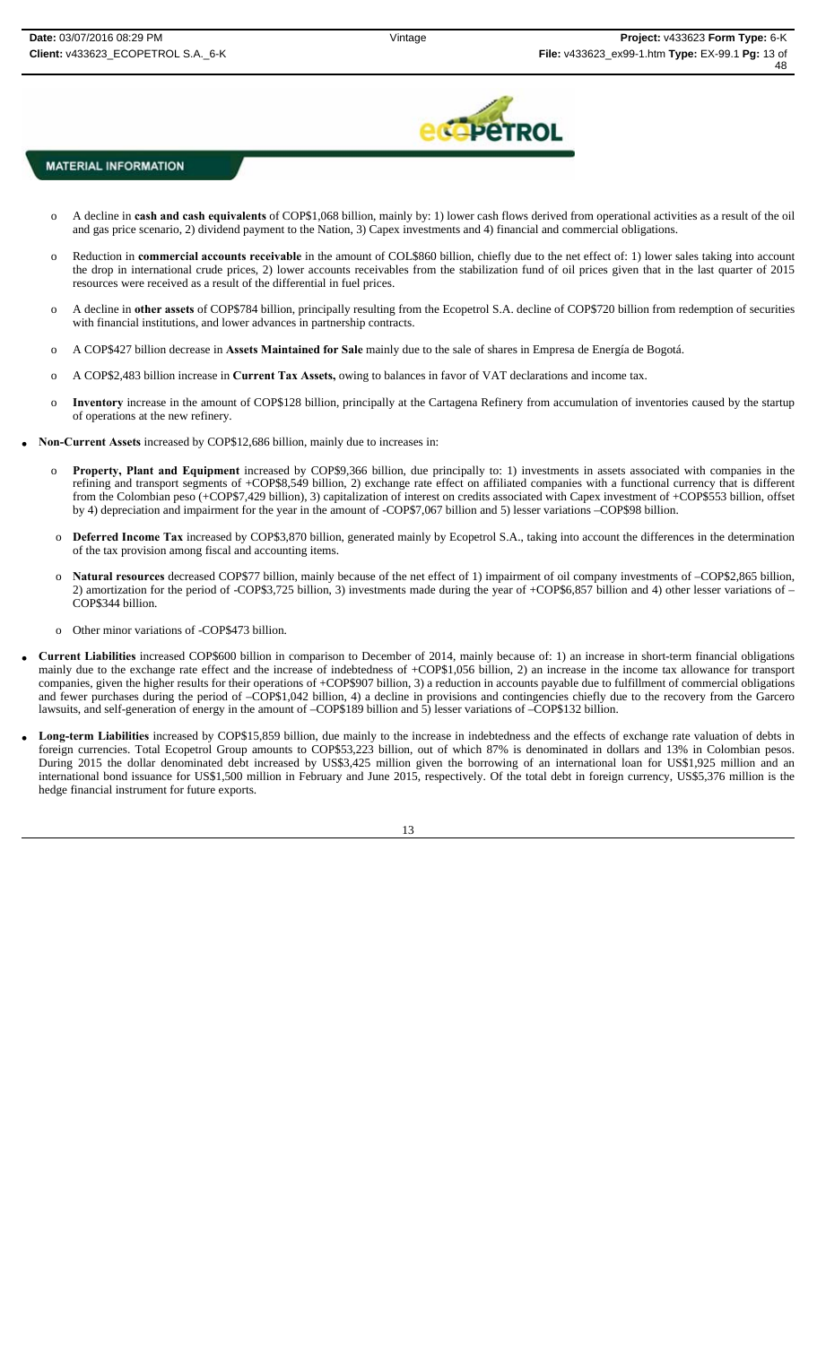- A decline in **cash and cash equivalents** of COP$1,068 billion, mainly by: 1) lower cash flows derived from operational activities as a result of the oil and gas price scenario, 2) dividend payment to the Nation, 3) Capex investments and 4) financial and commercial obligations.
- Reduction in **commercial accounts receivable** in the amount of COL$860 billion, chiefly due to the net effect of: 1) lower sales taking into account the drop in international crude prices, 2) lower accounts receivables from the stabilization fund of oil prices given that in the last quarter of 2015 resources were received as a result of the differential in fuel prices.
- A decline in **other assets** of COP$784 billion, principally resulting from the Ecopetrol S.A. decline of COP$720 billion from redemption of securities with financial institutions, and lower advances in partnership contracts.
- A COP$427 billion decrease in **Assets Maintained for Sale** mainly due to the sale of shares in Empresa de Energía de Bogotá.
- A COP$2,483 billion increase in **Current Tax Assets,** owing to balances in favor of VAT declarations and income tax.
- **Inventory** increase in the amount of COP$128 billion, principally at the Cartagena Refinery from accumulation of inventories caused by the startup of operations at the new refinery.

- **Non-Current Assets** increased by COP$12,686 billion, mainly due to increases in:
  - **Property, Plant and Equipment** increased by COP$9,366 billion, due principally to: 1) investments in assets associated with companies in the refining and transport segments of +COP$8,549 billion, 2) exchange rate effect on affiliated companies with a functional currency that is different from the Colombian peso (+COP$7,429 billion), 3) capitalization of interest on credits associated with Capex investment of +COP$553 billion, offset by 4) depreciation and impairment for the year in the amount of -COP$7,067 billion and 5) lesser variations –COP$98 billion.
  - **Deferred Income Tax** increased by COP$3,870 billion, generated mainly by Ecopetrol S.A., taking into account the differences in the determination of the tax provision among fiscal and accounting items.
  - **Natural resources** decreased COP$77 billion, mainly because of the net effect of 1) impairment of oil company investments of –COP$2,865 billion, 2) amortization for the period of -COP$3,725 billion, 3) investments made during the year of +COP$6,857 billion and 4) other lesser variations of –COP$344 billion.
  - Other minor variations of -COP$473 billion.

- **Current Liabilities** increased COP$600 billion in comparison to December of 2014, mainly because of: 1) an increase in short-term financial obligations mainly due to the exchange rate effect and the increase of indebtedness of +COP$1,056 billion, 2) an increase in the income tax allowance for transport companies, given the higher results for their operations of +COP$907 billion, 3) a reduction in accounts payable due to fulfillment of commercial obligations and fewer purchases during the period of –COP$1,042 billion, 4) a decline in provisions and contingencies chiefly due to the recovery from the Garcero lawsuits, and self-generation of energy in the amount of –COP$189 billion and 5) lesser variations of –COP$132 billion.

- **Long-term Liabilities** increased by COP$15,859 billion, due mainly to the increase in indebtedness and the effects of exchange rate valuation of debts in foreign currencies. Total Ecopetrol Group amounts to COP$53,223 billion, out of which 87% is denominated in dollars and 13% in Colombian pesos. During 2015 the dollar denominated debt increased by US$3,425 million given the borrowing of an international loan for US$1,925 million and an international bond issuance for US$1,500 million in February and June 2015, respectively. Of the total debt in foreign currency, US$5,376 million is the hedge financial instrument for future exports.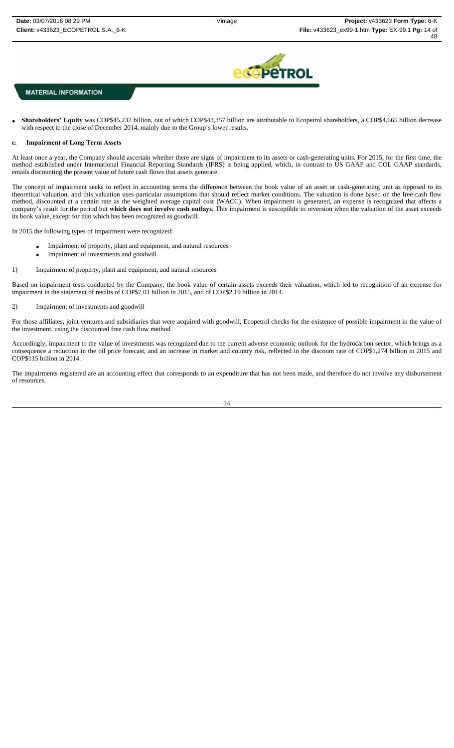- **Shareholders' Equity** was COP$45,232 billion, out of which COP$43,357 billion are attributable to Ecopetrol shareholders, a COP$4,665 billion decrease with respect to the close of December 2014, mainly due to the Group's lower results.

### e. Impairment of Long Term Assets

At least once a year, the Company should ascertain whether there are signs of impairment to its assets or cash-generating units. For 2015, for the first time, the method established under International Financial Reporting Standards (IFRS) is being applied, which, in contrast to US GAAP and COL GAAP standards, entails discounting the present value of future cash flows that assets generate.

The concept of impairment seeks to reflect in accounting terms the difference between the book value of an asset or cash-generating unit as opposed to its theoretical valuation, and this valuation uses particular assumptions that should reflect market conditions. The valuation is done based on the free cash flow method, discounted at a certain rate as the weighted average capital cost (WACC). When impairment is generated, an expense is recognized that affects a company's result for the period but **which does not involve cash outlays.** This impairment is susceptible to reversion when the valuation of the asset exceeds its book value, except for that which has been recognized as goodwill.

In 2015 the following types of impairment were recognized:

- Impairment of property, plant and equipment, and natural resources
- Impairment of investments and goodwill

1) Impairment of property, plant and equipment, and natural resources

Based on impairment tests conducted by the Company, the book value of certain assets exceeds their valuation, which led to recognition of an expense for impairment in the statement of results of COP$7.01 billion in 2015, and of COP$2.19 billion in 2014.

2) Impairment of investments and goodwill

For those affiliates, joint ventures and subsidiaries that were acquired with goodwill, Ecopetrol checks for the existence of possible impairment in the value of the investment, using the discounted free cash flow method.

Accordingly, impairment to the value of investments was recognized due to the current adverse economic outlook for the hydrocarbon sector, which brings as a consequence a reduction in the oil price forecast, and an increase in market and country risk, reflected in the discount rate of COP$1,274 billion in 2015 and COP$115 billion in 2014.

The impairments registered are an accounting effect that corresponds to an expenditure that has not been made, and therefore do not involve any disbursement of resources.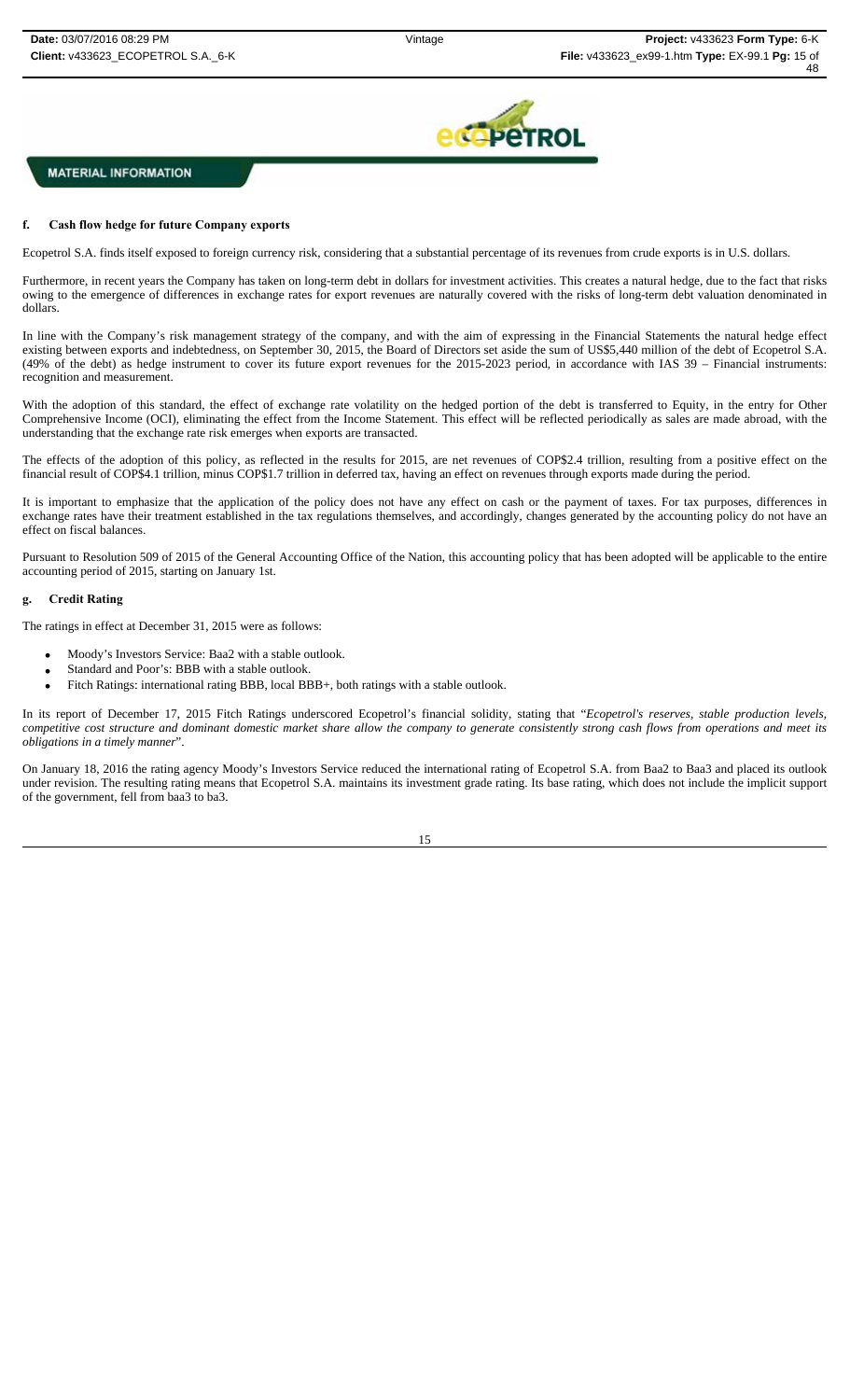**MATERIAL INFORMATION**

**f. Cash flow hedge for future Company exports**

Ecopetrol S.A. finds itself exposed to foreign currency risk, considering that a substantial percentage of its revenues from crude exports is in U.S. dollars.

Furthermore, in recent years the Company has taken on long-term debt in dollars for investment activities. This creates a natural hedge, due to the fact that risks owing to the emergence of differences in exchange rates for export revenues are naturally covered with the risks of long-term debt valuation denominated in dollars.

In line with the Company's risk management strategy of the company, and with the aim of expressing in the Financial Statements the natural hedge effect existing between exports and indebtedness, on September 30, 2015, the Board of Directors set aside the sum of US$5,440 million of the debt of Ecopetrol S.A. (49% of the debt) as hedge instrument to cover its future export revenues for the 2015-2023 period, in accordance with IAS 39 – Financial instruments: recognition and measurement.

With the adoption of this standard, the effect of exchange rate volatility on the hedged portion of the debt is transferred to Equity, in the entry for Other Comprehensive Income (OCI), eliminating the effect from the Income Statement. This effect will be reflected periodically as sales are made abroad, with the understanding that the exchange rate risk emerges when exports are transacted.

The effects of the adoption of this policy, as reflected in the results for 2015, are net revenues of COP$2.4 trillion, resulting from a positive effect on the financial result of COP$4.1 trillion, minus COP$1.7 trillion in deferred tax, having an effect on revenues through exports made during the period.

It is important to emphasize that the application of the policy does not have any effect on cash or the payment of taxes. For tax purposes, differences in exchange rates have their treatment established in the tax regulations themselves, and accordingly, changes generated by the accounting policy do not have an effect on fiscal balances.

Pursuant to Resolution 509 of 2015 of the General Accounting Office of the Nation, this accounting policy that has been adopted will be applicable to the entire accounting period of 2015, starting on January 1st.

**g. Credit Rating**

The ratings in effect at December 31, 2015 were as follows:

- Moody's Investors Service: Baa2 with a stable outlook.
- Standard and Poor's: BBB with a stable outlook.
- Fitch Ratings: international rating BBB, local BBB+, both ratings with a stable outlook.

In its report of December 17, 2015 Fitch Ratings underscored Ecopetrol's financial solidity, stating that "*Ecopetrol's reserves, stable production levels, competitive cost structure and dominant domestic market share allow the company to generate consistently strong cash flows from operations and meet its obligations in a timely manner*".

On January 18, 2016 the rating agency Moody's Investors Service reduced the international rating of Ecopetrol S.A. from Baa2 to Baa3 and placed its outlook under revision. The resulting rating means that Ecopetrol S.A. maintains its investment grade rating. Its base rating, which does not include the implicit support of the government, fell from baa3 to ba3.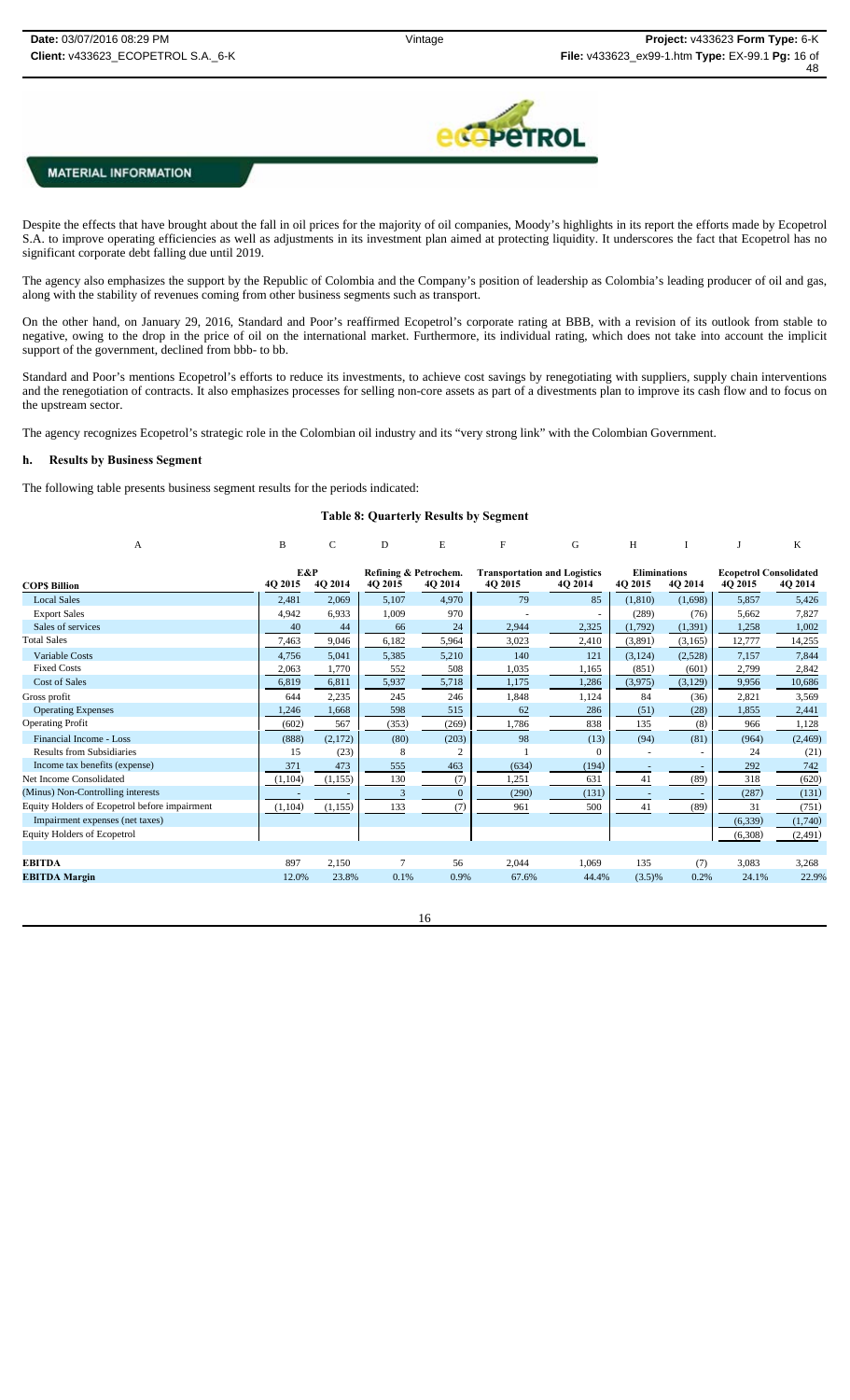**MATERIAL INFORMATION**

Despite the effects that have brought about the fall in oil prices for the majority of oil companies, Moody's highlights in its report the efforts made by Ecopetrol S.A. to improve operating efficiencies as well as adjustments in its investment plan aimed at protecting liquidity. It underscores the fact that Ecopetrol has no significant corporate debt falling due until 2019.

The agency also emphasizes the support by the Republic of Colombia and the Company's position of leadership as Colombia's leading producer of oil and gas, along with the stability of revenues coming from other business segments such as transport.

On the other hand, on January 29, 2016, Standard and Poor's reaffirmed Ecopetrol's corporate rating at BBB, with a revision of its outlook from stable to negative, owing to the drop in the price of oil on the international market. Furthermore, its individual rating, which does not take into account the implicit support of the government, declined from bbb- to bb.

Standard and Poor's mentions Ecopetrol's efforts to reduce its investments, to achieve cost savings by renegotiating with suppliers, supply chain interventions and the renegotiation of contracts. It also emphasizes processes for selling non-core assets as part of a divestments plan to improve its cash flow and to focus on the upstream sector.

The agency recognizes Ecopetrol's strategic role in the Colombian oil industry and its "very strong link" with the Colombian Government.

## h. Results by Business Segment

The following table presents business segment results for the periods indicated:

**Table 8: Quarterly Results by Segment**

| A | B | C | D | E | F | G | H | I | J | K |
|---|---|---|---|---|---|---|---|---|---|---|
| | E&P | | Refining & Petrochem. | | Transportation and Logistics | | Eliminations | | Ecopetrol Consolidated | |
| COP$ Billion | 4Q 2015 | 4Q 2014 | 4Q 2015 | 4Q 2014 | 4Q 2015 | 4Q 2014 | 4Q 2015 | 4Q 2014 | 4Q 2015 | 4Q 2014 |
| Local Sales | 2,481 | 2,069 | 5,107 | 4,970 | 79 | 85 | (1,810) | (1,698) | 5,857 | 5,426 |
| Export Sales | 4,942 | 6,933 | 1,009 | 970 | - | - | (289) | (76) | 5,662 | 7,827 |
| Sales of services | 40 | 44 | 66 | 24 | 2,944 | 2,325 | (1,792) | (1,391) | 1,258 | 1,002 |
| Total Sales | 7,463 | 9,046 | 6,182 | 5,964 | 3,023 | 2,410 | (3,891) | (3,165) | 12,777 | 14,255 |
| Variable Costs | 4,756 | 5,041 | 5,385 | 5,210 | 140 | 121 | (3,124) | (2,528) | 7,157 | 7,844 |
| Fixed Costs | 2,063 | 1,770 | 552 | 508 | 1,035 | 1,165 | (851) | (601) | 2,799 | 2,842 |
| Cost of Sales | 6,819 | 6,811 | 5,937 | 5,718 | 1,175 | 1,286 | (3,975) | (3,129) | 9,956 | 10,686 |
| Gross profit | 644 | 2,235 | 245 | 246 | 1,848 | 1,124 | 84 | (36) | 2,821 | 3,569 |
| Operating Expenses | 1,246 | 1,668 | 598 | 515 | 62 | 286 | (51) | (28) | 1,855 | 2,441 |
| Operating Profit | (602) | 567 | (353) | (269) | 1,786 | 838 | 135 | (8) | 966 | 1,128 |
| Financial Income - Loss | (888) | (2,172) | (80) | (203) | 98 | (13) | (94) | (81) | (964) | (2,469) |
| Results from Subsidiaries | 15 | (23) | 8 | 2 | 1 | 0 | - | - | 24 | (21) |
| Income tax benefits (expense) | 371 | 473 | 555 | 463 | (634) | (194) | - | - | 292 | 742 |
| Net Income Consolidated | (1,104) | (1,155) | 130 | (7) | 1,251 | 631 | 41 | (89) | 318 | (620) |
| (Minus) Non-Controlling interests | - | - | 3 | 0 | (290) | (131) | - | - | (287) | (131) |
| Equity Holders of Ecopetrol before impairment | (1,104) | (1,155) | 133 | (7) | 961 | 500 | 41 | (89) | 31 | (751) |
| Impairment expenses (net taxes) | | | | | | | | | (6,339) | (1,740) |
| Equity Holders of Ecopetrol | | | | | | | | | (6,308) | (2,491) |
| | | | | | | | | | | |
| EBITDA | 897 | 2,150 | 7 | 56 | 2,044 | 1,069 | 135 | (7) | 3,083 | 3,268 |
| EBITDA Margin | 12.0% | 23.8% | 0.1% | 0.9% | 67.6% | 44.4% | (3.5)% | 0.2% | 24.1% | 22.9% |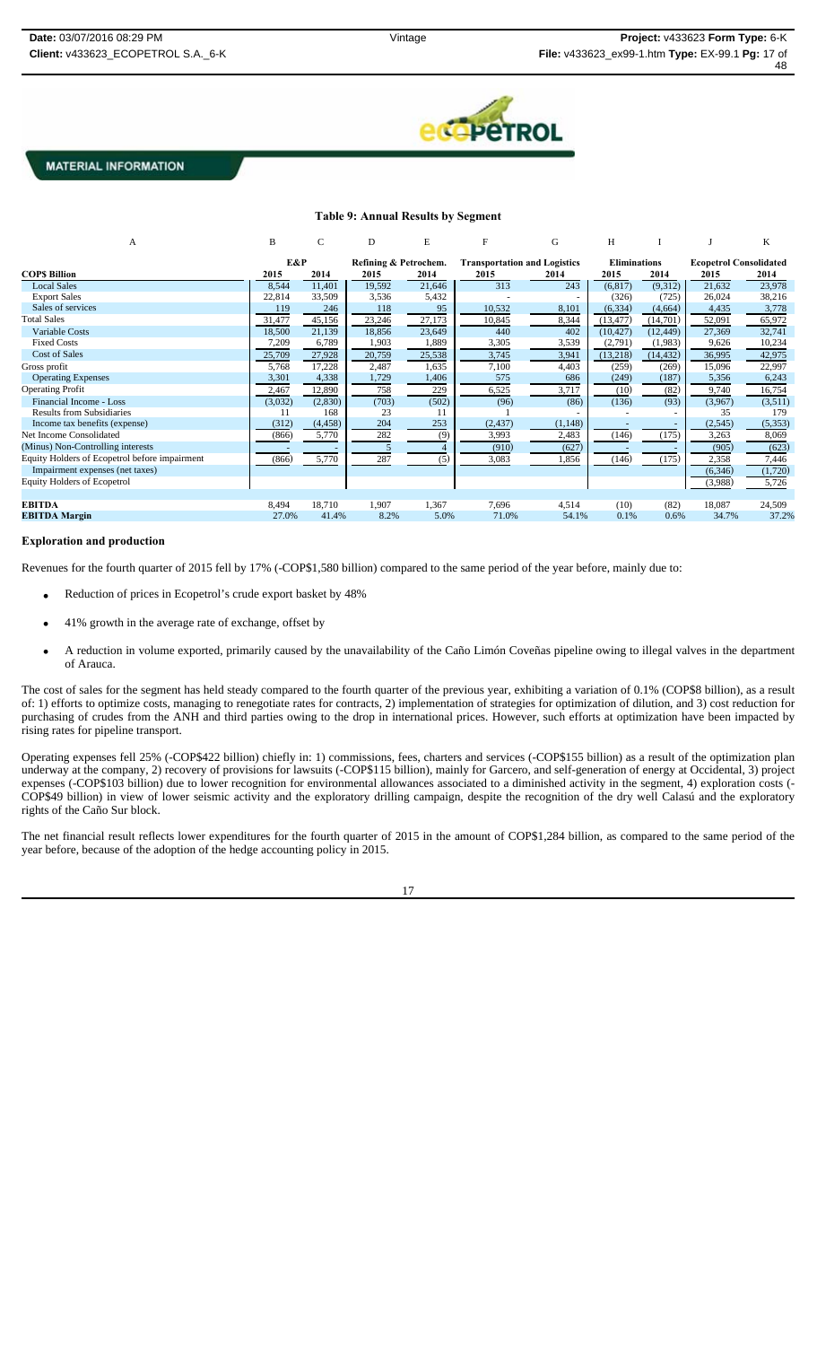**MATERIAL INFORMATION**

**Table 9: Annual Results by Segment**

| A | B | C | D | E | F | G | H | I | J | K |
|---|---|---|---|---|---|---|---|---|---|---|
| | E&P | | Refining & Petrochem. | | Transportation and Logistics | | Eliminations | | Ecopetrol Consolidated | |
| **COP$ Billion** | 2015 | 2014 | 2015 | 2014 | 2015 | 2014 | 2015 | 2014 | 2015 | 2014 |
| Local Sales | 8,544 | 11,401 | 19,592 | 21,646 | 313 | 243 | (6,817) | (9,312) | 21,632 | 23,978 |
| Export Sales | 22,814 | 33,509 | 3,536 | 5,432 | - | - | (326) | (725) | 26,024 | 38,216 |
| Sales of services | 119 | 246 | 118 | 95 | 10,532 | 8,101 | (6,334) | (4,664) | 4,435 | 3,778 |
| Total Sales | 31,477 | 45,156 | 23,246 | 27,173 | 10,845 | 8,344 | (13,477) | (14,701) | 52,091 | 65,972 |
| Variable Costs | 18,500 | 21,139 | 18,856 | 23,649 | 440 | 402 | (10,427) | (12,449) | 27,369 | 32,741 |
| Fixed Costs | 7,209 | 6,789 | 1,903 | 1,889 | 3,305 | 3,539 | (2,791) | (1,983) | 9,626 | 10,234 |
| Cost of Sales | 25,709 | 27,928 | 20,759 | 25,538 | 3,745 | 3,941 | (13,218) | (14,432) | 36,995 | 42,975 |
| Gross profit | 5,768 | 17,228 | 2,487 | 1,635 | 7,100 | 4,403 | (259) | (269) | 15,096 | 22,997 |
| Operating Expenses | 3,301 | 4,338 | 1,729 | 1,406 | 575 | 686 | (249) | (187) | 5,356 | 6,243 |
| Operating Profit | 2,467 | 12,890 | 758 | 229 | 6,525 | 3,717 | (10) | (82) | 9,740 | 16,754 |
| Financial Income - Loss | (3,032) | (2,830) | (703) | (502) | (96) | (86) | (136) | (93) | (3,967) | (3,511) |
| Results from Subsidiaries | 11 | 168 | 23 | 11 | 1 | - | - | - | 35 | 179 |
| Income tax benefits (expense) | (312) | (4,458) | 204 | 253 | (2,437) | (1,148) | - | - | (2,545) | (5,353) |
| Net Income Consolidated | (866) | 5,770 | 282 | (9) | 3,993 | 2,483 | (146) | (175) | 3,263 | 8,069 |
| (Minus) Non-Controlling interests | - | - | 5 | 4 | (910) | (627) | - | - | (905) | (623) |
| Equity Holders of Ecopetrol before impairment | (866) | 5,770 | 287 | (5) | 3,083 | 1,856 | (146) | (175) | 2,358 | 7,446 |
| Impairment expenses (net taxes) | | | | | | | | | (6,346) | (1,720) |
| Equity Holders of Ecopetrol | | | | | | | | | (3,988) | 5,726 |
| | | | | | | | | | | |
| **EBITDA** | 8,494 | 18,710 | 1,907 | 1,367 | 7,696 | 4,514 | (10) | (82) | 18,087 | 24,509 |
| **EBITDA Margin** | 27.0% | 41.4% | 8.2% | 5.0% | 71.0% | 54.1% | 0.1% | 0.6% | 34.7% | 37.2% |

**Exploration and production**

Revenues for the fourth quarter of 2015 fell by 17% (-COP$1,580 billion) compared to the same period of the year before, mainly due to:

- Reduction of prices in Ecopetrol's crude export basket by 48%
- 41% growth in the average rate of exchange, offset by
- A reduction in volume exported, primarily caused by the unavailability of the Caño Limón Coveñas pipeline owing to illegal valves in the department of Arauca.

The cost of sales for the segment has held steady compared to the fourth quarter of the previous year, exhibiting a variation of 0.1% (COP$8 billion), as a result of: 1) efforts to optimize costs, managing to renegotiate rates for contracts, 2) implementation of strategies for optimization of dilution, and 3) cost reduction for purchasing of crudes from the ANH and third parties owing to the drop in international prices. However, such efforts at optimization have been impacted by rising rates for pipeline transport.

Operating expenses fell 25% (-COP$422 billion) chiefly in: 1) commissions, fees, charters and services (-COP$155 billion) as a result of the optimization plan underway at the company, 2) recovery of provisions for lawsuits (-COP$115 billion), mainly for Garcero, and self-generation of energy at Occidental, 3) project expenses (-COP$103 billion) due to lower recognition for environmental allowances associated to a diminished activity in the segment, 4) exploration costs (-COP$49 billion) in view of lower seismic activity and the exploratory drilling campaign, despite the recognition of the dry well Calasú and the exploratory rights of the Caño Sur block.

The net financial result reflects lower expenditures for the fourth quarter of 2015 in the amount of COP$1,284 billion, as compared to the same period of the year before, because of the adoption of the hedge accounting policy in 2015.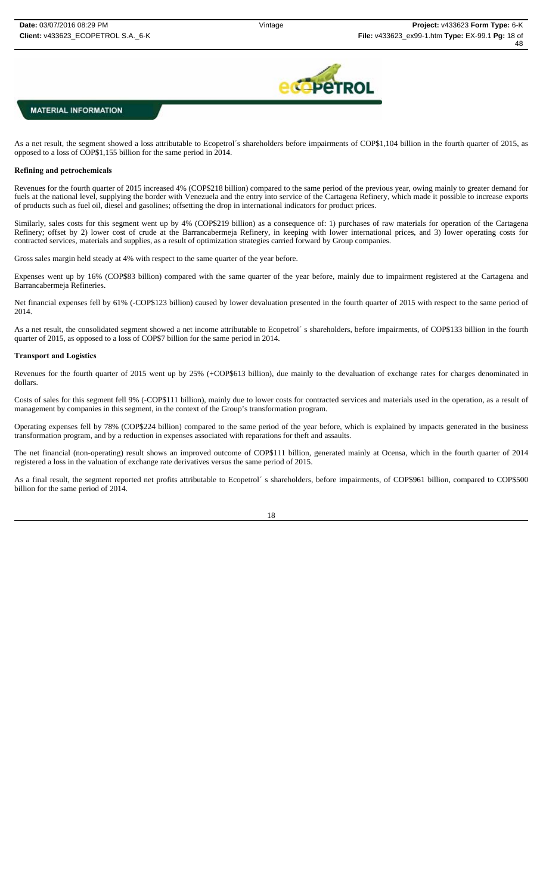As a net result, the segment showed a loss attributable to Ecopetrol´s shareholders before impairments of COP$1,104 billion in the fourth quarter of 2015, as opposed to a loss of COP$1,155 billion for the same period in 2014.

**Refining and petrochemicals**

Revenues for the fourth quarter of 2015 increased 4% (COP$218 billion) compared to the same period of the previous year, owing mainly to greater demand for fuels at the national level, supplying the border with Venezuela and the entry into service of the Cartagena Refinery, which made it possible to increase exports of products such as fuel oil, diesel and gasolines; offsetting the drop in international indicators for product prices.

Similarly, sales costs for this segment went up by 4% (COP$219 billion) as a consequence of: 1) purchases of raw materials for operation of the Cartagena Refinery; offset by 2) lower cost of crude at the Barrancabermeja Refinery, in keeping with lower international prices, and 3) lower operating costs for contracted services, materials and supplies, as a result of optimization strategies carried forward by Group companies.

Gross sales margin held steady at 4% with respect to the same quarter of the year before.

Expenses went up by 16% (COP$83 billion) compared with the same quarter of the year before, mainly due to impairment registered at the Cartagena and Barrancabermeja Refineries.

Net financial expenses fell by 61% (-COP$123 billion) caused by lower devaluation presented in the fourth quarter of 2015 with respect to the same period of 2014.

As a net result, the consolidated segment showed a net income attributable to Ecopetrol´ s shareholders, before impairments, of COP$133 billion in the fourth quarter of 2015, as opposed to a loss of COP$7 billion for the same period in 2014.

**Transport and Logistics**

Revenues for the fourth quarter of 2015 went up by 25% (+COP$613 billion), due mainly to the devaluation of exchange rates for charges denominated in dollars.

Costs of sales for this segment fell 9% (-COP$111 billion), mainly due to lower costs for contracted services and materials used in the operation, as a result of management by companies in this segment, in the context of the Group's transformation program.

Operating expenses fell by 78% (COP$224 billion) compared to the same period of the year before, which is explained by impacts generated in the business transformation program, and by a reduction in expenses associated with reparations for theft and assaults.

The net financial (non-operating) result shows an improved outcome of COP$111 billion, generated mainly at Ocensa, which in the fourth quarter of 2014 registered a loss in the valuation of exchange rate derivatives versus the same period of 2015.

As a final result, the segment reported net profits attributable to Ecopetrol´ s shareholders, before impairments, of COP$961 billion, compared to COP$500 billion for the same period of 2014.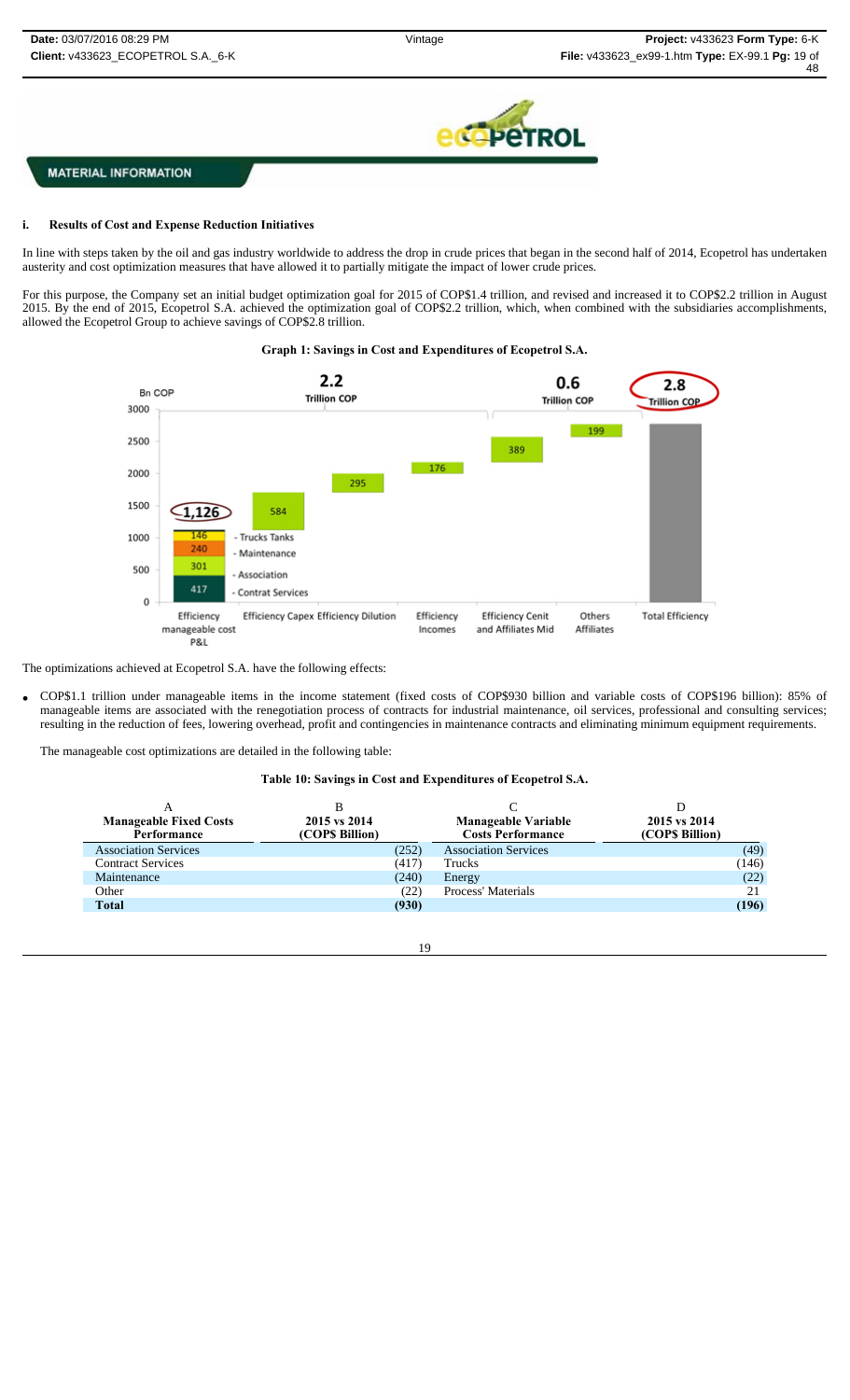**MATERIAL INFORMATION**

**i. Results of Cost and Expense Reduction Initiatives**

In line with steps taken by the oil and gas industry worldwide to address the drop in crude prices that began in the second half of 2014, Ecopetrol has undertaken austerity and cost optimization measures that have allowed it to partially mitigate the impact of lower crude prices.

For this purpose, the Company set an initial budget optimization goal for 2015 of COP$1.4 trillion, and revised and increased it to COP$2.2 trillion in August 2015. By the end of 2015, Ecopetrol S.A. achieved the optimization goal of COP$2.2 trillion, which, when combined with the subsidiaries accomplishments, allowed the Ecopetrol Group to achieve savings of COP$2.8 trillion.

**Graph 1: Savings in Cost and Expenditures of Ecopetrol S.A.**

The optimizations achieved at Ecopetrol S.A. have the following effects:

- COP$1.1 trillion under manageable items in the income statement (fixed costs of COP$930 billion and variable costs of COP$196 billion): 85% of manageable items are associated with the renegotiation process of contracts for industrial maintenance, oil services, professional and consulting services; resulting in the reduction of fees, lowering overhead, profit and contingencies in maintenance contracts and eliminating minimum equipment requirements.

The manageable cost optimizations are detailed in the following table:

**Table 10: Savings in Cost and Expenditures of Ecopetrol S.A.**

| A<br>**Manageable Fixed Costs Performance** | B<br>**2015 vs 2014 (COP$ Billion)** | C<br>**Manageable Variable Costs Performance** | D<br>**2015 vs 2014 (COP$ Billion)** |
|---|---|---|---|
| Association Services | (252) | Association Services | (49) |
| Contract Services | (417) | Trucks | (146) |
| Maintenance | (240) | Energy | (22) |
| Other | (22) | Process' Materials | 21 |
| **Total** | **(930)** | | **(196)** |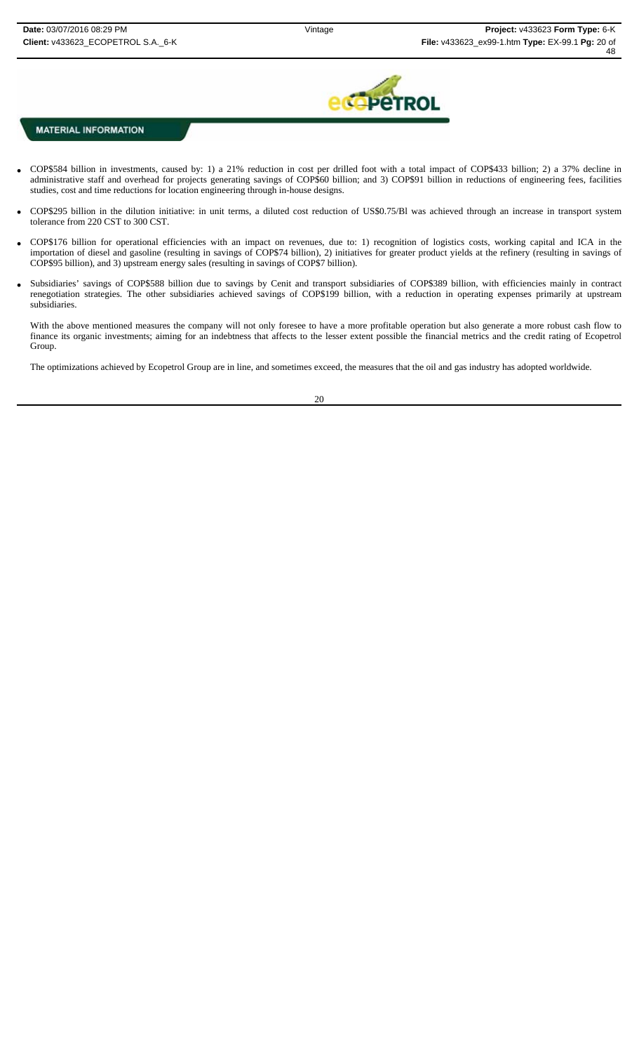**MATERIAL INFORMATION**

- COP$584 billion in investments, caused by: 1) a 21% reduction in cost per drilled foot with a total impact of COP$433 billion; 2) a 37% decline in administrative staff and overhead for projects generating savings of COP$60 billion; and 3) COP$91 billion in reductions of engineering fees, facilities studies, cost and time reductions for location engineering through in-house designs.
- COP$295 billion in the dilution initiative: in unit terms, a diluted cost reduction of US$0.75/Bl was achieved through an increase in transport system tolerance from 220 CST to 300 CST.
- COP$176 billion for operational efficiencies with an impact on revenues, due to: 1) recognition of logistics costs, working capital and ICA in the importation of diesel and gasoline (resulting in savings of COP$74 billion), 2) initiatives for greater product yields at the refinery (resulting in savings of COP$95 billion), and 3) upstream energy sales (resulting in savings of COP$7 billion).
- Subsidiaries' savings of COP$588 billion due to savings by Cenit and transport subsidiaries of COP$389 billion, with efficiencies mainly in contract renegotiation strategies. The other subsidiaries achieved savings of COP$199 billion, with a reduction in operating expenses primarily at upstream subsidiaries.

With the above mentioned measures the company will not only foresee to have a more profitable operation but also generate a more robust cash flow to finance its organic investments; aiming for an indebtness that affects to the lesser extent possible the financial metrics and the credit rating of Ecopetrol Group.

The optimizations achieved by Ecopetrol Group are in line, and sometimes exceed, the measures that the oil and gas industry has adopted worldwide.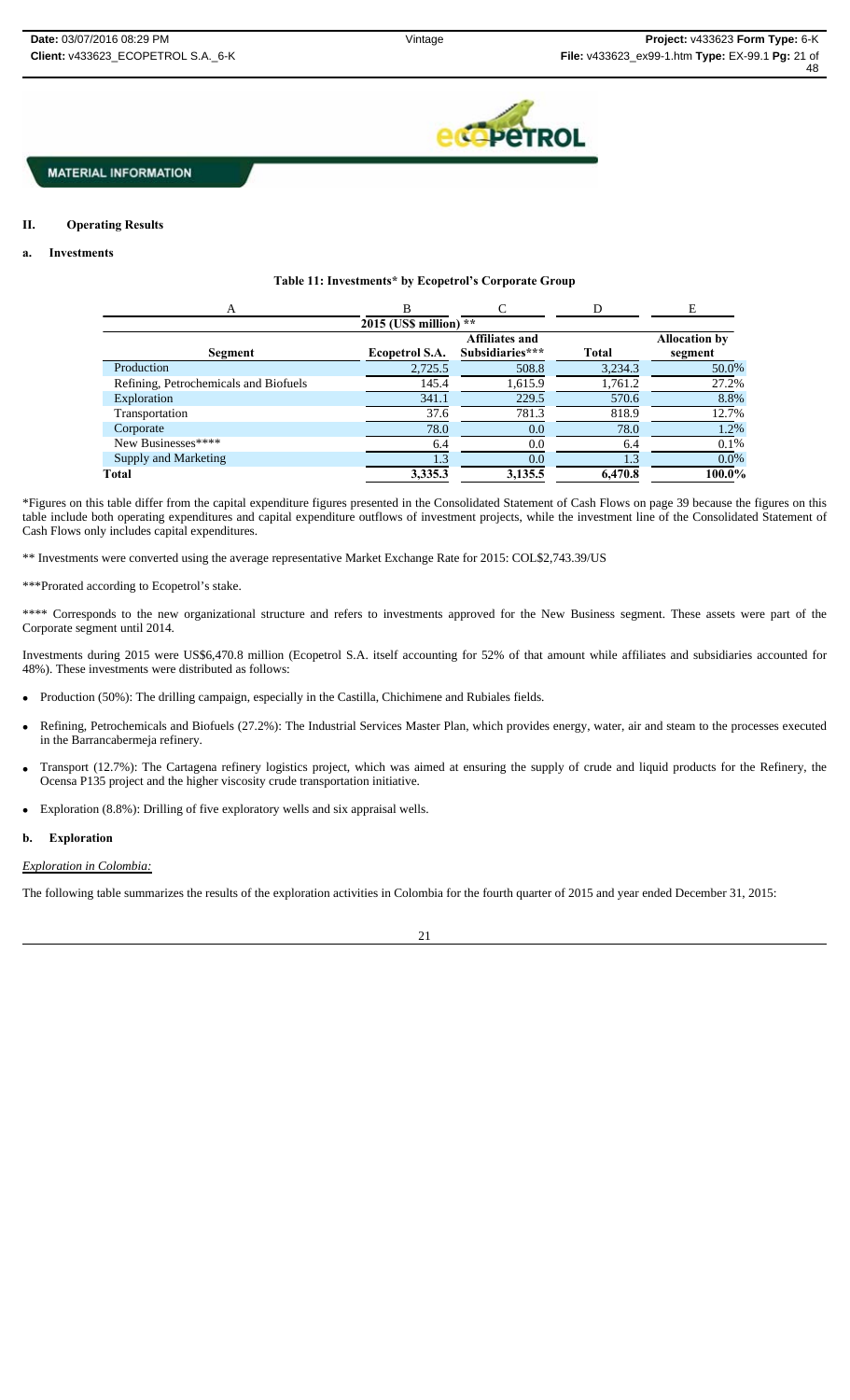MATERIAL INFORMATION

## II. Operating Results

### a. Investments

**Table 11: Investments* by Ecopetrol's Corporate Group**

| A | B | C | D | E |
|---|---|---|---|---|
| | 2015 (US$ million) ** | | | |
| **Segment** | **Ecopetrol S.A.** | **Affiliates and Subsidiaries*** ** | **Total** | **Allocation by segment** |
| Production | 2,725.5 | 508.8 | 3,234.3 | 50.0% |
| Refining, Petrochemicals and Biofuels | 145.4 | 1,615.9 | 1,761.2 | 27.2% |
| Exploration | 341.1 | 229.5 | 570.6 | 8.8% |
| Transportation | 37.6 | 781.3 | 818.9 | 12.7% |
| Corporate | 78.0 | 0.0 | 78.0 | 1.2% |
| New Businesses**** | 6.4 | 0.0 | 6.4 | 0.1% |
| Supply and Marketing | 1.3 | 0.0 | 1.3 | 0.0% |
| **Total** | **3,335.3** | **3,135.5** | **6,470.8** | **100.0%** |

*Figures on this table differ from the capital expenditure figures presented in the Consolidated Statement of Cash Flows on page 39 because the figures on this table include both operating expenditures and capital expenditure outflows of investment projects, while the investment line of the Consolidated Statement of Cash Flows only includes capital expenditures.

** Investments were converted using the average representative Market Exchange Rate for 2015: COL$2,743.39/US

***Prorated according to Ecopetrol's stake.

**** Corresponds to the new organizational structure and refers to investments approved for the New Business segment. These assets were part of the Corporate segment until 2014.

Investments during 2015 were US$6,470.8 million (Ecopetrol S.A. itself accounting for 52% of that amount while affiliates and subsidiaries accounted for 48%). These investments were distributed as follows:

- Production (50%): The drilling campaign, especially in the Castilla, Chichimene and Rubiales fields.
- Refining, Petrochemicals and Biofuels (27.2%): The Industrial Services Master Plan, which provides energy, water, air and steam to the processes executed in the Barrancabermeja refinery.
- Transport (12.7%): The Cartagena refinery logistics project, which was aimed at ensuring the supply of crude and liquid products for the Refinery, the Ocensa P135 project and the higher viscosity crude transportation initiative.
- Exploration (8.8%): Drilling of five exploratory wells and six appraisal wells.

### b. Exploration

*Exploration in Colombia:*

The following table summarizes the results of the exploration activities in Colombia for the fourth quarter of 2015 and year ended December 31, 2015: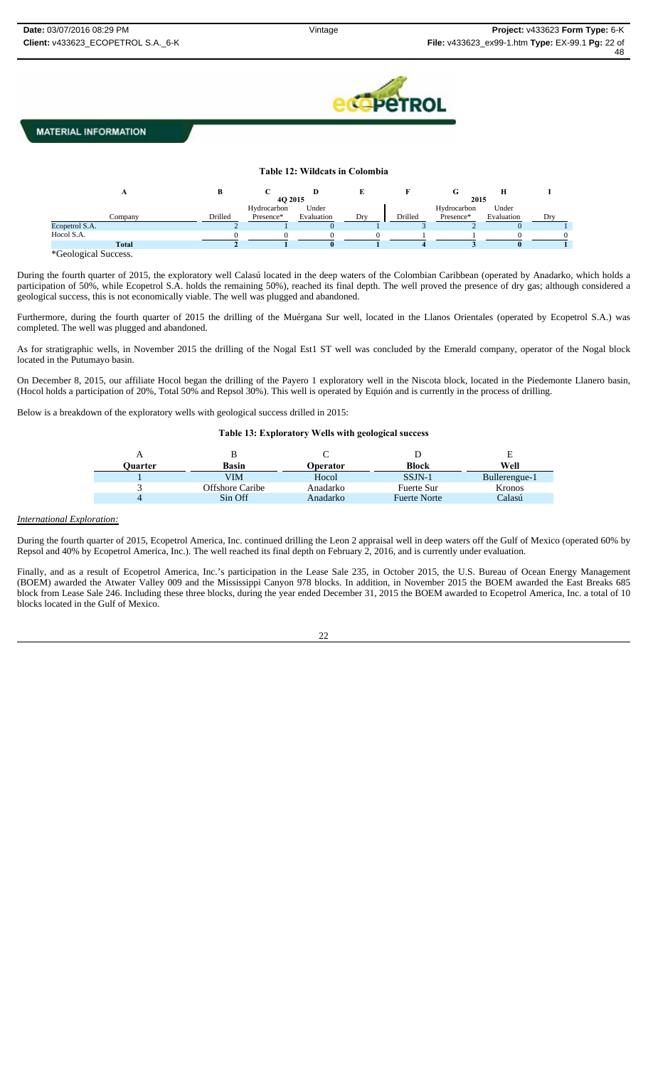**MATERIAL INFORMATION**

**Table 12: Wildcats in Colombia**

| A | B | C | D | E | F | G | H | I |
|---|---|---|---|---|---|---|---|---|
| | 4Q 2015 | | | | 2015 | | | |
| Company | Drilled | Hydrocarbon Presence* | Under Evaluation | Dry | Drilled | Hydrocarbon Presence* | Under Evaluation | Dry |
| Ecopetrol S.A. | 2 | 1 | 0 | 1 | 3 | 2 | 0 | 1 |
| Hocol S.A. | 0 | 0 | 0 | 0 | 1 | 1 | 0 | 0 |
| **Total** | **2** | **1** | **0** | **1** | **4** | **3** | **0** | **1** |

*Geological Success.

During the fourth quarter of 2015, the exploratory well Calasú located in the deep waters of the Colombian Caribbean (operated by Anadarko, which holds a participation of 50%, while Ecopetrol S.A. holds the remaining 50%), reached its final depth. The well proved the presence of dry gas; although considered a geological success, this is not economically viable. The well was plugged and abandoned.

Furthermore, during the fourth quarter of 2015 the drilling of the Muérgana Sur well, located in the Llanos Orientales (operated by Ecopetrol S.A.) was completed. The well was plugged and abandoned.

As for stratigraphic wells, in November 2015 the drilling of the Nogal Est1 ST well was concluded by the Emerald company, operator of the Nogal block located in the Putumayo basin.

On December 8, 2015, our affiliate Hocol began the drilling of the Payero 1 exploratory well in the Niscota block, located in the Piedemonte Llanero basin, (Hocol holds a participation of 20%, Total 50% and Repsol 30%). This well is operated by Equión and is currently in the process of drilling.

Below is a breakdown of the exploratory wells with geological success drilled in 2015:

**Table 13: Exploratory Wells with geological success**

| A | B | C | D | E |
|---|---|---|---|---|
| **Quarter** | **Basin** | **Operator** | **Block** | **Well** |
| 1 | VIM | Hocol | SSJN-1 | Bullerengue-1 |
| 3 | Offshore Caribe | Anadarko | Fuerte Sur | Kronos |
| 4 | Sin Off | Anadarko | Fuerte Norte | Calasú |

*International Exploration:*

During the fourth quarter of 2015, Ecopetrol America, Inc. continued drilling the Leon 2 appraisal well in deep waters off the Gulf of Mexico (operated 60% by Repsol and 40% by Ecopetrol America, Inc.). The well reached its final depth on February 2, 2016, and is currently under evaluation.

Finally, and as a result of Ecopetrol America, Inc.'s participation in the Lease Sale 235, in October 2015, the U.S. Bureau of Ocean Energy Management (BOEM) awarded the Atwater Valley 009 and the Mississippi Canyon 978 blocks. In addition, in November 2015 the BOEM awarded the East Breaks 685 block from Lease Sale 246. Including these three blocks, during the year ended December 31, 2015 the BOEM awarded to Ecopetrol America, Inc. a total of 10 blocks located in the Gulf of Mexico.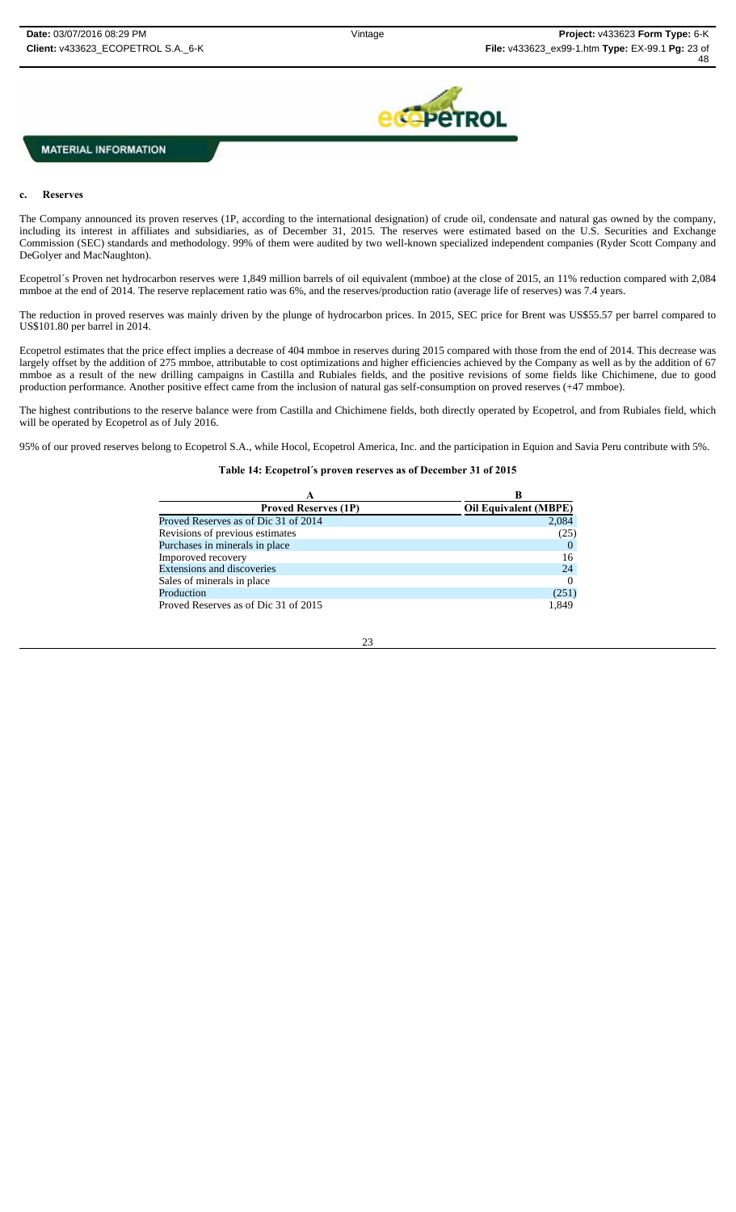**MATERIAL INFORMATION**

#### c. Reserves

The Company announced its proven reserves (1P, according to the international designation) of crude oil, condensate and natural gas owned by the company, including its interest in affiliates and subsidiaries, as of December 31, 2015. The reserves were estimated based on the U.S. Securities and Exchange Commission (SEC) standards and methodology. 99% of them were audited by two well-known specialized independent companies (Ryder Scott Company and DeGolyer and MacNaughton).

Ecopetrol´s Proven net hydrocarbon reserves were 1,849 million barrels of oil equivalent (mmboe) at the close of 2015, an 11% reduction compared with 2,084 mmboe at the end of 2014. The reserve replacement ratio was 6%, and the reserves/production ratio (average life of reserves) was 7.4 years.

The reduction in proved reserves was mainly driven by the plunge of hydrocarbon prices. In 2015, SEC price for Brent was US$55.57 per barrel compared to US$101.80 per barrel in 2014.

Ecopetrol estimates that the price effect implies a decrease of 404 mmboe in reserves during 2015 compared with those from the end of 2014. This decrease was largely offset by the addition of 275 mmboe, attributable to cost optimizations and higher efficiencies achieved by the Company as well as by the addition of 67 mmboe as a result of the new drilling campaigns in Castilla and Rubiales fields, and the positive revisions of some fields like Chichimene, due to good production performance. Another positive effect came from the inclusion of natural gas self-consumption on proved reserves (+47 mmboe).

The highest contributions to the reserve balance were from Castilla and Chichimene fields, both directly operated by Ecopetrol, and from Rubiales field, which will be operated by Ecopetrol as of July 2016.

95% of our proved reserves belong to Ecopetrol S.A., while Hocol, Ecopetrol America, Inc. and the participation in Equion and Savia Peru contribute with 5%.

**Table 14: Ecopetrol´s proven reserves as of December 31 of 2015**

| A | B |
|---|---|
| **Proved Reserves (1P)** | **Oil Equivalent (MBPE)** |
| Proved Reserves as of Dic 31 of 2014 | 2,084 |
| Revisions of previous estimates | (25) |
| Purchases in minerals in place | 0 |
| Imporoved recovery | 16 |
| Extensions and discoveries | 24 |
| Sales of minerals in place | 0 |
| Production | (251) |
| Proved Reserves as of Dic 31 of 2015 | 1,849 |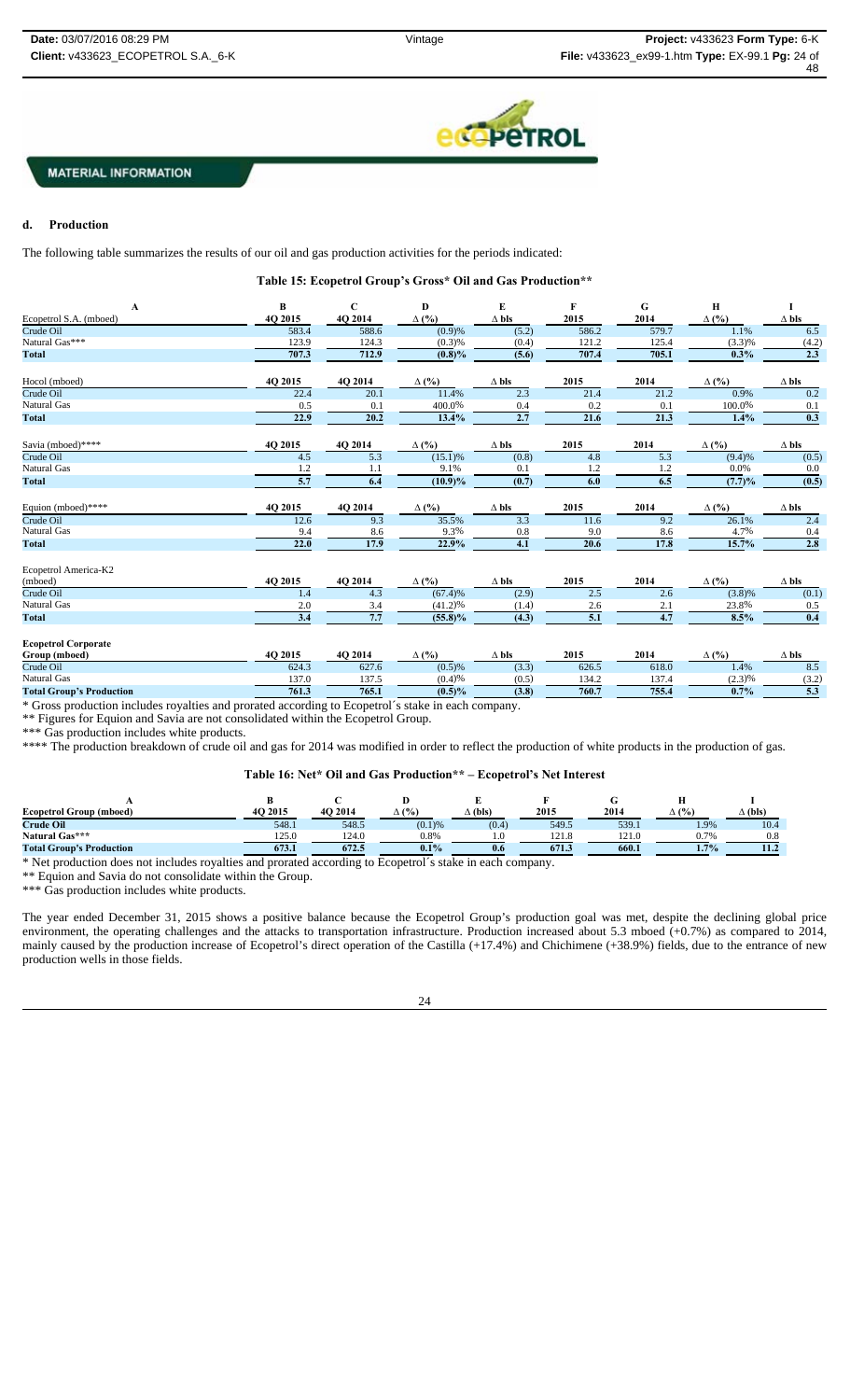**MATERIAL INFORMATION**

### d. Production

The following table summarizes the results of our oil and gas production activities for the periods indicated:

**Table 15: Ecopetrol Group's Gross* Oil and Gas Production****

| A | B | C | D | E | F | G | H | I |
|---|---|---|---|---|---|---|---|---|
| Ecopetrol S.A. (mboed) | 4Q 2015 | 4Q 2014 | Δ (%) | Δ bls | 2015 | 2014 | Δ (%) | Δ bls |
| Crude Oil | 583.4 | 588.6 | (0.9)% | (5.2) | 586.2 | 579.7 | 1.1% | 6.5 |
| Natural Gas*** | 123.9 | 124.3 | (0.3)% | (0.4) | 121.2 | 125.4 | (3.3)% | (4.2) |
| **Total** | **707.3** | **712.9** | **(0.8)%** | **(5.6)** | **707.4** | **705.1** | **0.3%** | **2.3** |
| Hocol (mboed) | 4Q 2015 | 4Q 2014 | Δ (%) | Δ bls | 2015 | 2014 | Δ (%) | Δ bls |
| Crude Oil | 22.4 | 20.1 | 11.4% | 2.3 | 21.4 | 21.2 | 0.9% | 0.2 |
| Natural Gas | 0.5 | 0.1 | 400.0% | 0.4 | 0.2 | 0.1 | 100.0% | 0.1 |
| **Total** | **22.9** | **20.2** | **13.4%** | **2.7** | **21.6** | **21.3** | **1.4%** | **0.3** |
| Savia (mboed)**** | 4Q 2015 | 4Q 2014 | Δ (%) | Δ bls | 2015 | 2014 | Δ (%) | Δ bls |
| Crude Oil | 4.5 | 5.3 | (15.1)% | (0.8) | 4.8 | 5.3 | (9.4)% | (0.5) |
| Natural Gas | 1.2 | 1.1 | 9.1% | 0.1 | 1.2 | 1.2 | 0.0% | 0.0 |
| **Total** | **5.7** | **6.4** | **(10.9)%** | **(0.7)** | **6.0** | **6.5** | **(7.7)%** | **(0.5)** |
| Equion (mboed)**** | 4Q 2015 | 4Q 2014 | Δ (%) | Δ bls | 2015 | 2014 | Δ (%) | Δ bls |
| Crude Oil | 12.6 | 9.3 | 35.5% | 3.3 | 11.6 | 9.2 | 26.1% | 2.4 |
| Natural Gas | 9.4 | 8.6 | 9.3% | 0.8 | 9.0 | 8.6 | 4.7% | 0.4 |
| **Total** | **22.0** | **17.9** | **22.9%** | **4.1** | **20.6** | **17.8** | **15.7%** | **2.8** |
| Ecopetrol America-K2 (mboed) | 4Q 2015 | 4Q 2014 | Δ (%) | Δ bls | 2015 | 2014 | Δ (%) | Δ bls |
| Crude Oil | 1.4 | 4.3 | (67.4)% | (2.9) | 2.5 | 2.6 | (3.8)% | (0.1) |
| Natural Gas | 2.0 | 3.4 | (41.2)% | (1.4) | 2.6 | 2.1 | 23.8% | 0.5 |
| **Total** | **3.4** | **7.7** | **(55.8)%** | **(4.3)** | **5.1** | **4.7** | **8.5%** | **0.4** |
| **Ecopetrol Corporate Group (mboed)** | 4Q 2015 | 4Q 2014 | Δ (%) | Δ bls | 2015 | 2014 | Δ (%) | Δ bls |
| Crude Oil | 624.3 | 627.6 | (0.5)% | (3.3) | 626.5 | 618.0 | 1.4% | 8.5 |
| Natural Gas | 137.0 | 137.5 | (0.4)% | (0.5) | 134.2 | 137.4 | (2.3)% | (3.2) |
| **Total Group's Production** | **761.3** | **765.1** | **(0.5)%** | **(3.8)** | **760.7** | **755.4** | **0.7%** | **5.3** |

* Gross production includes royalties and prorated according to Ecopetrol´s stake in each company.

** Figures for Equion and Savia are not consolidated within the Ecopetrol Group.

*** Gas production includes white products.

**** The production breakdown of crude oil and gas for 2014 was modified in order to reflect the production of white products in the production of gas.

**Table 16: Net* Oil and Gas Production** – Ecopetrol's Net Interest**

| A | B | C | D | E | F | G | H | I |
|---|---|---|---|---|---|---|---|---|
| **Ecopetrol Group (mboed)** | **4Q 2015** | **4Q 2014** | **Δ (%)** | **Δ (bls)** | **2015** | **2014** | **Δ (%)** | **Δ (bls)** |
| **Crude Oil** | 548.1 | 548.5 | (0.1)% | (0.4) | 549.5 | 539.1 | 1.9% | 10.4 |
| **Natural Gas*** | 125.0 | 124.0 | 0.8% | 1.0 | 121.8 | 121.0 | 0.7% | 0.8 |
| **Total Group's Production** | **673.1** | **672.5** | **0.1%** | **0.6** | **671.3** | **660.1** | **1.7%** | **11.2** |

* Net production does not includes royalties and prorated according to Ecopetrol´s stake in each company.

** Equion and Savia do not consolidate within the Group.

*** Gas production includes white products.

The year ended December 31, 2015 shows a positive balance because the Ecopetrol Group's production goal was met, despite the declining global price environment, the operating challenges and the attacks to transportation infrastructure. Production increased about 5.3 mboed (+0.7%) as compared to 2014, mainly caused by the production increase of Ecopetrol's direct operation of the Castilla (+17.4%) and Chichimene (+38.9%) fields, due to the entrance of new production wells in those fields.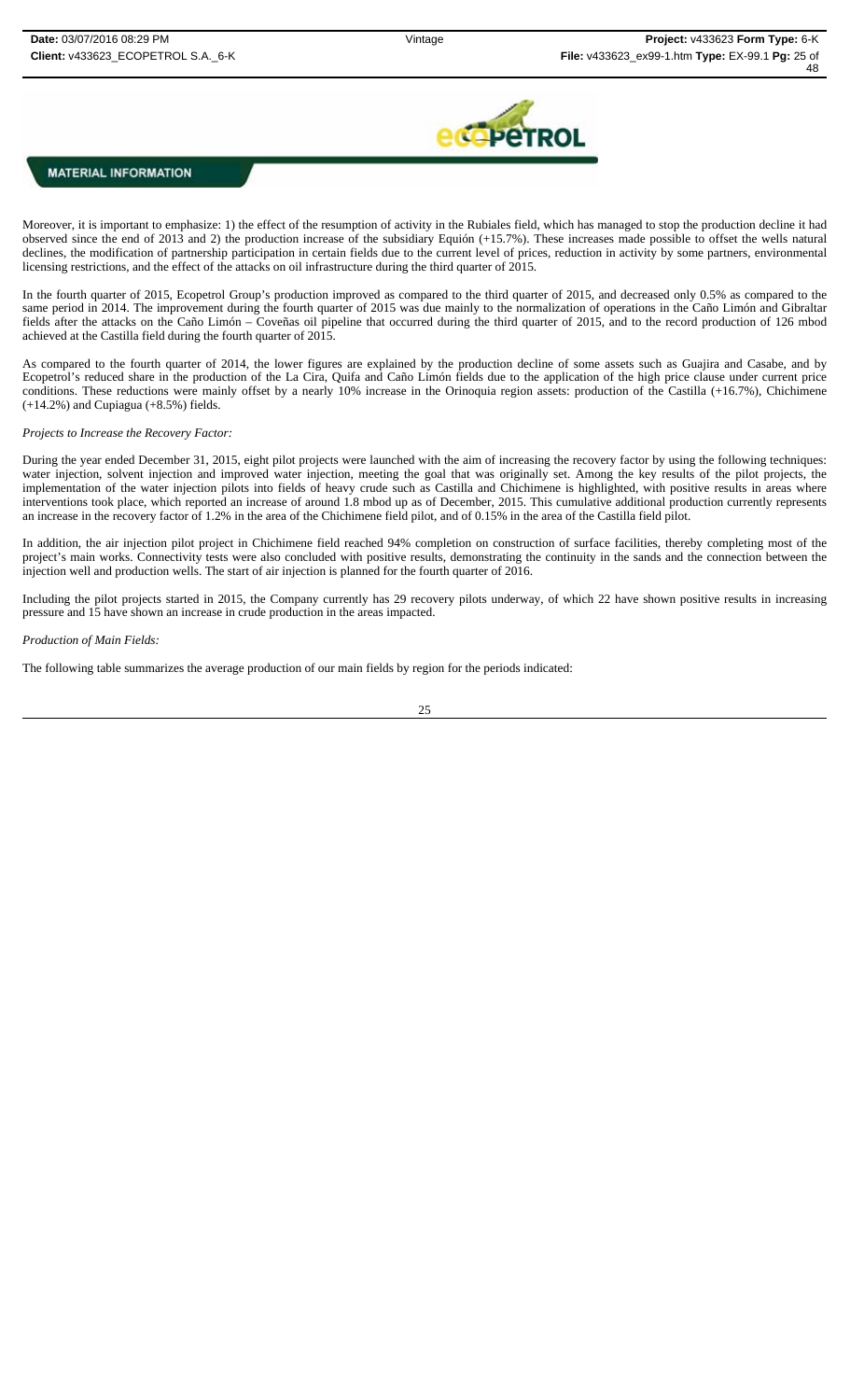MATERIAL INFORMATION

Moreover, it is important to emphasize: 1) the effect of the resumption of activity in the Rubiales field, which has managed to stop the production decline it had observed since the end of 2013 and 2) the production increase of the subsidiary Equión (+15.7%). These increases made possible to offset the wells natural declines, the modification of partnership participation in certain fields due to the current level of prices, reduction in activity by some partners, environmental licensing restrictions, and the effect of the attacks on oil infrastructure during the third quarter of 2015.

In the fourth quarter of 2015, Ecopetrol Group's production improved as compared to the third quarter of 2015, and decreased only 0.5% as compared to the same period in 2014. The improvement during the fourth quarter of 2015 was due mainly to the normalization of operations in the Caño Limón and Gibraltar fields after the attacks on the Caño Limón – Coveñas oil pipeline that occurred during the third quarter of 2015, and to the record production of 126 mbod achieved at the Castilla field during the fourth quarter of 2015.

As compared to the fourth quarter of 2014, the lower figures are explained by the production decline of some assets such as Guajira and Casabe, and by Ecopetrol's reduced share in the production of the La Cira, Quifa and Caño Limón fields due to the application of the high price clause under current price conditions. These reductions were mainly offset by a nearly 10% increase in the Orinoquia region assets: production of the Castilla (+16.7%), Chichimene (+14.2%) and Cupiagua (+8.5%) fields.

*Projects to Increase the Recovery Factor:*

During the year ended December 31, 2015, eight pilot projects were launched with the aim of increasing the recovery factor by using the following techniques: water injection, solvent injection and improved water injection, meeting the goal that was originally set. Among the key results of the pilot projects, the implementation of the water injection pilots into fields of heavy crude such as Castilla and Chichimene is highlighted, with positive results in areas where interventions took place, which reported an increase of around 1.8 mbod up as of December, 2015. This cumulative additional production currently represents an increase in the recovery factor of 1.2% in the area of the Chichimene field pilot, and of 0.15% in the area of the Castilla field pilot.

In addition, the air injection pilot project in Chichimene field reached 94% completion on construction of surface facilities, thereby completing most of the project's main works. Connectivity tests were also concluded with positive results, demonstrating the continuity in the sands and the connection between the injection well and production wells. The start of air injection is planned for the fourth quarter of 2016.

Including the pilot projects started in 2015, the Company currently has 29 recovery pilots underway, of which 22 have shown positive results in increasing pressure and 15 have shown an increase in crude production in the areas impacted.

*Production of Main Fields:*

The following table summarizes the average production of our main fields by region for the periods indicated: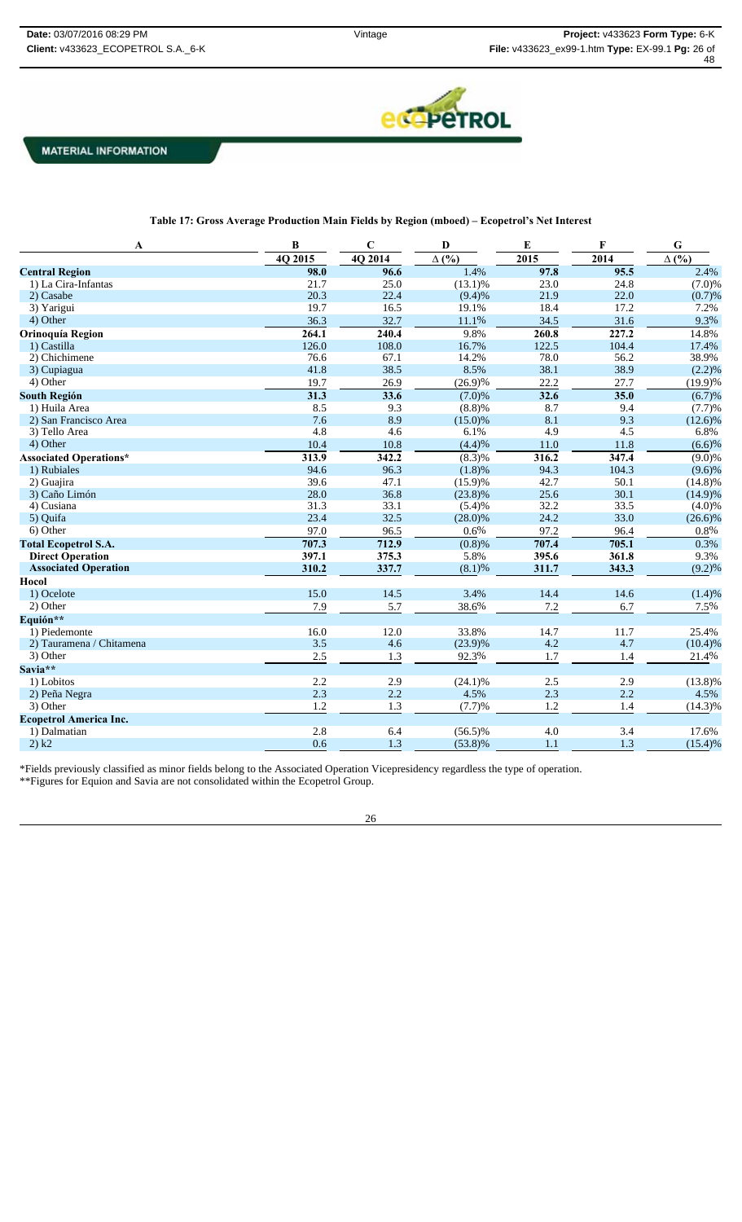MATERIAL INFORMATION

**Table 17: Gross Average Production Main Fields by Region (mboed) – Ecopetrol's Net Interest**

| A | B | C | D | E | F | G |
|---|---|---|---|---|---|---|
| | 4Q 2015 | 4Q 2014 | Δ (%) | 2015 | 2014 | Δ (%) |
| **Central Region** | **98.0** | **96.6** | 1.4% | **97.8** | **95.5** | 2.4% |
| 1) La Cira-Infantas | 21.7 | 25.0 | (13.1)% | 23.0 | 24.8 | (7.0)% |
| 2) Casabe | 20.3 | 22.4 | (9.4)% | 21.9 | 22.0 | (0.7)% |
| 3) Yarigui | 19.7 | 16.5 | 19.1% | 18.4 | 17.2 | 7.2% |
| 4) Other | 36.3 | 32.7 | 11.1% | 34.5 | 31.6 | 9.3% |
| **Orinoquía Region** | **264.1** | **240.4** | 9.8% | **260.8** | **227.2** | 14.8% |
| 1) Castilla | 126.0 | 108.0 | 16.7% | 122.5 | 104.4 | 17.4% |
| 2) Chichimene | 76.6 | 67.1 | 14.2% | 78.0 | 56.2 | 38.9% |
| 3) Cupiagua | 41.8 | 38.5 | 8.5% | 38.1 | 38.9 | (2.2)% |
| 4) Other | 19.7 | 26.9 | (26.9)% | 22.2 | 27.7 | (19.9)% |
| **South Región** | **31.3** | **33.6** | (7.0)% | **32.6** | **35.0** | (6.7)% |
| 1) Huila Area | 8.5 | 9.3 | (8.8)% | 8.7 | 9.4 | (7.7)% |
| 2) San Francisco Area | 7.6 | 8.9 | (15.0)% | 8.1 | 9.3 | (12.6)% |
| 3) Tello Area | 4.8 | 4.6 | 6.1% | 4.9 | 4.5 | 6.8% |
| 4) Other | 10.4 | 10.8 | (4.4)% | 11.0 | 11.8 | (6.6)% |
| **Associated Operations*** | **313.9** | **342.2** | (8.3)% | **316.2** | **347.4** | (9.0)% |
| 1) Rubiales | 94.6 | 96.3 | (1.8)% | 94.3 | 104.3 | (9.6)% |
| 2) Guajira | 39.6 | 47.1 | (15.9)% | 42.7 | 50.1 | (14.8)% |
| 3) Caño Limón | 28.0 | 36.8 | (23.8)% | 25.6 | 30.1 | (14.9)% |
| 4) Cusiana | 31.3 | 33.1 | (5.4)% | 32.2 | 33.5 | (4.0)% |
| 5) Quifa | 23.4 | 32.5 | (28.0)% | 24.2 | 33.0 | (26.6)% |
| 6) Other | 97.0 | 96.5 | 0.6% | 97.2 | 96.4 | 0.8% |
| **Total Ecopetrol S.A.** | **707.3** | **712.9** | (0.8)% | **707.4** | **705.1** | 0.3% |
| **Direct Operation** | **397.1** | **375.3** | 5.8% | **395.6** | **361.8** | 9.3% |
| **Associated Operation** | **310.2** | **337.7** | (8.1)% | **311.7** | **343.3** | (9.2)% |
| **Hocol** | | | | | | |
| 1) Ocelote | 15.0 | 14.5 | 3.4% | 14.4 | 14.6 | (1.4)% |
| 2) Other | 7.9 | 5.7 | 38.6% | 7.2 | 6.7 | 7.5% |
| **Equión**** | | | | | | |
| 1) Piedemonte | 16.0 | 12.0 | 33.8% | 14.7 | 11.7 | 25.4% |
| 2) Tauramena / Chitamena | 3.5 | 4.6 | (23.9)% | 4.2 | 4.7 | (10.4)% |
| 3) Other | 2.5 | 1.3 | 92.3% | 1.7 | 1.4 | 21.4% |
| **Savia**** | | | | | | |
| 1) Lobitos | 2.2 | 2.9 | (24.1)% | 2.5 | 2.9 | (13.8)% |
| 2) Peña Negra | 2.3 | 2.2 | 4.5% | 2.3 | 2.2 | 4.5% |
| 3) Other | 1.2 | 1.3 | (7.7)% | 1.2 | 1.4 | (14.3)% |
| **Ecopetrol America Inc.** | | | | | | |
| 1) Dalmatian | 2.8 | 6.4 | (56.5)% | 4.0 | 3.4 | 17.6% |
| 2) k2 | 0.6 | 1.3 | (53.8)% | 1.1 | 1.3 | (15.4)% |

*Fields previously classified as minor fields belong to the Associated Operation Vicepresidency regardless the type of operation.
**Figures for Equion and Savia are not consolidated within the Ecopetrol Group.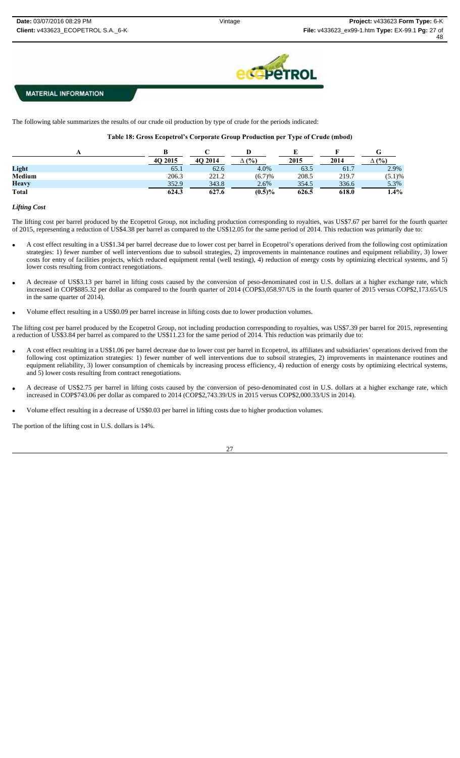MATERIAL INFORMATION

The following table summarizes the results of our crude oil production by type of crude for the periods indicated:

**Table 18: Gross Ecopetrol's Corporate Group Production per Type of Crude (mbod)**

| A | B | C | D | E | F | G |
|---|---|---|---|---|---|---|
| | 4Q 2015 | 4Q 2014 | Δ (%) | 2015 | 2014 | Δ (%) |
| **Light** | 65.1 | 62.6 | 4.0% | 63.5 | 61.7 | 2.9% |
| **Medium** | 206.3 | 221.2 | (6.7)% | 208.5 | 219.7 | (5.1)% |
| **Heavy** | 352.9 | 343.8 | 2.6% | 354.5 | 336.6 | 5.3% |
| **Total** | **624.3** | **627.6** | **(0.5)%** | **626.5** | **618.0** | **1.4%** |

*Lifting Cost*

The lifting cost per barrel produced by the Ecopetrol Group, not including production corresponding to royalties, was US$7.67 per barrel for the fourth quarter of 2015, representing a reduction of US$4.38 per barrel as compared to the US$12.05 for the same period of 2014. This reduction was primarily due to:

- A cost effect resulting in a US$1.34 per barrel decrease due to lower cost per barrel in Ecopetrol's operations derived from the following cost optimization strategies: 1) fewer number of well interventions due to subsoil strategies, 2) improvements in maintenance routines and equipment reliability, 3) lower costs for entry of facilities projects, which reduced equipment rental (well testing), 4) reduction of energy costs by optimizing electrical systems, and 5) lower costs resulting from contract renegotiations.
- A decrease of US$3.13 per barrel in lifting costs caused by the conversion of peso-denominated cost in U.S. dollars at a higher exchange rate, which increased in COP$885.32 per dollar as compared to the fourth quarter of 2014 (COP$3,058.97/US in the fourth quarter of 2015 versus COP$2,173.65/US in the same quarter of 2014).
- Volume effect resulting in a US$0.09 per barrel increase in lifting costs due to lower production volumes.

The lifting cost per barrel produced by the Ecopetrol Group, not including production corresponding to royalties, was US$7.39 per barrel for 2015, representing a reduction of US$3.84 per barrel as compared to the US$11.23 for the same period of 2014. This reduction was primarily due to:

- A cost effect resulting in a US$1.06 per barrel decrease due to lower cost per barrel in Ecopetrol, its affiliates and subsidiaries' operations derived from the following cost optimization strategies: 1) fewer number of well interventions due to subsoil strategies, 2) improvements in maintenance routines and equipment reliability, 3) lower consumption of chemicals by increasing process efficiency, 4) reduction of energy costs by optimizing electrical systems, and 5) lower costs resulting from contract renegotiations.
- A decrease of US$2.75 per barrel in lifting costs caused by the conversion of peso-denominated cost in U.S. dollars at a higher exchange rate, which increased in COP$743.06 per dollar as compared to 2014 (COP$2,743.39/US in 2015 versus COP$2,000.33/US in 2014).
- Volume effect resulting in a decrease of US$0.03 per barrel in lifting costs due to higher production volumes.

The portion of the lifting cost in U.S. dollars is 14%.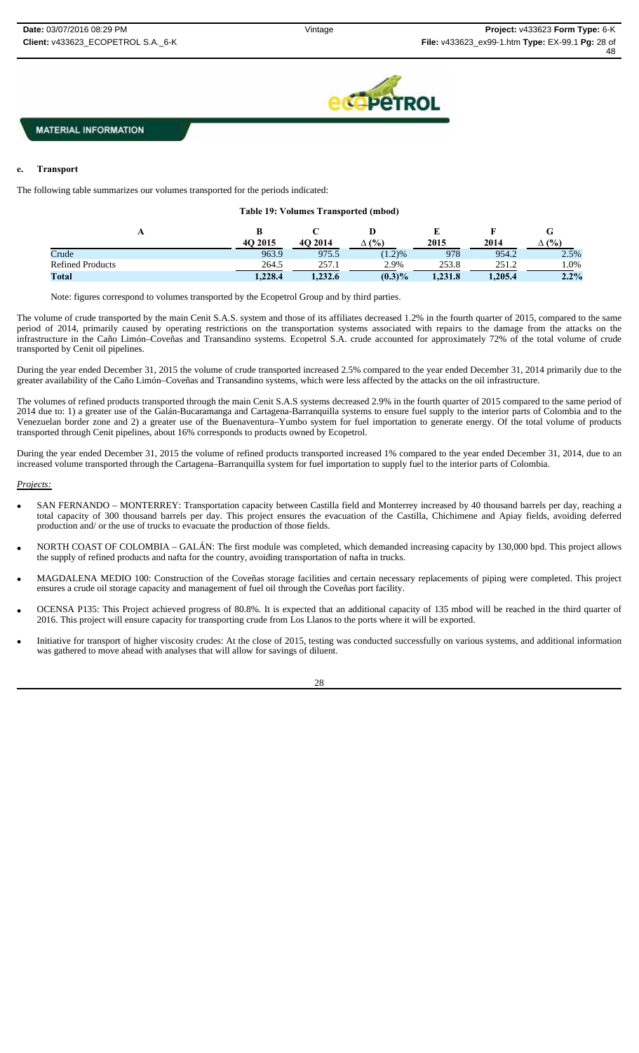**MATERIAL INFORMATION**

**e. Transport**

The following table summarizes our volumes transported for the periods indicated:

**Table 19: Volumes Transported (mbod)**

| A | B<br>4Q 2015 | C<br>4Q 2014 | D<br>Δ (%) | E<br>2015 | F<br>2014 | G<br>Δ (%) |
|---|---|---|---|---|---|---|
| Crude | 963.9 | 975.5 | (1.2)% | 978 | 954.2 | 2.5% |
| Refined Products | 264.5 | 257.1 | 2.9% | 253.8 | 251.2 | 1.0% |
| **Total** | **1,228.4** | **1,232.6** | **(0.3)%** | **1,231.8** | **1,205.4** | **2.2%** |

Note: figures correspond to volumes transported by the Ecopetrol Group and by third parties.

The volume of crude transported by the main Cenit S.A.S. system and those of its affiliates decreased 1.2% in the fourth quarter of 2015, compared to the same period of 2014, primarily caused by operating restrictions on the transportation systems associated with repairs to the damage from the attacks on the infrastructure in the Caño Limón–Coveñas and Transandino systems. Ecopetrol S.A. crude accounted for approximately 72% of the total volume of crude transported by Cenit oil pipelines.

During the year ended December 31, 2015 the volume of crude transported increased 2.5% compared to the year ended December 31, 2014 primarily due to the greater availability of the Caño Limón–Coveñas and Transandino systems, which were less affected by the attacks on the oil infrastructure.

The volumes of refined products transported through the main Cenit S.A.S systems decreased 2.9% in the fourth quarter of 2015 compared to the same period of 2014 due to: 1) a greater use of the Galán-Bucaramanga and Cartagena-Barranquilla systems to ensure fuel supply to the interior parts of Colombia and to the Venezuelan border zone and 2) a greater use of the Buenaventura–Yumbo system for fuel importation to generate energy. Of the total volume of products transported through Cenit pipelines, about 16% corresponds to products owned by Ecopetrol.

During the year ended December 31, 2015 the volume of refined products transported increased 1% compared to the year ended December 31, 2014, due to an increased volume transported through the Cartagena–Barranquilla system for fuel importation to supply fuel to the interior parts of Colombia.

*Projects:*

- SAN FERNANDO – MONTERREY: Transportation capacity between Castilla field and Monterrey increased by 40 thousand barrels per day, reaching a total capacity of 300 thousand barrels per day. This project ensures the evacuation of the Castilla, Chichimene and Apiay fields, avoiding deferred production and/ or the use of trucks to evacuate the production of those fields.
- NORTH COAST OF COLOMBIA – GALÁN: The first module was completed, which demanded increasing capacity by 130,000 bpd. This project allows the supply of refined products and nafta for the country, avoiding transportation of nafta in trucks.
- MAGDALENA MEDIO 100: Construction of the Coveñas storage facilities and certain necessary replacements of piping were completed. This project ensures a crude oil storage capacity and management of fuel oil through the Coveñas port facility.
- OCENSA P135: This Project achieved progress of 80.8%. It is expected that an additional capacity of 135 mbod will be reached in the third quarter of 2016. This project will ensure capacity for transporting crude from Los Llanos to the ports where it will be exported.
- Initiative for transport of higher viscosity crudes: At the close of 2015, testing was conducted successfully on various systems, and additional information was gathered to move ahead with analyses that will allow for savings of diluent.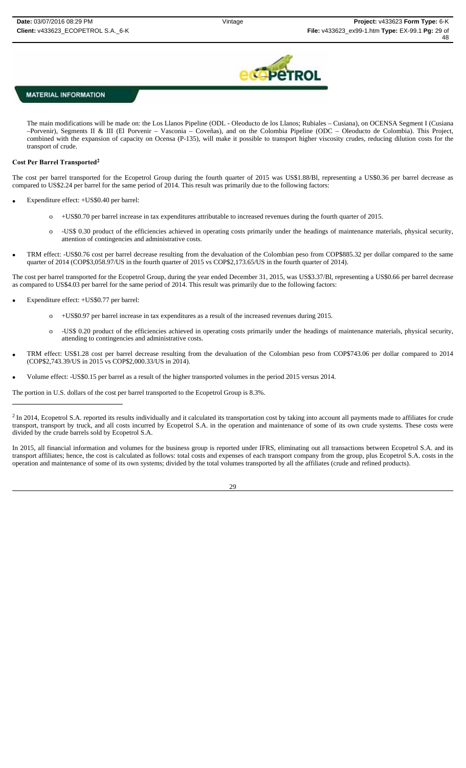The main modifications will be made on: the Los Llanos Pipeline (ODL - Oleoducto de los Llanos; Rubiales – Cusiana), on OCENSA Segment I (Cusiana –Porvenir), Segments II & III (El Porvenir – Vasconia – Coveñas), and on the Colombia Pipeline (ODC – Oleoducto de Colombia). This Project, combined with the expansion of capacity on Ocensa (P-135), will make it possible to transport higher viscosity crudes, reducing dilution costs for the transport of crude.

**Cost Per Barrel Transported[2]**

The cost per barrel transported for the Ecopetrol Group during the fourth quarter of 2015 was US$1.88/Bl, representing a US$0.36 per barrel decrease as compared to US$2.24 per barrel for the same period of 2014. This result was primarily due to the following factors:

- Expenditure effect: +US$0.40 per barrel:
  - +US$0.70 per barrel increase in tax expenditures attributable to increased revenues during the fourth quarter of 2015.
  - -US$ 0.30 product of the efficiencies achieved in operating costs primarily under the headings of maintenance materials, physical security, attention of contingencies and administrative costs.
- TRM effect: -US$0.76 cost per barrel decrease resulting from the devaluation of the Colombian peso from COP$885.32 per dollar compared to the same quarter of 2014 (COP$3,058.97/US in the fourth quarter of 2015 vs COP$2,173.65/US in the fourth quarter of 2014).

The cost per barrel transported for the Ecopetrol Group, during the year ended December 31, 2015, was US$3.37/Bl, representing a US$0.66 per barrel decrease as compared to US$4.03 per barrel for the same period of 2014. This result was primarily due to the following factors:

- Expenditure effect: +US$0.77 per barrel:
  - +US$0.97 per barrel increase in tax expenditures as a result of the increased revenues during 2015.
  - -US$ 0.20 product of the efficiencies achieved in operating costs primarily under the headings of maintenance materials, physical security, attending to contingencies and administrative costs.
- TRM effect: US$1.28 cost per barrel decrease resulting from the devaluation of the Colombian peso from COP$743.06 per dollar compared to 2014 (COP$2,743.39/US in 2015 vs COP$2,000.33/US in 2014).
- Volume effect: -US$0.15 per barrel as a result of the higher transported volumes in the period 2015 versus 2014.

The portion in U.S. dollars of the cost per barrel transported to the Ecopetrol Group is 8.3%.

---

[2] In 2014, Ecopetrol S.A. reported its results individually and it calculated its transportation cost by taking into account all payments made to affiliates for crude transport, transport by truck, and all costs incurred by Ecopetrol S.A. in the operation and maintenance of some of its own crude systems. These costs were divided by the crude barrels sold by Ecopetrol S.A.

In 2015, all financial information and volumes for the business group is reported under IFRS, eliminating out all transactions between Ecopetrol S.A. and its transport affiliates; hence, the cost is calculated as follows: total costs and expenses of each transport company from the group, plus Ecopetrol S.A. costs in the operation and maintenance of some of its own systems; divided by the total volumes transported by all the affiliates (crude and refined products).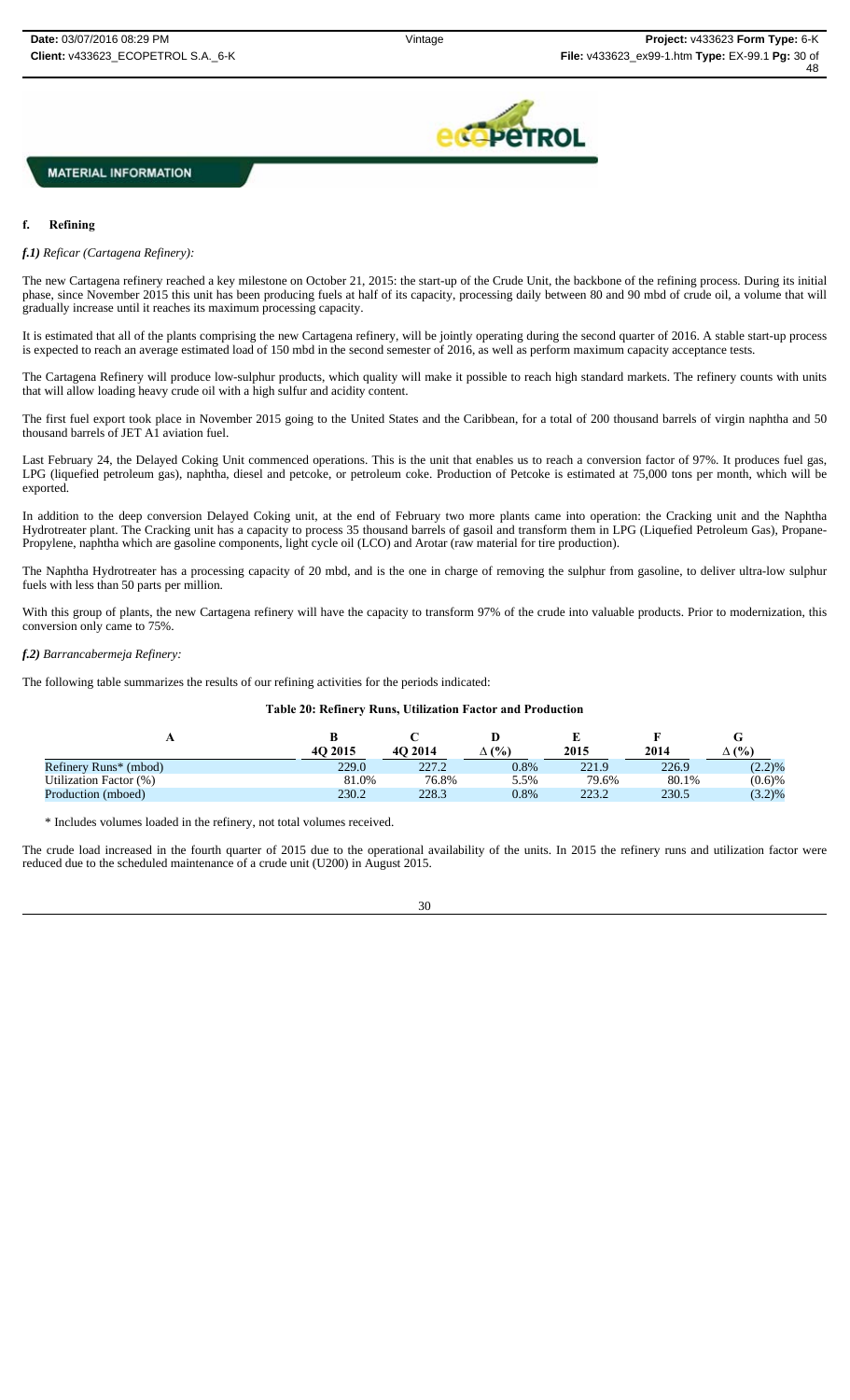**MATERIAL INFORMATION**

### f. Refining

***f.1)*** *Reficar (Cartagena Refinery):*

The new Cartagena refinery reached a key milestone on October 21, 2015: the start-up of the Crude Unit, the backbone of the refining process. During its initial phase, since November 2015 this unit has been producing fuels at half of its capacity, processing daily between 80 and 90 mbd of crude oil, a volume that will gradually increase until it reaches its maximum processing capacity.

It is estimated that all of the plants comprising the new Cartagena refinery, will be jointly operating during the second quarter of 2016. A stable start-up process is expected to reach an average estimated load of 150 mbd in the second semester of 2016, as well as perform maximum capacity acceptance tests.

The Cartagena Refinery will produce low-sulphur products, which quality will make it possible to reach high standard markets. The refinery counts with units that will allow loading heavy crude oil with a high sulfur and acidity content.

The first fuel export took place in November 2015 going to the United States and the Caribbean, for a total of 200 thousand barrels of virgin naphtha and 50 thousand barrels of JET A1 aviation fuel.

Last February 24, the Delayed Coking Unit commenced operations. This is the unit that enables us to reach a conversion factor of 97%. It produces fuel gas, LPG (liquefied petroleum gas), naphtha, diesel and petcoke, or petroleum coke. Production of Petcoke is estimated at 75,000 tons per month, which will be exported.

In addition to the deep conversion Delayed Coking unit, at the end of February two more plants came into operation: the Cracking unit and the Naphtha Hydrotreater plant. The Cracking unit has a capacity to process 35 thousand barrels of gasoil and transform them in LPG (Liquefied Petroleum Gas), Propane-Propylene, naphtha which are gasoline components, light cycle oil (LCO) and Arotar (raw material for tire production).

The Naphtha Hydrotreater has a processing capacity of 20 mbd, and is the one in charge of removing the sulphur from gasoline, to deliver ultra-low sulphur fuels with less than 50 parts per million.

With this group of plants, the new Cartagena refinery will have the capacity to transform 97% of the crude into valuable products. Prior to modernization, this conversion only came to 75%.

***f.2)*** *Barrancabermeja Refinery:*

The following table summarizes the results of our refining activities for the periods indicated:

**Table 20: Refinery Runs, Utilization Factor and Production**

| A | B<br>4Q 2015 | C<br>4Q 2014 | D<br>Δ (%) | E<br>2015 | F<br>2014 | G<br>Δ (%) |
|---|---|---|---|---|---|---|
| Refinery Runs* (mbod) | 229.0 | 227.2 | 0.8% | 221.9 | 226.9 | (2.2)% |
| Utilization Factor (%) | 81.0% | 76.8% | 5.5% | 79.6% | 80.1% | (0.6)% |
| Production (mboed) | 230.2 | 228.3 | 0.8% | 223.2 | 230.5 | (3.2)% |

\* Includes volumes loaded in the refinery, not total volumes received.

The crude load increased in the fourth quarter of 2015 due to the operational availability of the units. In 2015 the refinery runs and utilization factor were reduced due to the scheduled maintenance of a crude unit (U200) in August 2015.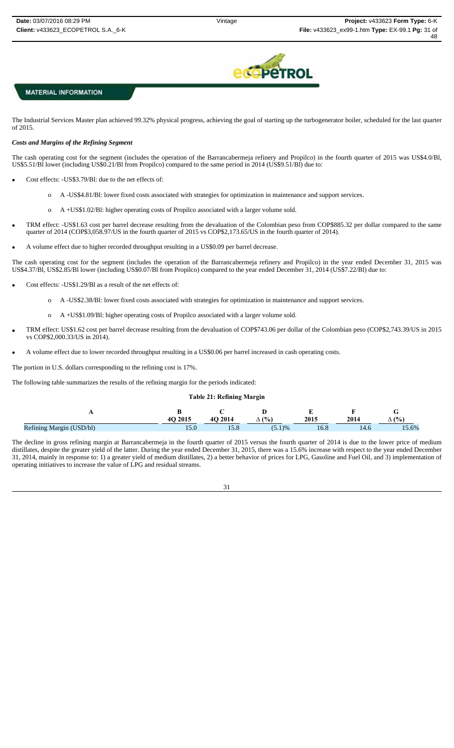**MATERIAL INFORMATION**

The Industrial Services Master plan achieved 99.32% physical progress, achieving the goal of starting up the turbogenerator boiler, scheduled for the last quarter of 2015.

***Costs and Margins of the Refining Segment***

The cash operating cost for the segment (includes the operation of the Barrancabermeja refinery and Propilco) in the fourth quarter of 2015 was US$4.0/Bl, US$5.51/Bl lower (including US$0.21/Bl from Propilco) compared to the same period in 2014 (US$9.51/Bl) due to:

- Cost effects: -US$3.79/Bl: due to the net effects of:
  - A -US$4.81/Bl: lower fixed costs associated with strategies for optimization in maintenance and support services.
  - A +US$1.02/Bl: higher operating costs of Propilco associated with a larger volume sold.
- TRM effect: -US$1.63 cost per barrel decrease resulting from the devaluation of the Colombian peso from COP$885.32 per dollar compared to the same quarter of 2014 (COP$3,058.97/US in the fourth quarter of 2015 vs COP$2,173.65/US in the fourth quarter of 2014).
- A volume effect due to higher recorded throughput resulting in a US$0.09 per barrel decrease.

The cash operating cost for the segment (includes the operation of the Barrancabermeja refinery and Propilco) in the year ended December 31, 2015 was US$4.37/Bl, US$2.85/Bl lower (including US$0.07/Bl from Propilco) compared to the year ended December 31, 2014 (US$7.22/Bl) due to:

- Cost effects: -US$1.29/Bl as a result of the net effects of:
  - A -US$2.38/Bl: lower fixed costs associated with strategies for optimization in maintenance and support services.
  - A +US$1.09/Bl: higher operating costs of Propilco associated with a larger volume sold.
- TRM effect: US$1.62 cost per barrel decrease resulting from the devaluation of COP$743.06 per dollar of the Colombian peso (COP$2,743.39/US in 2015 vs COP$2,000.33/US in 2014).
- A volume effect due to lower recorded throughput resulting in a US$0.06 per barrel increased in cash operating costs.

The portion in U.S. dollars corresponding to the refining cost is 17%.

The following table summarizes the results of the refining margin for the periods indicated:

**Table 21: Refining Margin**

| A | B<br>4Q 2015 | C<br>4Q 2014 | D<br>Δ (%) | E<br>2015 | F<br>2014 | G<br>Δ (%) |
|---|---|---|---|---|---|---|
| Refining Margin (USD/bl) | 15.0 | 15.8 | (5.1)% | 16.8 | 14.6 | 15.6% |

The decline in gross refining margin at Barrancabermeja in the fourth quarter of 2015 versus the fourth quarter of 2014 is due to the lower price of medium distillates, despite the greater yield of the latter. During the year ended December 31, 2015, there was a 15.6% increase with respect to the year ended December 31, 2014, mainly in response to: 1) a greater yield of medium distillates, 2) a better behavior of prices for LPG, Gasoline and Fuel Oil, and 3) implementation of operating initiatives to increase the value of LPG and residual streams.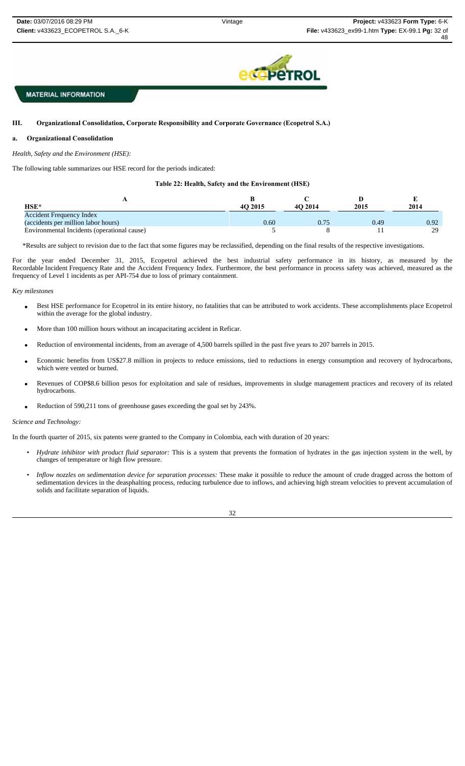MATERIAL INFORMATION

## III. Organizational Consolidation, Corporate Responsibility and Corporate Governance (Ecopetrol S.A.)

### a. Organizational Consolidation

*Health, Safety and the Environment (HSE):*

The following table summarizes our HSE record for the periods indicated:

**Table 22: Health, Safety and the Environment (HSE)**

| A | B | C | D | E |
|---|---|---|---|---|
| **HSE*** | **4Q 2015** | **4Q 2014** | **2015** | **2014** |
| Accident Frequency Index (accidents per million labor hours) | 0.60 | 0.75 | 0.49 | 0.92 |
| Environmental Incidents (operational cause) | 5 | 8 | 11 | 29 |

*Results are subject to revision due to the fact that some figures may be reclassified, depending on the final results of the respective investigations.

For the year ended December 31, 2015, Ecopetrol achieved the best industrial safety performance in its history, as measured by the Recordable Incident Frequency Rate and the Accident Frequency Index. Furthermore, the best performance in process safety was achieved, measured as the frequency of Level 1 incidents as per API-754 due to loss of primary containment.

*Key milestones*

- Best HSE performance for Ecopetrol in its entire history, no fatalities that can be attributed to work accidents. These accomplishments place Ecopetrol within the average for the global industry.
- More than 100 million hours without an incapacitating accident in Reficar.
- Reduction of environmental incidents, from an average of 4,500 barrels spilled in the past five years to 207 barrels in 2015.
- Economic benefits from US$27.8 million in projects to reduce emissions, tied to reductions in energy consumption and recovery of hydrocarbons, which were vented or burned.
- Revenues of COP$8.6 billion pesos for exploitation and sale of residues, improvements in sludge management practices and recovery of its related hydrocarbons.
- Reduction of 590,211 tons of greenhouse gases exceeding the goal set by 243%.

*Science and Technology:*

In the fourth quarter of 2015, six patents were granted to the Company in Colombia, each with duration of 20 years:

- *Hydrate inhibitor with product fluid separator:* This is a system that prevents the formation of hydrates in the gas injection system in the well, by changes of temperature or high flow pressure.
- *Inflow nozzles on sedimentation device for separation processes:* These make it possible to reduce the amount of crude dragged across the bottom of sedimentation devices in the deasphalting process, reducing turbulence due to inflows, and achieving high stream velocities to prevent accumulation of solids and facilitate separation of liquids.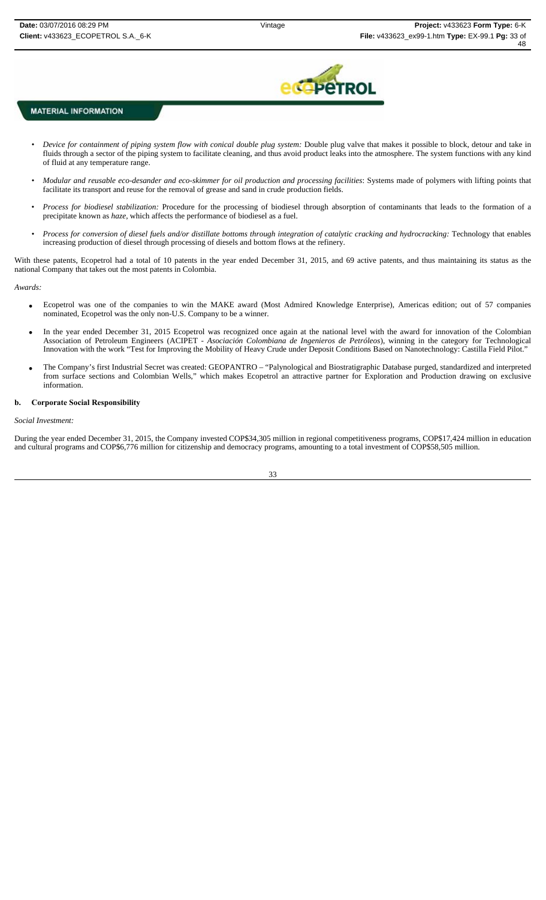- *Device for containment of piping system flow with conical double plug system:* Double plug valve that makes it possible to block, detour and take in fluids through a sector of the piping system to facilitate cleaning, and thus avoid product leaks into the atmosphere. The system functions with any kind of fluid at any temperature range.
- *Modular and reusable eco-desander and eco-skimmer for oil production and processing facilities*: Systems made of polymers with lifting points that facilitate its transport and reuse for the removal of grease and sand in crude production fields.
- *Process for biodiesel stabilization:* Procedure for the processing of biodiesel through absorption of contaminants that leads to the formation of a precipitate known as *haze*, which affects the performance of biodiesel as a fuel.
- *Process for conversion of diesel fuels and/or distillate bottoms through integration of catalytic cracking and hydrocracking:* Technology that enables increasing production of diesel through processing of diesels and bottom flows at the refinery.

With these patents, Ecopetrol had a total of 10 patents in the year ended December 31, 2015, and 69 active patents, and thus maintaining its status as the national Company that takes out the most patents in Colombia.

*Awards:*

- Ecopetrol was one of the companies to win the MAKE award (Most Admired Knowledge Enterprise), Americas edition; out of 57 companies nominated, Ecopetrol was the only non-U.S. Company to be a winner.
- In the year ended December 31, 2015 Ecopetrol was recognized once again at the national level with the award for innovation of the Colombian Association of Petroleum Engineers (ACIPET - *Asociación Colombiana de Ingenieros de Petróleos*), winning in the category for Technological Innovation with the work "Test for Improving the Mobility of Heavy Crude under Deposit Conditions Based on Nanotechnology: Castilla Field Pilot."
- The Company's first Industrial Secret was created: GEOPANTRO – "Palynological and Biostratigraphic Database purged, standardized and interpreted from surface sections and Colombian Wells," which makes Ecopetrol an attractive partner for Exploration and Production drawing on exclusive information.

**b. Corporate Social Responsibility**

*Social Investment:*

During the year ended December 31, 2015, the Company invested COP$34,305 million in regional competitiveness programs, COP$17,424 million in education and cultural programs and COP$6,776 million for citizenship and democracy programs, amounting to a total investment of COP$58,505 million.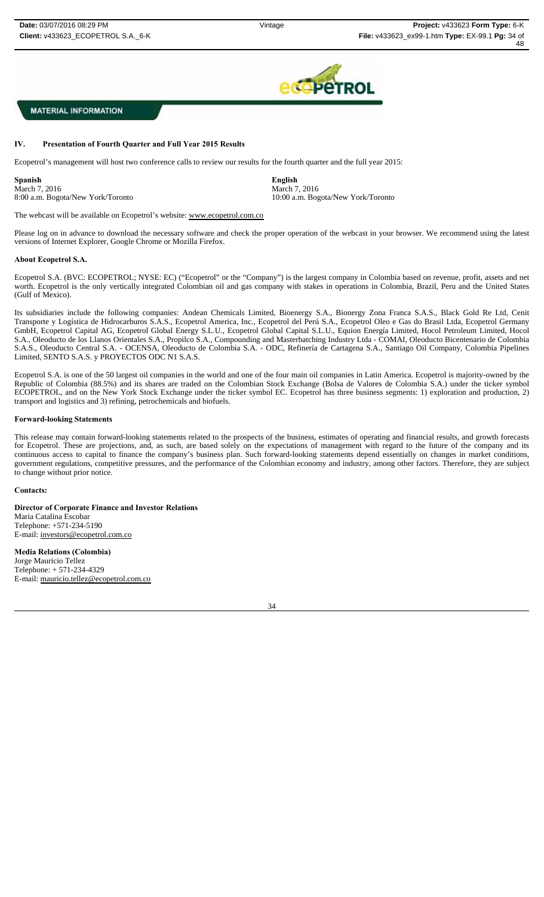**MATERIAL INFORMATION**

## IV. Presentation of Fourth Quarter and Full Year 2015 Results

Ecopetrol's management will host two conference calls to review our results for the fourth quarter and the full year 2015:

| **Spanish** | **English** |
|---|---|
| March 7, 2016 | March 7, 2016 |
| 8:00 a.m. Bogota/New York/Toronto | 10:00 a.m. Bogota/New York/Toronto |

The webcast will be available on Ecopetrol's website: www.ecopetrol.com.co

Please log on in advance to download the necessary software and check the proper operation of the webcast in your browser. We recommend using the latest versions of Internet Explorer, Google Chrome or Mozilla Firefox.

### About Ecopetrol S.A.

Ecopetrol S.A. (BVC: ECOPETROL; NYSE: EC) ("Ecopetrol" or the "Company") is the largest company in Colombia based on revenue, profit, assets and net worth. Ecopetrol is the only vertically integrated Colombian oil and gas company with stakes in operations in Colombia, Brazil, Peru and the United States (Gulf of Mexico).

Its subsidiaries include the following companies: Andean Chemicals Limited, Bioenergy S.A., Bionergy Zona Franca S.A.S., Black Gold Re Ltd, Cenit Transporte y Logística de Hidrocarburos S.A.S., Ecopetrol America, Inc., Ecopetrol del Perú S.A., Ecopetrol Oleo e Gas do Brasil Ltda, Ecopetrol Germany GmbH, Ecopetrol Capital AG, Ecopetrol Global Energy S.L.U., Ecopetrol Global Capital S.L.U., Equion Energía Limited, Hocol Petroleum Limited, Hocol S.A., Oleoducto de los Llanos Orientales S.A., Propilco S.A., Compounding and Masterbatching Industry Ltda - COMAI, Oleoducto Bicentenario de Colombia S.A.S., Oleoducto Central S.A. - OCENSA, Oleoducto de Colombia S.A. - ODC, Refinería de Cartagena S.A., Santiago Oil Company, Colombia Pipelines Limited, SENTO S.A.S. y PROYECTOS ODC N1 S.A.S.

Ecopetrol S.A. is one of the 50 largest oil companies in the world and one of the four main oil companies in Latin America. Ecopetrol is majority-owned by the Republic of Colombia (88.5%) and its shares are traded on the Colombian Stock Exchange (Bolsa de Valores de Colombia S.A.) under the ticker symbol ECOPETROL, and on the New York Stock Exchange under the ticker symbol EC. Ecopetrol has three business segments: 1) exploration and production, 2) transport and logistics and 3) refining, petrochemicals and biofuels.

### Forward-looking Statements

This release may contain forward-looking statements related to the prospects of the business, estimates of operating and financial results, and growth forecasts for Ecopetrol. These are projections, and, as such, are based solely on the expectations of management with regard to the future of the company and its continuous access to capital to finance the company's business plan. Such forward-looking statements depend essentially on changes in market conditions, government regulations, competitive pressures, and the performance of the Colombian economy and industry, among other factors. Therefore, they are subject to change without prior notice.

### Contacts:

**Director of Corporate Finance and Investor Relations**
Maria Catalina Escobar
Telephone: +571-234-5190
E-mail: investors@ecopetrol.com.co

**Media Relations (Colombia)**
Jorge Mauricio Tellez
Telephone: + 571-234-4329
E-mail: mauricio.tellez@ecopetrol.com.co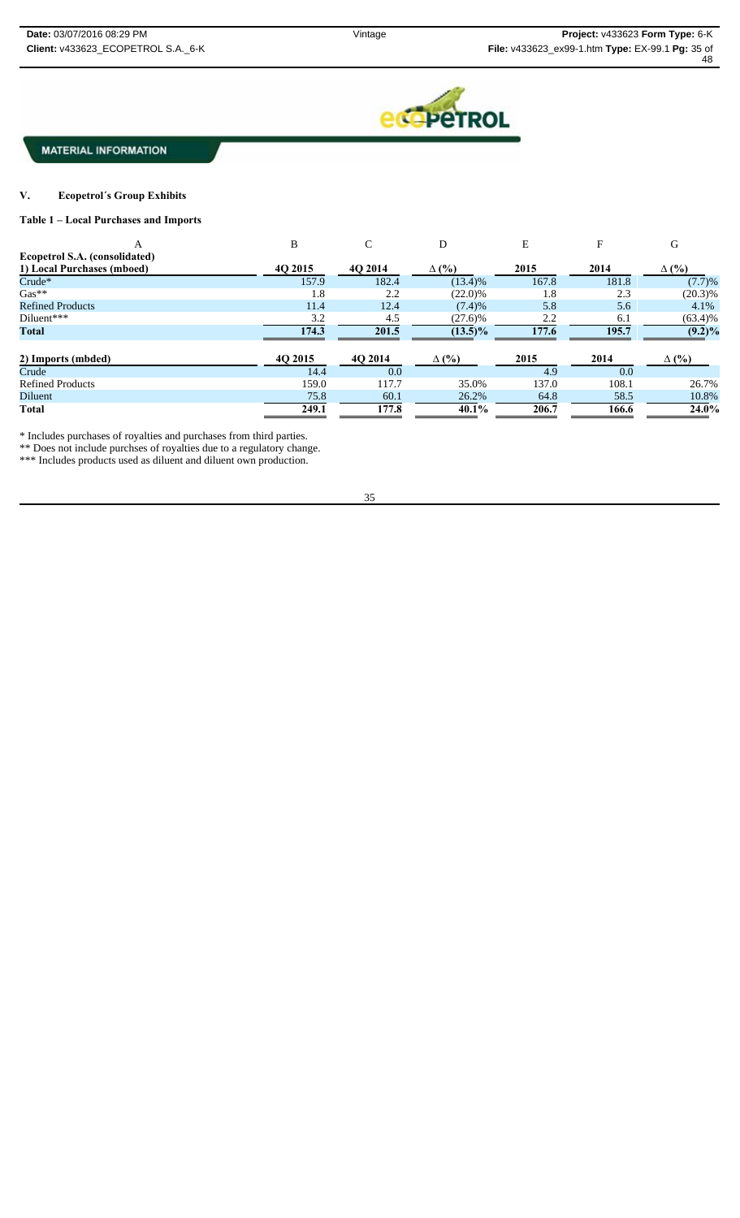MATERIAL INFORMATION

## V. Ecopetrol´s Group Exhibits

### Table 1 – Local Purchases and Imports

| A | B | C | D | E | F | G |
|---|---|---|---|---|---|---|
| **Ecopetrol S.A. (consolidated)** | | | | | | |
| **1) Local Purchases (mboed)** | **4Q 2015** | **4Q 2014** | **∆ (%)** | **2015** | **2014** | **∆ (%)** |
| Crude* | 157.9 | 182.4 | (13.4)% | 167.8 | 181.8 | (7.7)% |
| Gas** | 1.8 | 2.2 | (22.0)% | 1.8 | 2.3 | (20.3)% |
| Refined Products | 11.4 | 12.4 | (7.4)% | 5.8 | 5.6 | 4.1% |
| Diluent*** | 3.2 | 4.5 | (27.6)% | 2.2 | 6.1 | (63.4)% |
| **Total** | **174.3** | **201.5** | **(13.5)%** | **177.6** | **195.7** | **(9.2)%** |

| **2) Imports (mbded)** | **4Q 2015** | **4Q 2014** | **∆ (%)** | **2015** | **2014** | **∆ (%)** |
|---|---|---|---|---|---|---|
| Crude | 14.4 | 0.0 | | 4.9 | 0.0 | |
| Refined Products | 159.0 | 117.7 | 35.0% | 137.0 | 108.1 | 26.7% |
| Diluent | 75.8 | 60.1 | 26.2% | 64.8 | 58.5 | 10.8% |
| **Total** | **249.1** | **177.8** | **40.1%** | **206.7** | **166.6** | **24.0%** |

* Includes purchases of royalties and purchases from third parties.

** Does not include purchses of royalties due to a regulatory change.

*** Includes products used as diluent and diluent own production.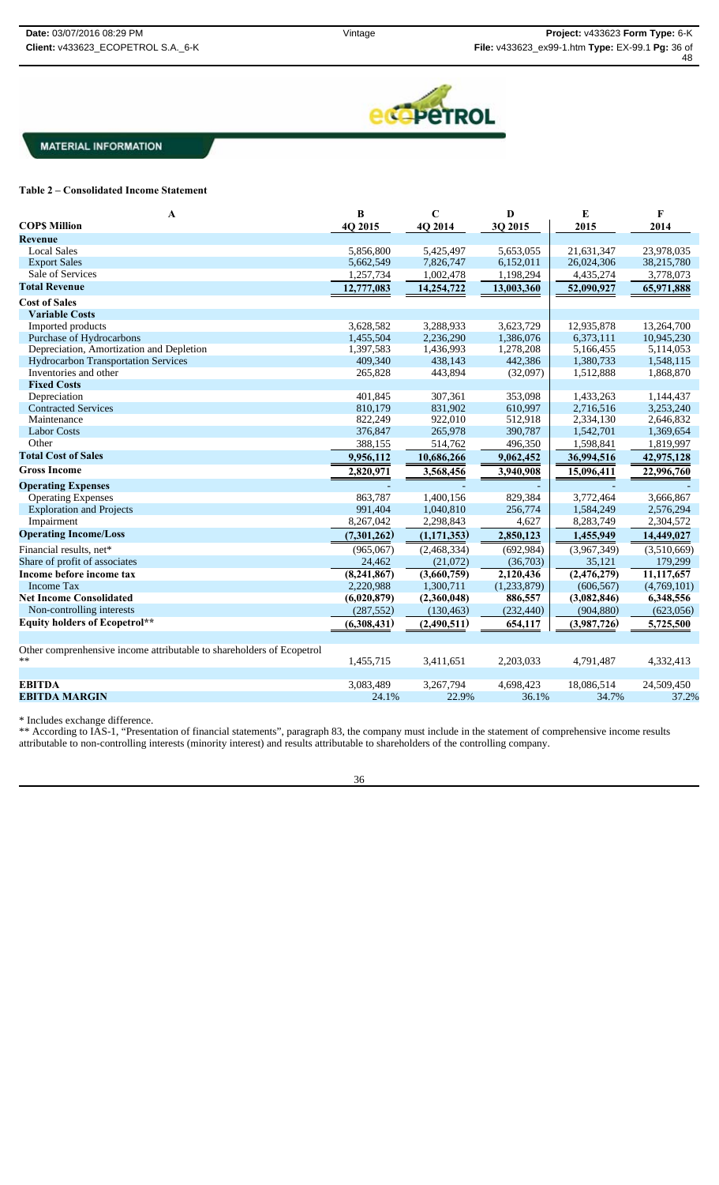MATERIAL INFORMATION

### Table 2 – Consolidated Income Statement

| A | B | C | D | E | F |
|---|---|---|---|---|---|
| **COP$ Million** | **4Q 2015** | **4Q 2014** | **3Q 2015** | **2015** | **2014** |
| **Revenue** | | | | | |
| Local Sales | 5,856,800 | 5,425,497 | 5,653,055 | 21,631,347 | 23,978,035 |
| Export Sales | 5,662,549 | 7,826,747 | 6,152,011 | 26,024,306 | 38,215,780 |
| Sale of Services | 1,257,734 | 1,002,478 | 1,198,294 | 4,435,274 | 3,778,073 |
| **Total Revenue** | **12,777,083** | **14,254,722** | **13,003,360** | **52,090,927** | **65,971,888** |
| **Cost of Sales** | | | | | |
| **Variable Costs** | | | | | |
| Imported products | 3,628,582 | 3,288,933 | 3,623,729 | 12,935,878 | 13,264,700 |
| Purchase of Hydrocarbons | 1,455,504 | 2,236,290 | 1,386,076 | 6,373,111 | 10,945,230 |
| Depreciation, Amortization and Depletion | 1,397,583 | 1,436,993 | 1,278,208 | 5,166,455 | 5,114,053 |
| Hydrocarbon Transportation Services | 409,340 | 438,143 | 442,386 | 1,380,733 | 1,548,115 |
| Inventories and other | 265,828 | 443,894 | (32,097) | 1,512,888 | 1,868,870 |
| **Fixed Costs** | | | | | |
| Depreciation | 401,845 | 307,361 | 353,098 | 1,433,263 | 1,144,437 |
| Contracted Services | 810,179 | 831,902 | 610,997 | 2,716,516 | 3,253,240 |
| Maintenance | 822,249 | 922,010 | 512,918 | 2,334,130 | 2,646,832 |
| Labor Costs | 376,847 | 265,978 | 390,787 | 1,542,701 | 1,369,654 |
| Other | 388,155 | 514,762 | 496,350 | 1,598,841 | 1,819,997 |
| **Total Cost of Sales** | **9,956,112** | **10,686,266** | **9,062,452** | **36,994,516** | **42,975,128** |
| **Gross Income** | **2,820,971** | **3,568,456** | **3,940,908** | **15,096,411** | **22,996,760** |
| **Operating Expenses** | - | - | - | - | - |
| Operating Expenses | 863,787 | 1,400,156 | 829,384 | 3,772,464 | 3,666,867 |
| Exploration and Projects | 991,404 | 1,040,810 | 256,774 | 1,584,249 | 2,576,294 |
| Impairment | 8,267,042 | 2,298,843 | 4,627 | 8,283,749 | 2,304,572 |
| **Operating Income/Loss** | **(7,301,262)** | **(1,171,353)** | **2,850,123** | **1,455,949** | **14,449,027** |
| Financial results, net* | (965,067) | (2,468,334) | (692,984) | (3,967,349) | (3,510,669) |
| Share of profit of associates | 24,462 | (21,072) | (36,703) | 35,121 | 179,299 |
| **Income before income tax** | **(8,241,867)** | **(3,660,759)** | **2,120,436** | **(2,476,279)** | **11,117,657** |
| Income Tax | 2,220,988 | 1,300,711 | (1,233,879) | (606,567) | (4,769,101) |
| **Net Income Consolidated** | **(6,020,879)** | **(2,360,048)** | **886,557** | **(3,082,846)** | **6,348,556** |
| Non-controlling interests | (287,552) | (130,463) | (232,440) | (904,880) | (623,056) |
| **Equity holders of Ecopetrol**** | **(6,308,431)** | **(2,490,511)** | **654,117** | **(3,987,726)** | **5,725,500** |
| Other comprenhensive income attributable to shareholders of Ecopetrol ** | 1,455,715 | 3,411,651 | 2,203,033 | 4,791,487 | 4,332,413 |
| **EBITDA** | 3,083,489 | 3,267,794 | 4,698,423 | 18,086,514 | 24,509,450 |
| **EBITDA MARGIN** | 24.1% | 22.9% | 36.1% | 34.7% | 37.2% |

* Includes exchange difference.

** According to IAS-1, "Presentation of financial statements", paragraph 83, the company must include in the statement of comprehensive income results attributable to non-controlling interests (minority interest) and results attributable to shareholders of the controlling company.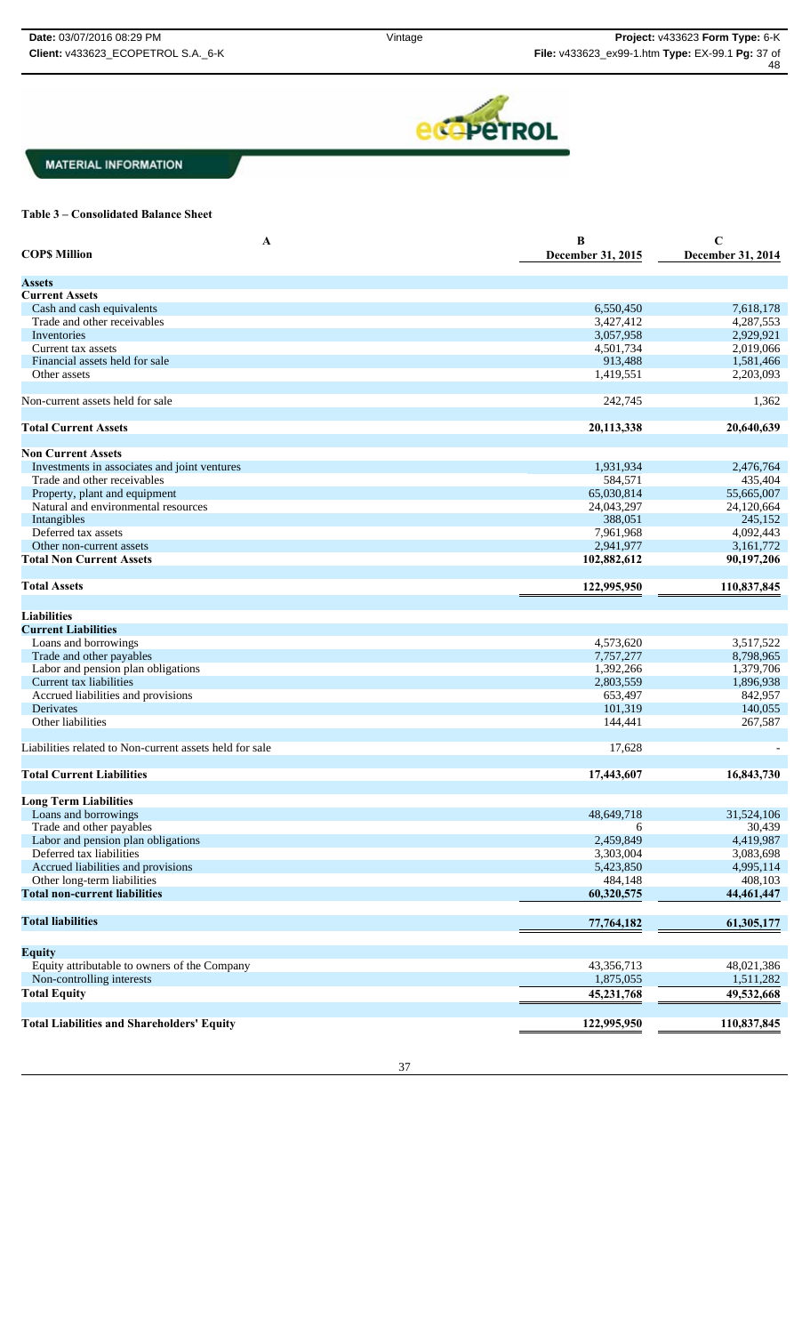MATERIAL INFORMATION

**Table 3 – Consolidated Balance Sheet**

| A | B | C |
|---|---|---|
| **COP$ Million** | **December 31, 2015** | **December 31, 2014** |
| **Assets** | | |
| **Current Assets** | | |
| Cash and cash equivalents | 6,550,450 | 7,618,178 |
| Trade and other receivables | 3,427,412 | 4,287,553 |
| Inventories | 3,057,958 | 2,929,921 |
| Current tax assets | 4,501,734 | 2,019,066 |
| Financial assets held for sale | 913,488 | 1,581,466 |
| Other assets | 1,419,551 | 2,203,093 |
| Non-current assets held for sale | 242,745 | 1,362 |
| **Total Current Assets** | **20,113,338** | **20,640,639** |
| **Non Current Assets** | | |
| Investments in associates and joint ventures | 1,931,934 | 2,476,764 |
| Trade and other receivables | 584,571 | 435,404 |
| Property, plant and equipment | 65,030,814 | 55,665,007 |
| Natural and environmental resources | 24,043,297 | 24,120,664 |
| Intangibles | 388,051 | 245,152 |
| Deferred tax assets | 7,961,968 | 4,092,443 |
| Other non-current assets | 2,941,977 | 3,161,772 |
| **Total Non Current Assets** | **102,882,612** | **90,197,206** |
| **Total Assets** | **122,995,950** | **110,837,845** |
| **Liabilities** | | |
| **Current Liabilities** | | |
| Loans and borrowings | 4,573,620 | 3,517,522 |
| Trade and other payables | 7,757,277 | 8,798,965 |
| Labor and pension plan obligations | 1,392,266 | 1,379,706 |
| Current tax liabilities | 2,803,559 | 1,896,938 |
| Accrued liabilities and provisions | 653,497 | 842,957 |
| Derivates | 101,319 | 140,055 |
| Other liabilities | 144,441 | 267,587 |
| Liabilities related to Non-current assets held for sale | 17,628 | - |
| **Total Current Liabilities** | **17,443,607** | **16,843,730** |
| **Long Term Liabilities** | | |
| Loans and borrowings | 48,649,718 | 31,524,106 |
| Trade and other payables | 6 | 30,439 |
| Labor and pension plan obligations | 2,459,849 | 4,419,987 |
| Deferred tax liabilities | 3,303,004 | 3,083,698 |
| Accrued liabilities and provisions | 5,423,850 | 4,995,114 |
| Other long-term liabilities | 484,148 | 408,103 |
| **Total non-current liabilities** | **60,320,575** | **44,461,447** |
| **Total liabilities** | **77,764,182** | **61,305,177** |
| **Equity** | | |
| Equity attributable to owners of the Company | 43,356,713 | 48,021,386 |
| Non-controlling interests | 1,875,055 | 1,511,282 |
| **Total Equity** | **45,231,768** | **49,532,668** |
| **Total Liabilities and Shareholders' Equity** | **122,995,950** | **110,837,845** |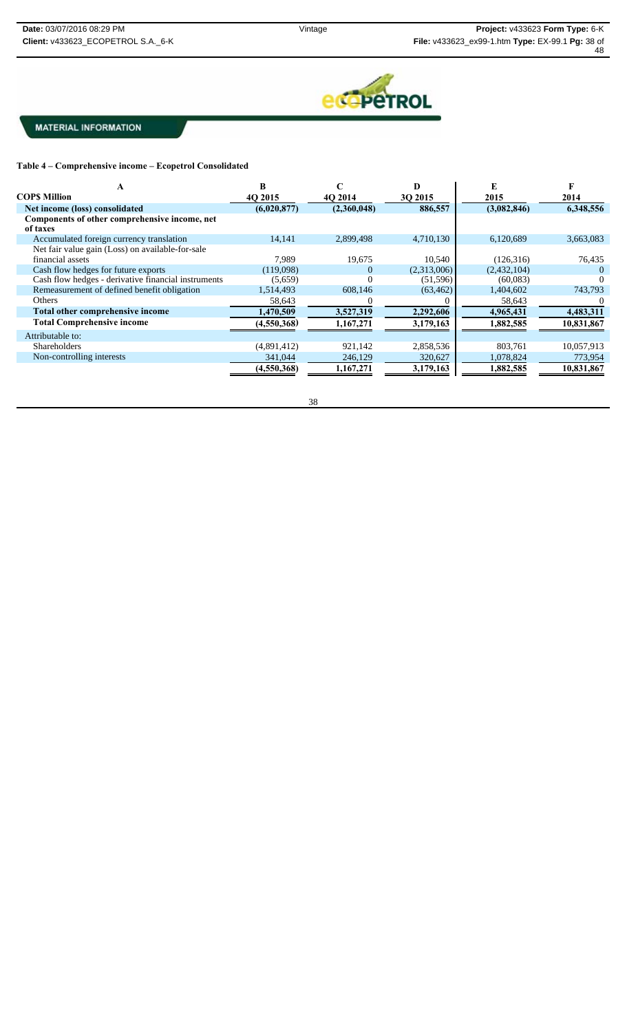MATERIAL INFORMATION

**Table 4 – Comprehensive income – Ecopetrol Consolidated**

| A | B | C | D | E | F |
|---|---|---|---|---|---|
| **COP$ Million** | 4Q 2015 | 4Q 2014 | 3Q 2015 | 2015 | 2014 |
| **Net income (loss) consolidated** | **(6,020,877)** | **(2,360,048)** | **886,557** | **(3,082,846)** | **6,348,556** |
| **Components of other comprehensive income, net of taxes** | | | | | |
| Accumulated foreign currency translation | 14,141 | 2,899,498 | 4,710,130 | 6,120,689 | 3,663,083 |
| Net fair value gain (Loss) on available-for-sale financial assets | 7,989 | 19,675 | 10,540 | (126,316) | 76,435 |
| Cash flow hedges for future exports | (119,098) | 0 | (2,313,006) | (2,432,104) | 0 |
| Cash flow hedges - derivative financial instruments | (5,659) | 0 | (51,596) | (60,083) | 0 |
| Remeasurement of defined benefit obligation | 1,514,493 | 608,146 | (63,462) | 1,404,602 | 743,793 |
| Others | 58,643 | 0 | 0 | 58,643 | 0 |
| **Total other comprehensive income** | **1,470,509** | **3,527,319** | **2,292,606** | **4,965,431** | **4,483,311** |
| **Total Comprehensive income** | **(4,550,368)** | **1,167,271** | **3,179,163** | **1,882,585** | **10,831,867** |
| Attributable to: | | | | | |
| Shareholders | (4,891,412) | 921,142 | 2,858,536 | 803,761 | 10,057,913 |
| Non-controlling interests | 341,044 | 246,129 | 320,627 | 1,078,824 | 773,954 |
| | (4,550,368) | 1,167,271 | 3,179,163 | 1,882,585 | 10,831,867 |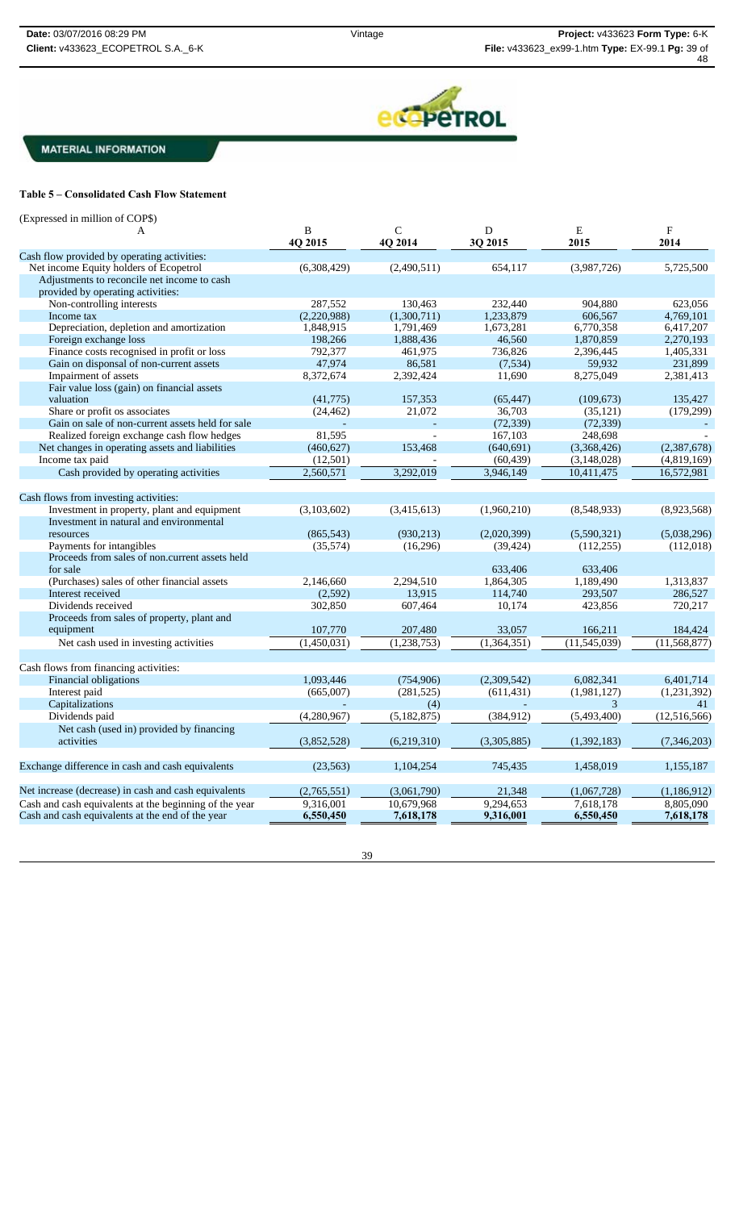**MATERIAL INFORMATION**

### Table 5 – Consolidated Cash Flow Statement

(Expressed in million of COP$)

| A | B<br>4Q 2015 | C<br>4Q 2014 | D<br>3Q 2015 | E<br>2015 | F<br>2014 |
|---|---|---|---|---|---|
| Cash flow provided by operating activities: | | | | | |
| Net income Equity holders of Ecopetrol | (6,308,429) | (2,490,511) | 654,117 | (3,987,726) | 5,725,500 |
| Adjustments to reconcile net income to cash provided by operating activities: | | | | | |
| Non-controlling interests | 287,552 | 130,463 | 232,440 | 904,880 | 623,056 |
| Income tax | (2,220,988) | (1,300,711) | 1,233,879 | 606,567 | 4,769,101 |
| Depreciation, depletion and amortization | 1,848,915 | 1,791,469 | 1,673,281 | 6,770,358 | 6,417,207 |
| Foreign exchange loss | 198,266 | 1,888,436 | 46,560 | 1,870,859 | 2,270,193 |
| Finance costs recognised in profit or loss | 792,377 | 461,975 | 736,826 | 2,396,445 | 1,405,331 |
| Gain on disposal of non-current assets | 47,974 | 86,581 | (7,534) | 59,932 | 231,899 |
| Impairment of assets | 8,372,674 | 2,392,424 | 11,690 | 8,275,049 | 2,381,413 |
| Fair value loss (gain) on financial assets valuation | (41,775) | 157,353 | (65,447) | (109,673) | 135,427 |
| Share or profit os associates | (24,462) | 21,072 | 36,703 | (35,121) | (179,299) |
| Gain on sale of non-current assets held for sale | - | - | (72,339) | (72,339) | - |
| Realized foreign exchange cash flow hedges | 81,595 | - | 167,103 | 248,698 | - |
| Net changes in operating assets and liabilities | (460,627) | 153,468 | (640,691) | (3,368,426) | (2,387,678) |
| Income tax paid | (12,501) | - | (60,439) | (3,148,028) | (4,819,169) |
| Cash provided by operating activities | 2,560,571 | 3,292,019 | 3,946,149 | 10,411,475 | 16,572,981 |
| | | | | | |
| Cash flows from investing activities: | | | | | |
| Investment in property, plant and equipment | (3,103,602) | (3,415,613) | (1,960,210) | (8,548,933) | (8,923,568) |
| Investment in natural and environmental resources | (865,543) | (930,213) | (2,020,399) | (5,590,321) | (5,038,296) |
| Payments for intangibles | (35,574) | (16,296) | (39,424) | (112,255) | (112,018) |
| Proceeds from sales of non.current assets held for sale | | | 633,406 | 633,406 | |
| (Purchases) sales of other financial assets | 2,146,660 | 2,294,510 | 1,864,305 | 1,189,490 | 1,313,837 |
| Interest received | (2,592) | 13,915 | 114,740 | 293,507 | 286,527 |
| Dividends received | 302,850 | 607,464 | 10,174 | 423,856 | 720,217 |
| Proceeds from sales of property, plant and equipment | 107,770 | 207,480 | 33,057 | 166,211 | 184,424 |
| Net cash used in investing activities | (1,450,031) | (1,238,753) | (1,364,351) | (11,545,039) | (11,568,877) |
| | | | | | |
| Cash flows from financing activities: | | | | | |
| Financial obligations | 1,093,446 | (754,906) | (2,309,542) | 6,082,341 | 6,401,714 |
| Interest paid | (665,007) | (281,525) | (611,431) | (1,981,127) | (1,231,392) |
| Capitalizations | - | (4) | - | 3 | 41 |
| Dividends paid | (4,280,967) | (5,182,875) | (384,912) | (5,493,400) | (12,516,566) |
| Net cash (used in) provided by financing activities | (3,852,528) | (6,219,310) | (3,305,885) | (1,392,183) | (7,346,203) |
| | | | | | |
| Exchange difference in cash and cash equivalents | (23,563) | 1,104,254 | 745,435 | 1,458,019 | 1,155,187 |
| | | | | | |
| Net increase (decrease) in cash and cash equivalents | (2,765,551) | (3,061,790) | 21,348 | (1,067,728) | (1,186,912) |
| Cash and cash equivalents at the beginning of the year | 9,316,001 | 10,679,968 | 9,294,653 | 7,618,178 | 8,805,090 |
| Cash and cash equivalents at the end of the year | **6,550,450** | **7,618,178** | **9,316,001** | **6,550,450** | **7,618,178** |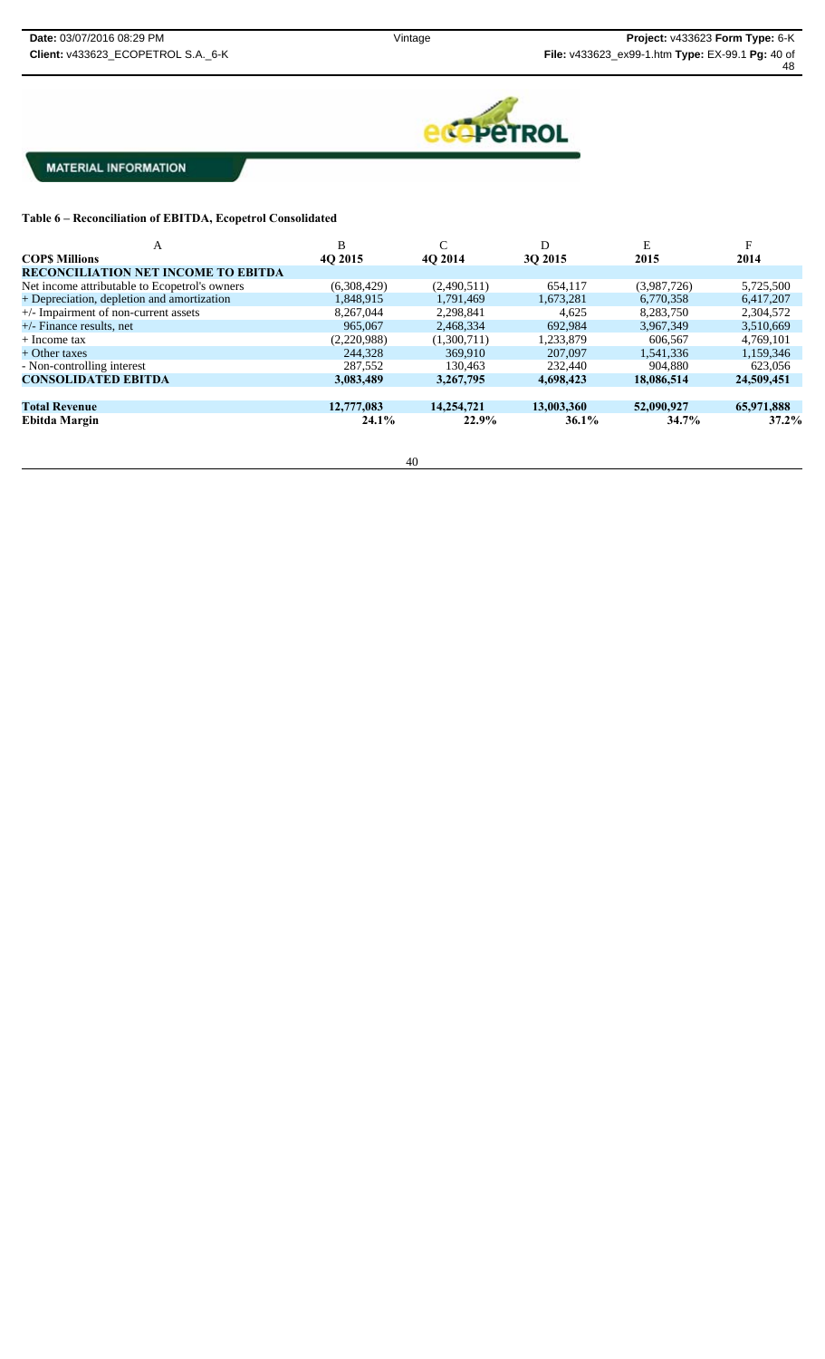MATERIAL INFORMATION

**Table 6 – Reconciliation of EBITDA, Ecopetrol Consolidated**

| A | B | C | D | E | F |
|---|---|---|---|---|---|
| **COP$ Millions** | **4Q 2015** | **4Q 2014** | **3Q 2015** | **2015** | **2014** |
| **RECONCILIATION NET INCOME TO EBITDA** | | | | | |
| Net income attributable to Ecopetrol's owners | (6,308,429) | (2,490,511) | 654,117 | (3,987,726) | 5,725,500 |
| + Depreciation, depletion and amortization | 1,848,915 | 1,791,469 | 1,673,281 | 6,770,358 | 6,417,207 |
| +/- Impairment of non-current assets | 8,267,044 | 2,298,841 | 4,625 | 8,283,750 | 2,304,572 |
| +/- Finance results, net | 965,067 | 2,468,334 | 692,984 | 3,967,349 | 3,510,669 |
| + Income tax | (2,220,988) | (1,300,711) | 1,233,879 | 606,567 | 4,769,101 |
| + Other taxes | 244,328 | 369,910 | 207,097 | 1,541,336 | 1,159,346 |
| - Non-controlling interest | 287,552 | 130,463 | 232,440 | 904,880 | 623,056 |
| **CONSOLIDATED EBITDA** | **3,083,489** | **3,267,795** | **4,698,423** | **18,086,514** | **24,509,451** |
| | | | | | |
| **Total Revenue** | **12,777,083** | **14,254,721** | **13,003,360** | **52,090,927** | **65,971,888** |
| **Ebitda Margin** | **24.1%** | **22.9%** | **36.1%** | **34.7%** | **37.2%** |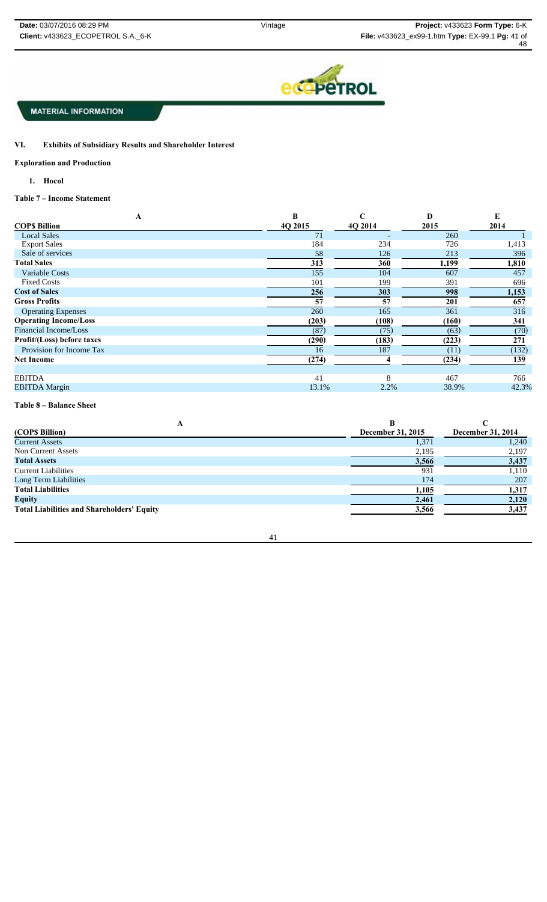MATERIAL INFORMATION

## VI. Exhibits of Subsidiary Results and Shareholder Interest

### Exploration and Production

#### 1. Hocol

**Table 7 – Income Statement**

| A | B | C | D | E |
|---|---|---|---|---|
| **COP$ Billion** | **4Q 2015** | **4Q 2014** | **2015** | **2014** |
| Local Sales | 71 | - | 260 | 1 |
| Export Sales | 184 | 234 | 726 | 1,413 |
| Sale of services | 58 | 126 | 213 | 396 |
| **Total Sales** | **313** | **360** | **1,199** | **1,810** |
| Variable Costs | 155 | 104 | 607 | 457 |
| Fixed Costs | 101 | 199 | 391 | 696 |
| **Cost of Sales** | **256** | **303** | **998** | **1,153** |
| **Gross Profits** | **57** | **57** | **201** | **657** |
| Operating Expenses | 260 | 165 | 361 | 316 |
| **Operating Income/Loss** | **(203)** | **(108)** | **(160)** | **341** |
| Financial Income/Loss | (87) | (75) | (63) | (70) |
| **Profit/(Loss) before taxes** | **(290)** | **(183)** | **(223)** | **271** |
| Provision for Income Tax | 16 | 187 | (11) | (132) |
| **Net Income** | **(274)** | **4** | **(234)** | **139** |
| | | | | |
| EBITDA | 41 | 8 | 467 | 766 |
| EBITDA Margin | 13.1% | 2.2% | 38.9% | 42.3% |

**Table 8 – Balance Sheet**

| A | B | C |
|---|---|---|
| **(COP$ Billion)** | **December 31, 2015** | **December 31, 2014** |
| Current Assets | 1,371 | 1,240 |
| Non Current Assets | 2,195 | 2,197 |
| **Total Assets** | **3,566** | **3,437** |
| Current Liabilities | 931 | 1,110 |
| Long Term Liabilities | 174 | 207 |
| **Total Liabilities** | **1,105** | **1,317** |
| **Equity** | **2,461** | **2,120** |
| **Total Liabilities and Shareholders' Equity** | **3,566** | **3,437** |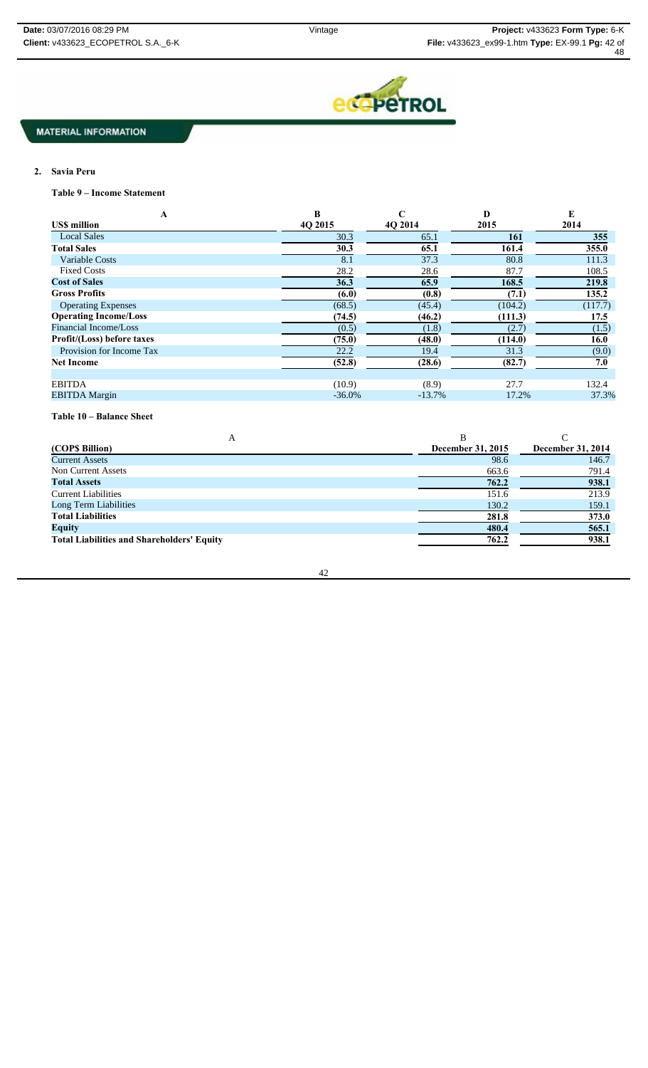**MATERIAL INFORMATION**

2. **Savia Peru**

**Table 9 – Income Statement**

| A | B | C | D | E |
|---|---|---|---|---|
| **US$ million** | **4Q 2015** | **4Q 2014** | **2015** | **2014** |
| Local Sales | 30.3 | 65.1 | **161** | **355** |
| **Total Sales** | **30.3** | **65.1** | **161.4** | **355.0** |
| Variable Costs | 8.1 | 37.3 | 80.8 | 111.3 |
| Fixed Costs | 28.2 | 28.6 | 87.7 | 108.5 |
| **Cost of Sales** | **36.3** | **65.9** | **168.5** | **219.8** |
| **Gross Profits** | **(6.0)** | **(0.8)** | **(7.1)** | **135.2** |
| Operating Expenses | (68.5) | (45.4) | (104.2) | (117.7) |
| **Operating Income/Loss** | **(74.5)** | **(46.2)** | **(111.3)** | **17.5** |
| Financial Income/Loss | (0.5) | (1.8) | (2.7) | (1.5) |
| **Profit/(Loss) before taxes** | **(75.0)** | **(48.0)** | **(114.0)** | **16.0** |
| Provision for Income Tax | 22.2 | 19.4 | 31.3 | (9.0) |
| **Net Income** | **(52.8)** | **(28.6)** | **(82.7)** | **7.0** |
| | | | | |
| EBITDA | (10.9) | (8.9) | 27.7 | 132.4 |
| EBITDA Margin | -36.0% | -13.7% | 17.2% | 37.3% |

**Table 10 – Balance Sheet**

| A | B | C |
|---|---|---|
| **(COP$ Billion)** | **December 31, 2015** | **December 31, 2014** |
| Current Assets | 98.6 | 146.7 |
| Non Current Assets | 663.6 | 791.4 |
| **Total Assets** | **762.2** | **938.1** |
| Current Liabilities | 151.6 | 213.9 |
| Long Term Liabilities | 130.2 | 159.1 |
| **Total Liabilities** | **281.8** | **373.0** |
| **Equity** | **480.4** | **565.1** |
| **Total Liabilities and Shareholders' Equity** | **762.2** | **938.1** |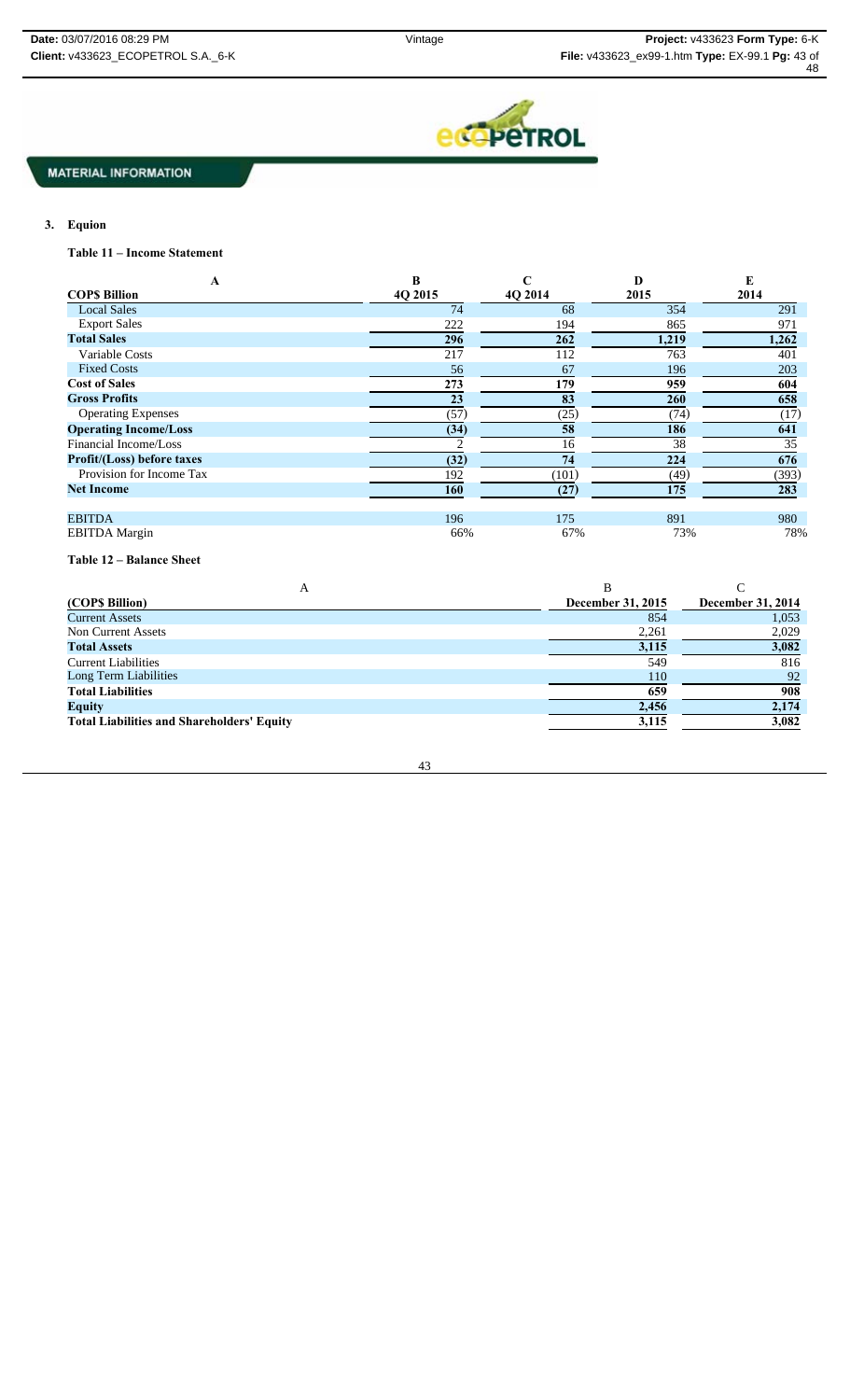MATERIAL INFORMATION

3. **Equion**

**Table 11 – Income Statement**

| A | B | C | D | E |
|---|---|---|---|---|
| **COP$ Billion** | **4Q 2015** | **4Q 2014** | **2015** | **2014** |
| Local Sales | 74 | 68 | 354 | 291 |
| Export Sales | 222 | 194 | 865 | 971 |
| **Total Sales** | **296** | **262** | **1,219** | **1,262** |
| Variable Costs | 217 | 112 | 763 | 401 |
| Fixed Costs | 56 | 67 | 196 | 203 |
| **Cost of Sales** | **273** | **179** | **959** | **604** |
| **Gross Profits** | **23** | **83** | **260** | **658** |
| Operating Expenses | (57) | (25) | (74) | (17) |
| **Operating Income/Loss** | **(34)** | **58** | **186** | **641** |
| Financial Income/Loss | 2 | 16 | 38 | 35 |
| **Profit/(Loss) before taxes** | **(32)** | **74** | **224** | **676** |
| Provision for Income Tax | 192 | (101) | (49) | (393) |
| **Net Income** | **160** | **(27)** | **175** | **283** |
| | | | | |
| EBITDA | 196 | 175 | 891 | 980 |
| EBITDA Margin | 66% | 67% | 73% | 78% |

**Table 12 – Balance Sheet**

| A | B | C |
|---|---|---|
| **(COP$ Billion)** | **December 31, 2015** | **December 31, 2014** |
| Current Assets | 854 | 1,053 |
| Non Current Assets | 2,261 | 2,029 |
| **Total Assets** | **3,115** | **3,082** |
| Current Liabilities | 549 | 816 |
| Long Term Liabilities | 110 | 92 |
| **Total Liabilities** | **659** | **908** |
| **Equity** | **2,456** | **2,174** |
| **Total Liabilities and Shareholders' Equity** | **3,115** | **3,082** |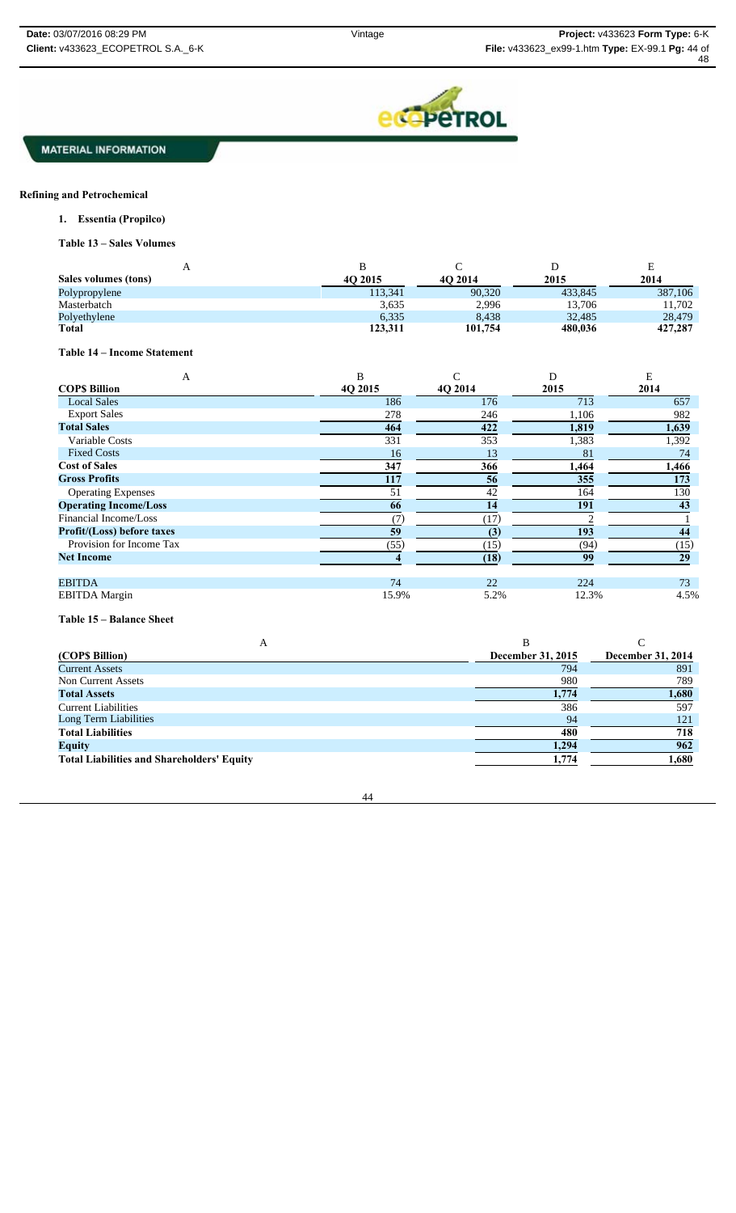MATERIAL INFORMATION

## Refining and Petrochemical

### 1. Essentia (Propilco)

**Table 13 – Sales Volumes**

| A | B | C | D | E |
|---|---|---|---|---|
| **Sales volumes (tons)** | **4Q 2015** | **4Q 2014** | **2015** | **2014** |
| Polypropylene | 113,341 | 90,320 | 433,845 | 387,106 |
| Masterbatch | 3,635 | 2,996 | 13,706 | 11,702 |
| Polyethylene | 6,335 | 8,438 | 32,485 | 28,479 |
| **Total** | **123,311** | **101,754** | **480,036** | **427,287** |

**Table 14 – Income Statement**

| A | B | C | D | E |
|---|---|---|---|---|
| **COP$ Billion** | **4Q 2015** | **4Q 2014** | **2015** | **2014** |
| Local Sales | 186 | 176 | 713 | 657 |
| Export Sales | 278 | 246 | 1,106 | 982 |
| **Total Sales** | **464** | **422** | **1,819** | **1,639** |
| Variable Costs | 331 | 353 | 1,383 | 1,392 |
| Fixed Costs | 16 | 13 | 81 | 74 |
| **Cost of Sales** | **347** | **366** | **1,464** | **1,466** |
| **Gross Profits** | **117** | **56** | **355** | **173** |
| Operating Expenses | 51 | 42 | 164 | 130 |
| **Operating Income/Loss** | **66** | **14** | **191** | **43** |
| Financial Income/Loss | (7) | (17) | 2 | 1 |
| **Profit/(Loss) before taxes** | **59** | **(3)** | **193** | **44** |
| Provision for Income Tax | (55) | (15) | (94) | (15) |
| **Net Income** | **4** | **(18)** | **99** | **29** |
| | | | | |
| EBITDA | 74 | 22 | 224 | 73 |
| EBITDA Margin | 15.9% | 5.2% | 12.3% | 4.5% |

**Table 15 – Balance Sheet**

| A | B | C |
|---|---|---|
| **(COP$ Billion)** | **December 31, 2015** | **December 31, 2014** |
| Current Assets | 794 | 891 |
| Non Current Assets | 980 | 789 |
| **Total Assets** | **1,774** | **1,680** |
| Current Liabilities | 386 | 597 |
| Long Term Liabilities | 94 | 121 |
| **Total Liabilities** | **480** | **718** |
| **Equity** | **1,294** | **962** |
| **Total Liabilities and Shareholders' Equity** | **1,774** | **1,680** |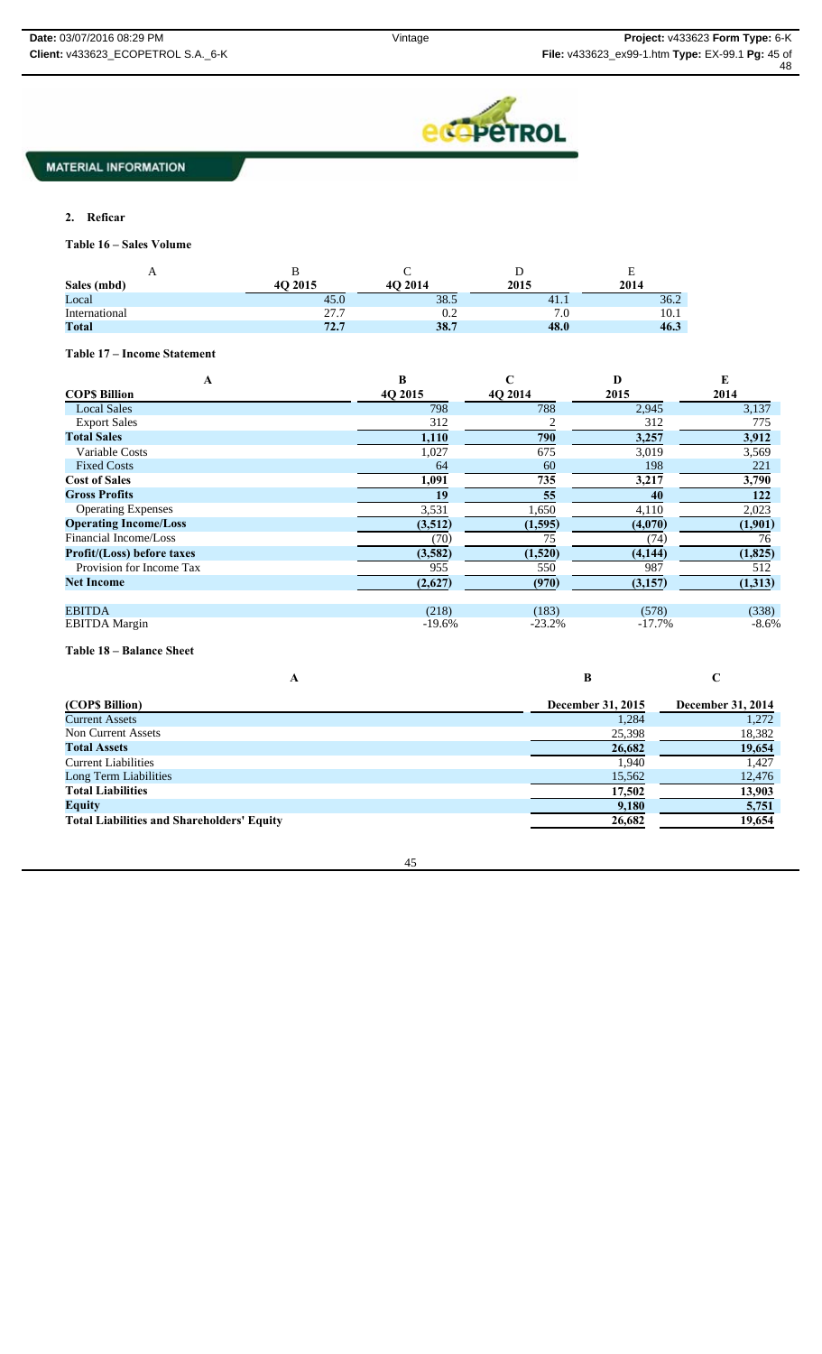MATERIAL INFORMATION

**2. Reficar**

**Table 16 – Sales Volume**

| A | B | C | D | E |
|---|---|---|---|---|
| **Sales (mbd)** | **4Q 2015** | **4Q 2014** | **2015** | **2014** |
| Local | 45.0 | 38.5 | 41.1 | 36.2 |
| International | 27.7 | 0.2 | 7.0 | 10.1 |
| **Total** | **72.7** | **38.7** | **48.0** | **46.3** |

**Table 17 – Income Statement**

| A | B | C | D | E |
|---|---|---|---|---|
| **COP$ Billion** | **4Q 2015** | **4Q 2014** | **2015** | **2014** |
| Local Sales | 798 | 788 | 2,945 | 3,137 |
| Export Sales | 312 | 2 | 312 | 775 |
| **Total Sales** | **1,110** | **790** | **3,257** | **3,912** |
| Variable Costs | 1,027 | 675 | 3,019 | 3,569 |
| Fixed Costs | 64 | 60 | 198 | 221 |
| **Cost of Sales** | **1,091** | **735** | **3,217** | **3,790** |
| **Gross Profits** | **19** | **55** | **40** | **122** |
| Operating Expenses | 3,531 | 1,650 | 4,110 | 2,023 |
| **Operating Income/Loss** | **(3,512)** | **(1,595)** | **(4,070)** | **(1,901)** |
| Financial Income/Loss | (70) | 75 | (74) | 76 |
| **Profit/(Loss) before taxes** | **(3,582)** | **(1,520)** | **(4,144)** | **(1,825)** |
| Provision for Income Tax | 955 | 550 | 987 | 512 |
| **Net Income** | **(2,627)** | **(970)** | **(3,157)** | **(1,313)** |
| | | | | |
| EBITDA | (218) | (183) | (578) | (338) |
| EBITDA Margin | -19.6% | -23.2% | -17.7% | -8.6% |

**Table 18 – Balance Sheet**

| A | B | C |
|---|---|---|
| **(COP$ Billion)** | **December 31, 2015** | **December 31, 2014** |
| Current Assets | 1,284 | 1,272 |
| Non Current Assets | 25,398 | 18,382 |
| **Total Assets** | **26,682** | **19,654** |
| Current Liabilities | 1,940 | 1,427 |
| Long Term Liabilities | 15,562 | 12,476 |
| **Total Liabilities** | **17,502** | **13,903** |
| **Equity** | **9,180** | **5,751** |
| **Total Liabilities and Shareholders' Equity** | **26,682** | **19,654** |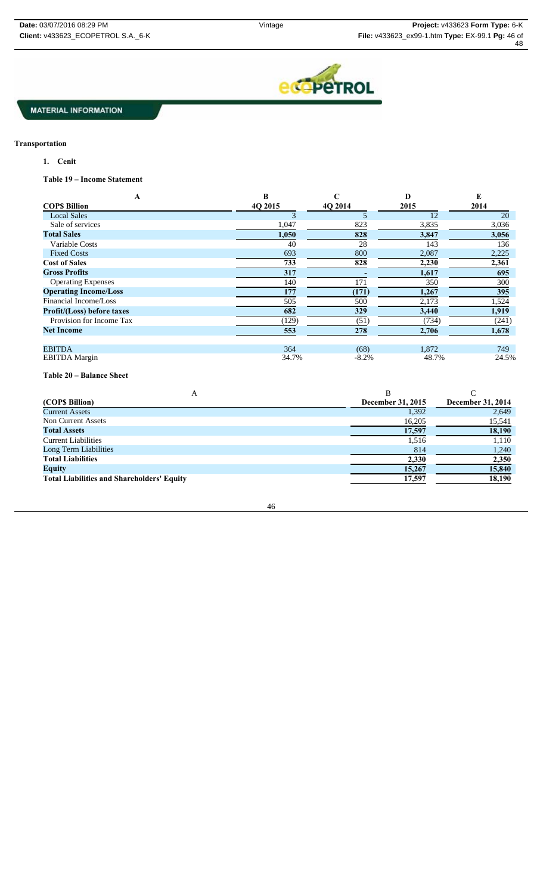**MATERIAL INFORMATION**

**Transportation**

1. **Cenit**

**Table 19 – Income Statement**

| A | B | C | D | E |
|---|---|---|---|---|
| **COP$ Billion** | **4Q 2015** | **4Q 2014** | **2015** | **2014** |
| Local Sales | 3 | 5 | 12 | 20 |
| Sale of services | 1,047 | 823 | 3,835 | 3,036 |
| **Total Sales** | **1,050** | **828** | **3,847** | **3,056** |
| Variable Costs | 40 | 28 | 143 | 136 |
| Fixed Costs | 693 | 800 | 2,087 | 2,225 |
| **Cost of Sales** | **733** | **828** | **2,230** | **2,361** |
| **Gross Profits** | **317** | **-** | **1,617** | **695** |
| Operating Expenses | 140 | 171 | 350 | 300 |
| **Operating Income/Loss** | **177** | **(171)** | **1,267** | **395** |
| Financial Income/Loss | 505 | 500 | 2,173 | 1,524 |
| **Profit/(Loss) before taxes** | **682** | **329** | **3,440** | **1,919** |
| Provision for Income Tax | (129) | (51) | (734) | (241) |
| **Net Income** | **553** | **278** | **2,706** | **1,678** |
| | | | | |
| EBITDA | 364 | (68) | 1,872 | 749 |
| EBITDA Margin | 34.7% | -8.2% | 48.7% | 24.5% |

**Table 20 – Balance Sheet**

| A | B | C |
|---|---|---|
| **(COP$ Billion)** | **December 31, 2015** | **December 31, 2014** |
| Current Assets | 1,392 | 2,649 |
| Non Current Assets | 16,205 | 15,541 |
| **Total Assets** | **17,597** | **18,190** |
| Current Liabilities | 1,516 | 1,110 |
| Long Term Liabilities | 814 | 1,240 |
| **Total Liabilities** | **2,330** | **2,350** |
| **Equity** | **15,267** | **15,840** |
| **Total Liabilities and Shareholders' Equity** | **17,597** | **18,190** |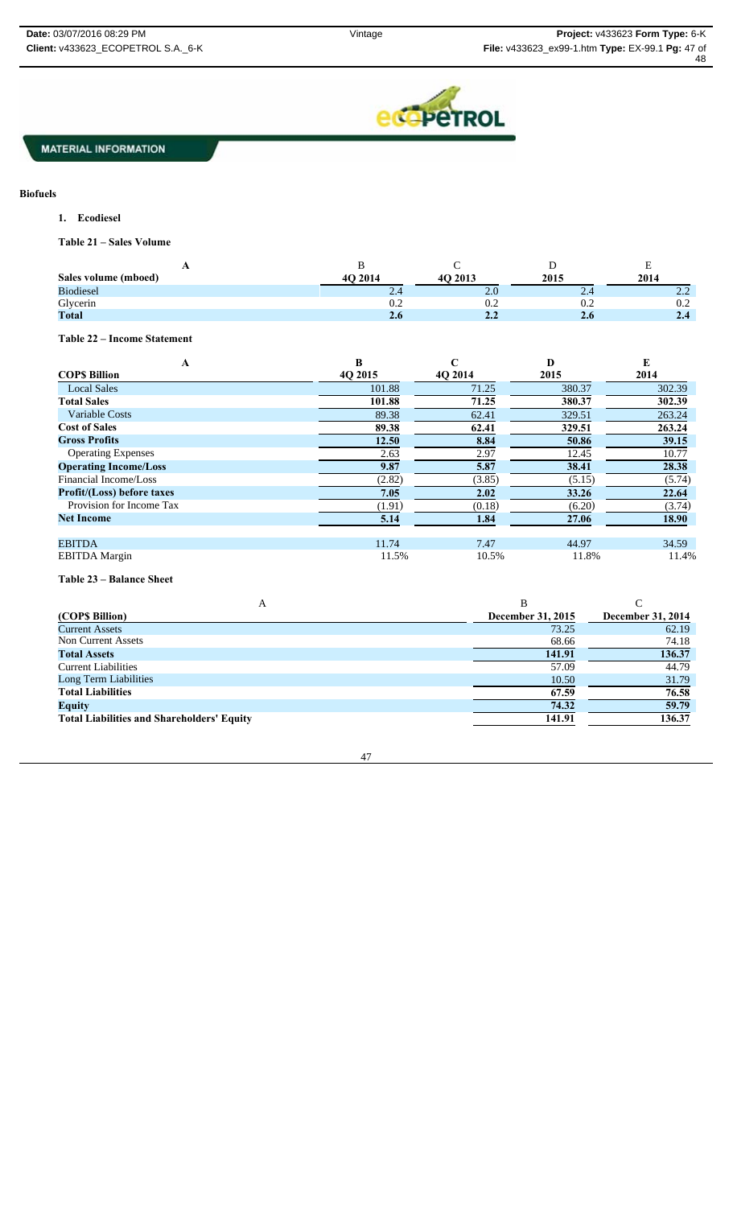MATERIAL INFORMATION

## Biofuels

### 1. Ecodiesel

**Table 21 – Sales Volume**

| A | B | C | D | E |
|---|---|---|---|---|
| **Sales volume (mboed)** | **4Q 2014** | **4Q 2013** | **2015** | **2014** |
| Biodiesel | 2.4 | 2.0 | 2.4 | 2.2 |
| Glycerin | 0.2 | 0.2 | 0.2 | 0.2 |
| **Total** | **2.6** | **2.2** | **2.6** | **2.4** |

**Table 22 – Income Statement**

| A | B | C | D | E |
|---|---|---|---|---|
| **COP$ Billion** | **4Q 2015** | **4Q 2014** | **2015** | **2014** |
| Local Sales | 101.88 | 71.25 | 380.37 | 302.39 |
| **Total Sales** | **101.88** | **71.25** | **380.37** | **302.39** |
| Variable Costs | 89.38 | 62.41 | 329.51 | 263.24 |
| **Cost of Sales** | **89.38** | **62.41** | **329.51** | **263.24** |
| **Gross Profits** | **12.50** | **8.84** | **50.86** | **39.15** |
| Operating Expenses | 2.63 | 2.97 | 12.45 | 10.77 |
| **Operating Income/Loss** | **9.87** | **5.87** | **38.41** | **28.38** |
| Financial Income/Loss | (2.82) | (3.85) | (5.15) | (5.74) |
| **Profit/(Loss) before taxes** | **7.05** | **2.02** | **33.26** | **22.64** |
| Provision for Income Tax | (1.91) | (0.18) | (6.20) | (3.74) |
| **Net Income** | **5.14** | **1.84** | **27.06** | **18.90** |
| | | | | |
| EBITDA | 11.74 | 7.47 | 44.97 | 34.59 |
| EBITDA Margin | 11.5% | 10.5% | 11.8% | 11.4% |

**Table 23 – Balance Sheet**

| A | B | C |
|---|---|---|
| **(COP$ Billion)** | **December 31, 2015** | **December 31, 2014** |
| Current Assets | 73.25 | 62.19 |
| Non Current Assets | 68.66 | 74.18 |
| **Total Assets** | **141.91** | **136.37** |
| Current Liabilities | 57.09 | 44.79 |
| Long Term Liabilities | 10.50 | 31.79 |
| **Total Liabilities** | **67.59** | **76.58** |
| **Equity** | **74.32** | **59.79** |
| **Total Liabilities and Shareholders' Equity** | **141.91** | **136.37** |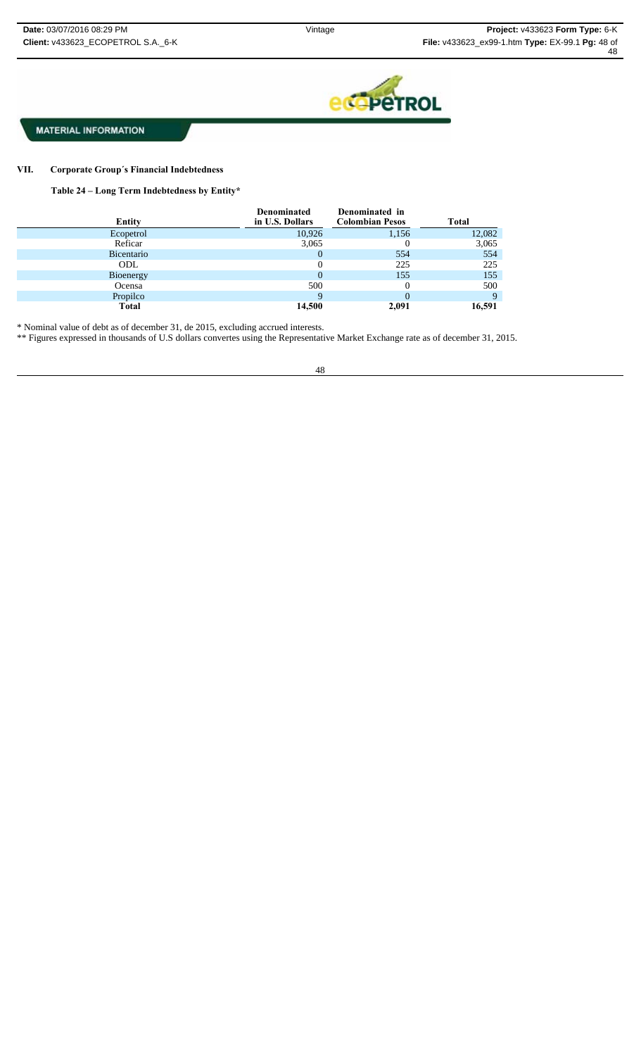**MATERIAL INFORMATION**

## VII. Corporate Group´s Financial Indebtedness

**Table 24 – Long Term Indebtedness by Entity***

| Entity | Denominated in U.S. Dollars | Denominated in Colombian Pesos | Total |
|---|---|---|---|
| Ecopetrol | 10,926 | 1,156 | 12,082 |
| Reficar | 3,065 | 0 | 3,065 |
| Bicentario | 0 | 554 | 554 |
| ODL | 0 | 225 | 225 |
| Bioenergy | 0 | 155 | 155 |
| Ocensa | 500 | 0 | 500 |
| Propilco | 9 | 0 | 9 |
| **Total** | **14,500** | **2,091** | **16,591** |

* Nominal value of debt as of december 31, de 2015, excluding accrued interests.

** Figures expressed in thousands of U.S dollars convertes using the Representative Market Exchange rate as of december 31, 2015.